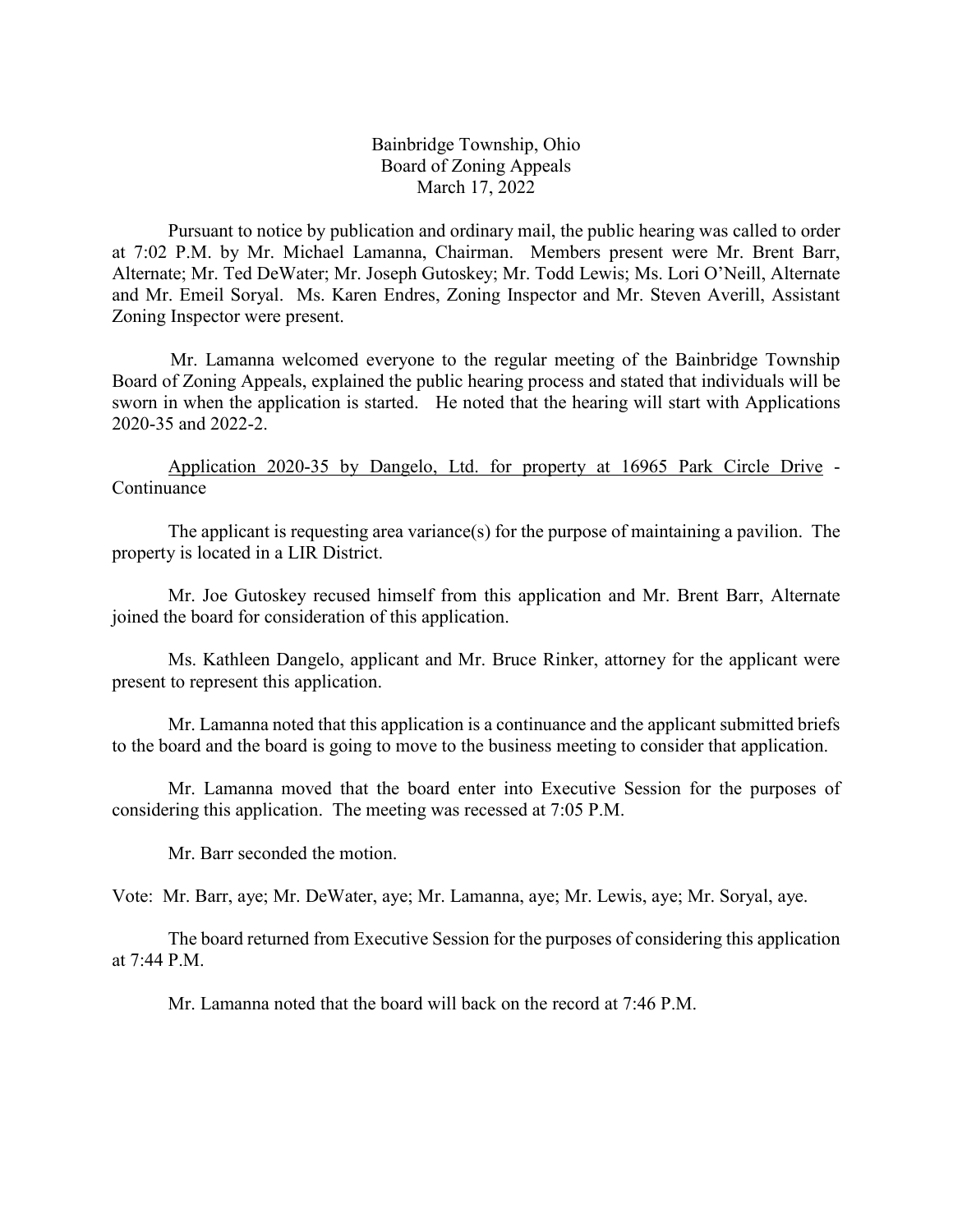Bainbridge Township, Ohio
Board of Zoning Appeals
March 17, 2022

Pursuant to notice by publication and ordinary mail, the public hearing was called to order at 7:02 P.M. by Mr. Michael Lamanna, Chairman. Members present were Mr. Brent Barr, Alternate; Mr. Ted DeWater; Mr. Joseph Gutoskey; Mr. Todd Lewis; Ms. Lori O'Neill, Alternate and Mr. Emeil Soryal. Ms. Karen Endres, Zoning Inspector and Mr. Steven Averill, Assistant Zoning Inspector were present.

Mr. Lamanna welcomed everyone to the regular meeting of the Bainbridge Township Board of Zoning Appeals, explained the public hearing process and stated that individuals will be sworn in when the application is started. He noted that the hearing will start with Applications 2020-35 and 2022-2.

Application 2020-35 by Dangelo, Ltd. for property at 16965 Park Circle Drive - Continuance

The applicant is requesting area variance(s) for the purpose of maintaining a pavilion. The property is located in a LIR District.

Mr. Joe Gutoskey recused himself from this application and Mr. Brent Barr, Alternate joined the board for consideration of this application.

Ms. Kathleen Dangelo, applicant and Mr. Bruce Rinker, attorney for the applicant were present to represent this application.

Mr. Lamanna noted that this application is a continuance and the applicant submitted briefs to the board and the board is going to move to the business meeting to consider that application.

Mr. Lamanna moved that the board enter into Executive Session for the purposes of considering this application. The meeting was recessed at 7:05 P.M.

Mr. Barr seconded the motion.

Vote: Mr. Barr, aye; Mr. DeWater, aye; Mr. Lamanna, aye; Mr. Lewis, aye; Mr. Soryal, aye.

The board returned from Executive Session for the purposes of considering this application at 7:44 P.M.

Mr. Lamanna noted that the board will back on the record at 7:46 P.M.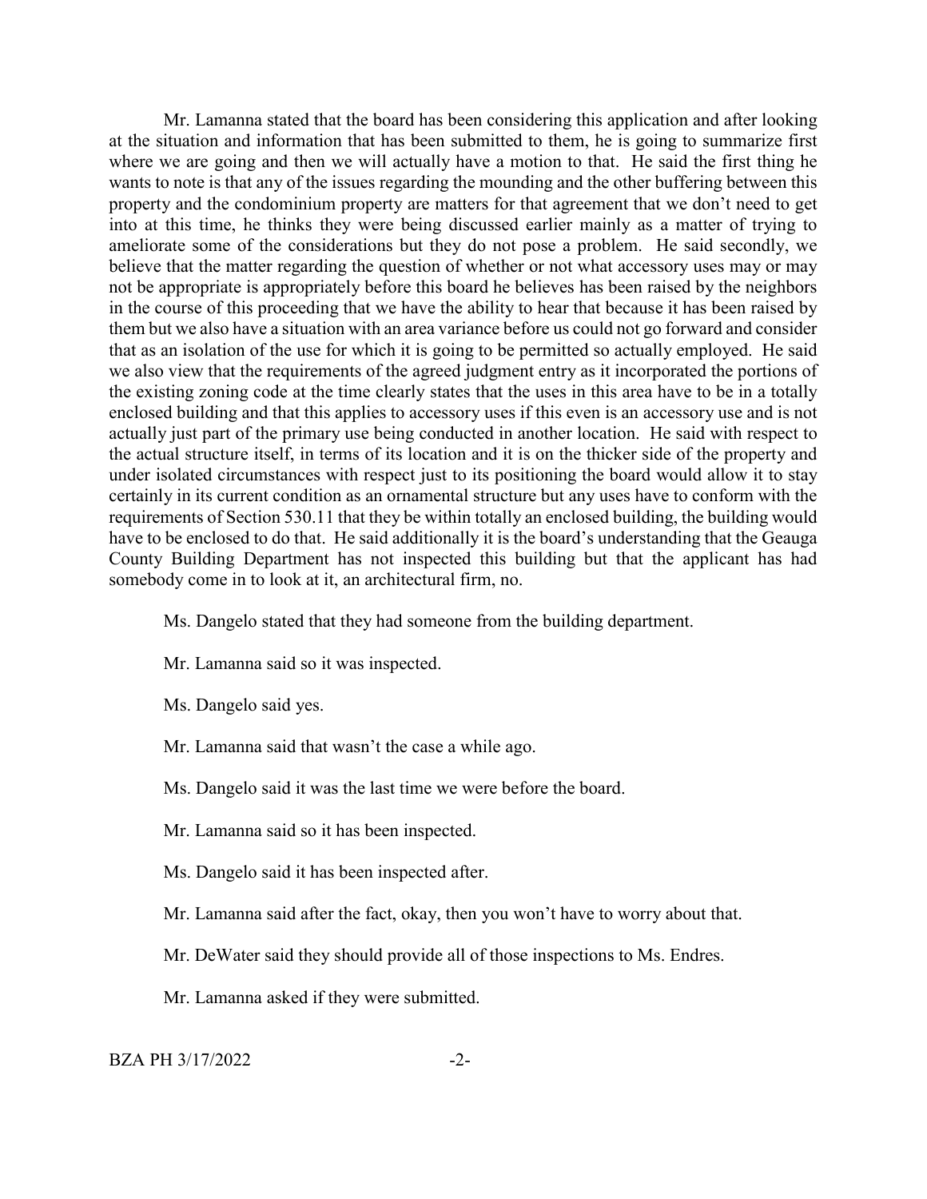Mr. Lamanna stated that the board has been considering this application and after looking at the situation and information that has been submitted to them, he is going to summarize first where we are going and then we will actually have a motion to that. He said the first thing he wants to note is that any of the issues regarding the mounding and the other buffering between this property and the condominium property are matters for that agreement that we don't need to get into at this time, he thinks they were being discussed earlier mainly as a matter of trying to ameliorate some of the considerations but they do not pose a problem. He said secondly, we believe that the matter regarding the question of whether or not what accessory uses may or may not be appropriate is appropriately before this board he believes has been raised by the neighbors in the course of this proceeding that we have the ability to hear that because it has been raised by them but we also have a situation with an area variance before us could not go forward and consider that as an isolation of the use for which it is going to be permitted so actually employed. He said we also view that the requirements of the agreed judgment entry as it incorporated the portions of the existing zoning code at the time clearly states that the uses in this area have to be in a totally enclosed building and that this applies to accessory uses if this even is an accessory use and is not actually just part of the primary use being conducted in another location. He said with respect to the actual structure itself, in terms of its location and it is on the thicker side of the property and under isolated circumstances with respect just to its positioning the board would allow it to stay certainly in its current condition as an ornamental structure but any uses have to conform with the requirements of Section 530.11 that they be within totally an enclosed building, the building would have to be enclosed to do that. He said additionally it is the board's understanding that the Geauga County Building Department has not inspected this building but that the applicant has had somebody come in to look at it, an architectural firm, no.

Ms. Dangelo stated that they had someone from the building department.

Mr. Lamanna said so it was inspected.

Ms. Dangelo said yes.

Mr. Lamanna said that wasn't the case a while ago.

Ms. Dangelo said it was the last time we were before the board.

Mr. Lamanna said so it has been inspected.

Ms. Dangelo said it has been inspected after.

Mr. Lamanna said after the fact, okay, then you won't have to worry about that.

Mr. DeWater said they should provide all of those inspections to Ms. Endres.

Mr. Lamanna asked if they were submitted.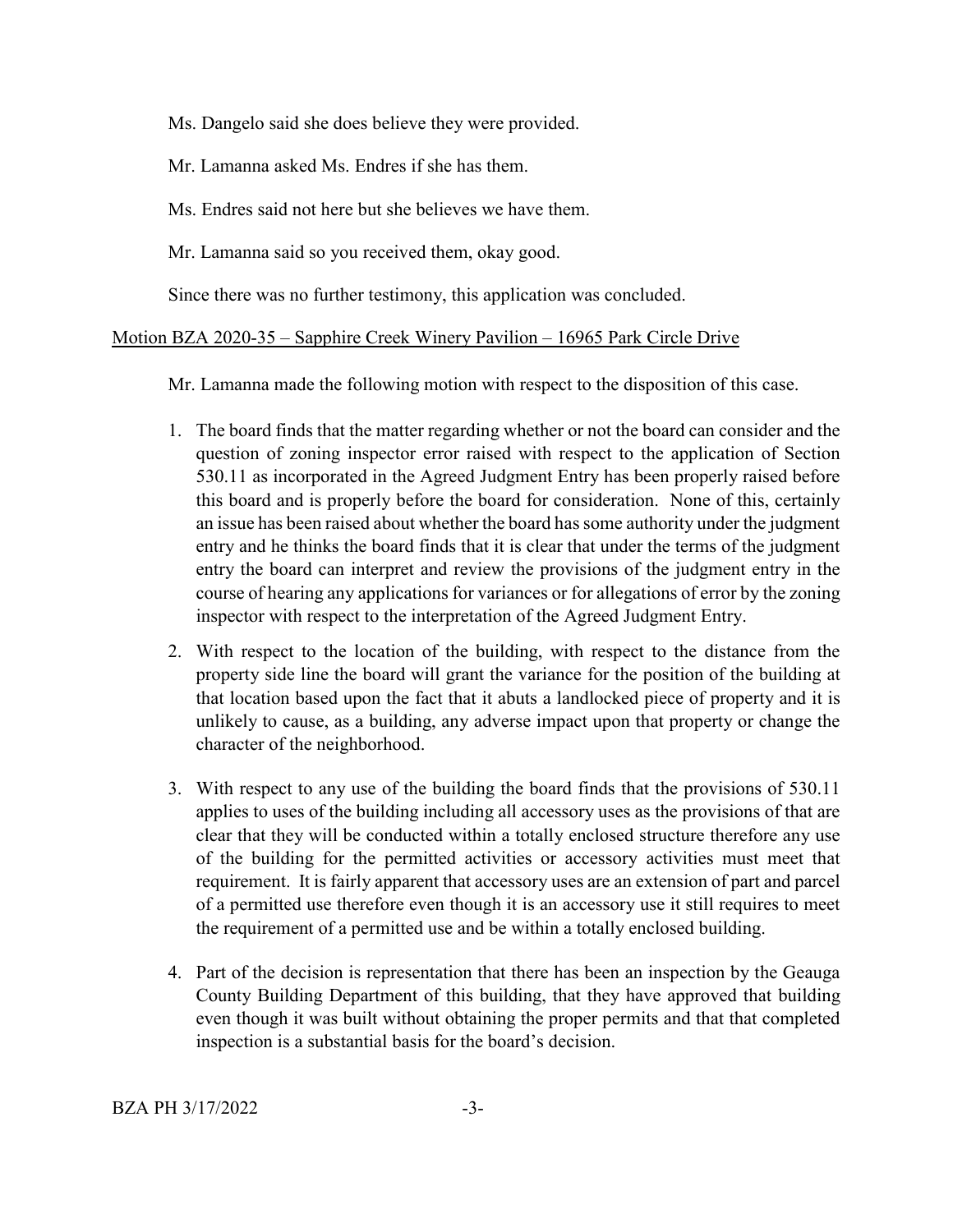Ms. Dangelo said she does believe they were provided.

Mr. Lamanna asked Ms. Endres if she has them.

Ms. Endres said not here but she believes we have them.

Mr. Lamanna said so you received them, okay good.

Since there was no further testimony, this application was concluded.

<u>Motion BZA 2020-35 – Sapphire Creek Winery Pavilion – 16965 Park Circle Drive</u>

Mr. Lamanna made the following motion with respect to the disposition of this case.

1. The board finds that the matter regarding whether or not the board can consider and the question of zoning inspector error raised with respect to the application of Section 530.11 as incorporated in the Agreed Judgment Entry has been properly raised before this board and is properly before the board for consideration. None of this, certainly an issue has been raised about whether the board has some authority under the judgment entry and he thinks the board finds that it is clear that under the terms of the judgment entry the board can interpret and review the provisions of the judgment entry in the course of hearing any applications for variances or for allegations of error by the zoning inspector with respect to the interpretation of the Agreed Judgment Entry.

2. With respect to the location of the building, with respect to the distance from the property side line the board will grant the variance for the position of the building at that location based upon the fact that it abuts a landlocked piece of property and it is unlikely to cause, as a building, any adverse impact upon that property or change the character of the neighborhood.

3. With respect to any use of the building the board finds that the provisions of 530.11 applies to uses of the building including all accessory uses as the provisions of that are clear that they will be conducted within a totally enclosed structure therefore any use of the building for the permitted activities or accessory activities must meet that requirement. It is fairly apparent that accessory uses are an extension of part and parcel of a permitted use therefore even though it is an accessory use it still requires to meet the requirement of a permitted use and be within a totally enclosed building.

4. Part of the decision is representation that there has been an inspection by the Geauga County Building Department of this building, that they have approved that building even though it was built without obtaining the proper permits and that that completed inspection is a substantial basis for the board's decision.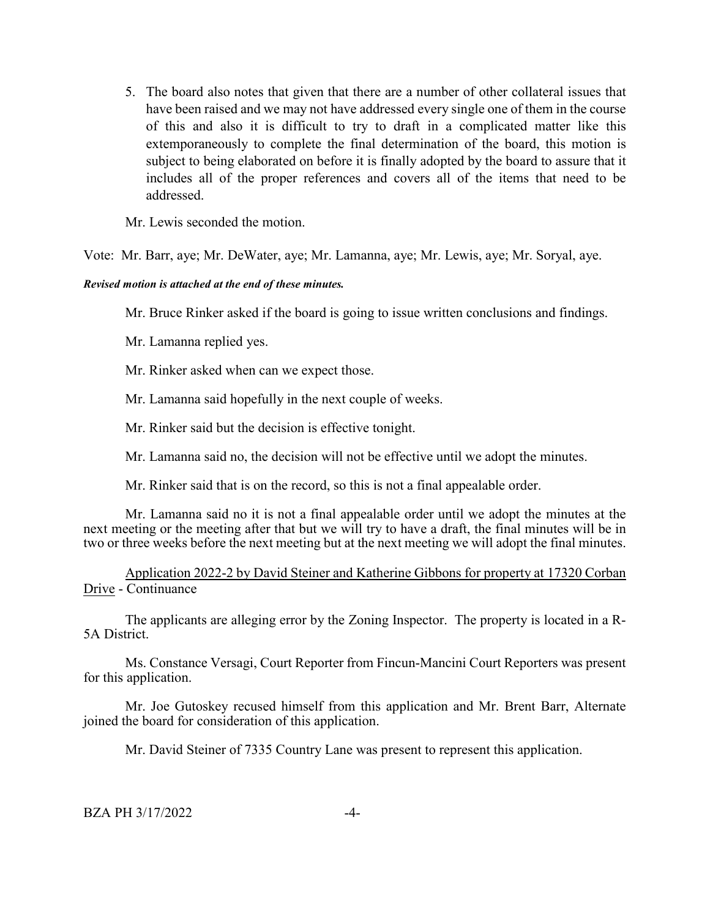5. The board also notes that given that there are a number of other collateral issues that have been raised and we may not have addressed every single one of them in the course of this and also it is difficult to try to draft in a complicated matter like this extemporaneously to complete the final determination of the board, this motion is subject to being elaborated on before it is finally adopted by the board to assure that it includes all of the proper references and covers all of the items that need to be addressed.

Mr. Lewis seconded the motion.

Vote: Mr. Barr, aye; Mr. DeWater, aye; Mr. Lamanna, aye; Mr. Lewis, aye; Mr. Soryal, aye.

***Revised motion is attached at the end of these minutes.***

Mr. Bruce Rinker asked if the board is going to issue written conclusions and findings.

Mr. Lamanna replied yes.

Mr. Rinker asked when can we expect those.

Mr. Lamanna said hopefully in the next couple of weeks.

Mr. Rinker said but the decision is effective tonight.

Mr. Lamanna said no, the decision will not be effective until we adopt the minutes.

Mr. Rinker said that is on the record, so this is not a final appealable order.

Mr. Lamanna said no it is not a final appealable order until we adopt the minutes at the next meeting or the meeting after that but we will try to have a draft, the final minutes will be in two or three weeks before the next meeting but at the next meeting we will adopt the final minutes.

Application 2022-2 by David Steiner and Katherine Gibbons for property at 17320 Corban Drive - Continuance

The applicants are alleging error by the Zoning Inspector. The property is located in a R-5A District.

Ms. Constance Versagi, Court Reporter from Fincun-Mancini Court Reporters was present for this application.

Mr. Joe Gutoskey recused himself from this application and Mr. Brent Barr, Alternate joined the board for consideration of this application.

Mr. David Steiner of 7335 Country Lane was present to represent this application.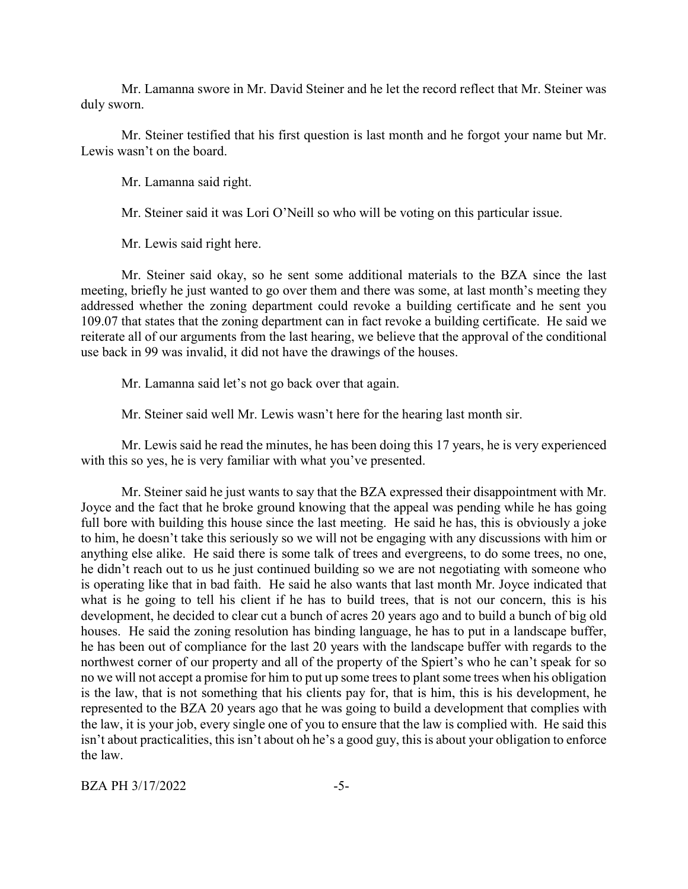Mr. Lamanna swore in Mr. David Steiner and he let the record reflect that Mr. Steiner was duly sworn.

Mr. Steiner testified that his first question is last month and he forgot your name but Mr. Lewis wasn't on the board.

Mr. Lamanna said right.

Mr. Steiner said it was Lori O'Neill so who will be voting on this particular issue.

Mr. Lewis said right here.

Mr. Steiner said okay, so he sent some additional materials to the BZA since the last meeting, briefly he just wanted to go over them and there was some, at last month's meeting they addressed whether the zoning department could revoke a building certificate and he sent you 109.07 that states that the zoning department can in fact revoke a building certificate. He said we reiterate all of our arguments from the last hearing, we believe that the approval of the conditional use back in 99 was invalid, it did not have the drawings of the houses.

Mr. Lamanna said let's not go back over that again.

Mr. Steiner said well Mr. Lewis wasn't here for the hearing last month sir.

Mr. Lewis said he read the minutes, he has been doing this 17 years, he is very experienced with this so yes, he is very familiar with what you've presented.

Mr. Steiner said he just wants to say that the BZA expressed their disappointment with Mr. Joyce and the fact that he broke ground knowing that the appeal was pending while he has going full bore with building this house since the last meeting. He said he has, this is obviously a joke to him, he doesn't take this seriously so we will not be engaging with any discussions with him or anything else alike. He said there is some talk of trees and evergreens, to do some trees, no one, he didn't reach out to us he just continued building so we are not negotiating with someone who is operating like that in bad faith. He said he also wants that last month Mr. Joyce indicated that what is he going to tell his client if he has to build trees, that is not our concern, this is his development, he decided to clear cut a bunch of acres 20 years ago and to build a bunch of big old houses. He said the zoning resolution has binding language, he has to put in a landscape buffer, he has been out of compliance for the last 20 years with the landscape buffer with regards to the northwest corner of our property and all of the property of the Spiert's who he can't speak for so no we will not accept a promise for him to put up some trees to plant some trees when his obligation is the law, that is not something that his clients pay for, that is him, this is his development, he represented to the BZA 20 years ago that he was going to build a development that complies with the law, it is your job, every single one of you to ensure that the law is complied with. He said this isn't about practicalities, this isn't about oh he's a good guy, this is about your obligation to enforce the law.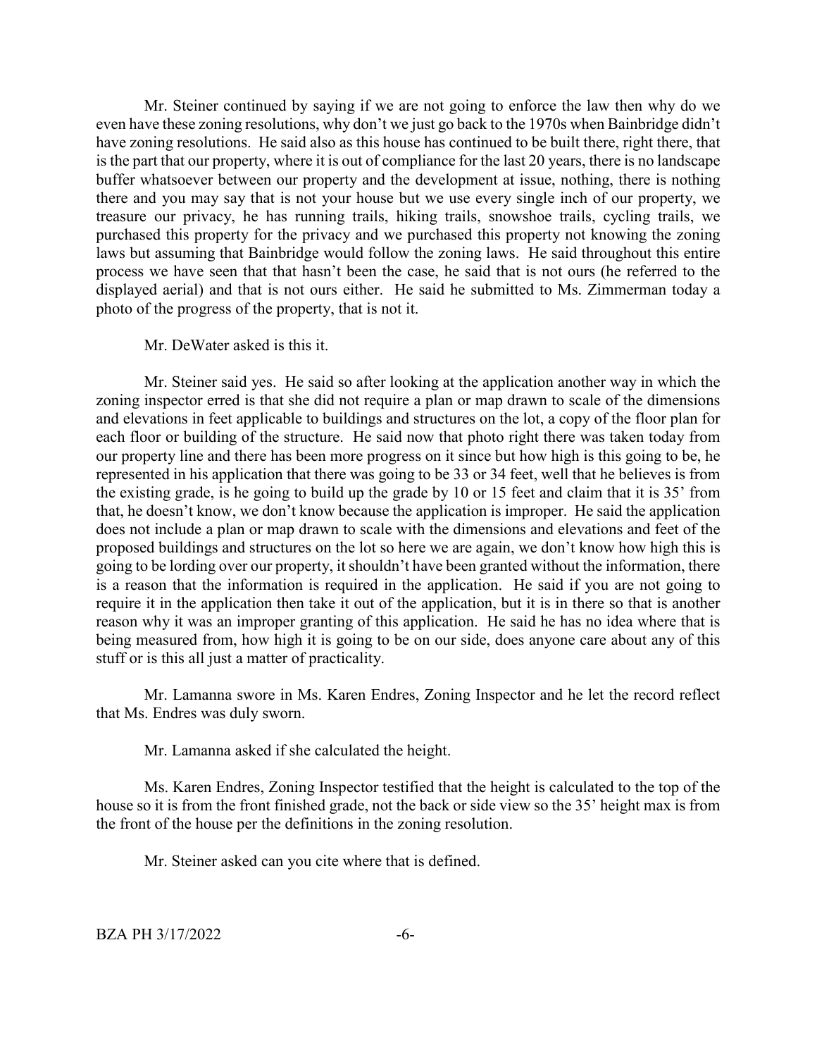Mr. Steiner continued by saying if we are not going to enforce the law then why do we even have these zoning resolutions, why don't we just go back to the 1970s when Bainbridge didn't have zoning resolutions. He said also as this house has continued to be built there, right there, that is the part that our property, where it is out of compliance for the last 20 years, there is no landscape buffer whatsoever between our property and the development at issue, nothing, there is nothing there and you may say that is not your house but we use every single inch of our property, we treasure our privacy, he has running trails, hiking trails, snowshoe trails, cycling trails, we purchased this property for the privacy and we purchased this property not knowing the zoning laws but assuming that Bainbridge would follow the zoning laws. He said throughout this entire process we have seen that that hasn't been the case, he said that is not ours (he referred to the displayed aerial) and that is not ours either. He said he submitted to Ms. Zimmerman today a photo of the progress of the property, that is not it.

Mr. DeWater asked is this it.

Mr. Steiner said yes. He said so after looking at the application another way in which the zoning inspector erred is that she did not require a plan or map drawn to scale of the dimensions and elevations in feet applicable to buildings and structures on the lot, a copy of the floor plan for each floor or building of the structure. He said now that photo right there was taken today from our property line and there has been more progress on it since but how high is this going to be, he represented in his application that there was going to be 33 or 34 feet, well that he believes is from the existing grade, is he going to build up the grade by 10 or 15 feet and claim that it is 35' from that, he doesn't know, we don't know because the application is improper. He said the application does not include a plan or map drawn to scale with the dimensions and elevations and feet of the proposed buildings and structures on the lot so here we are again, we don't know how high this is going to be lording over our property, it shouldn't have been granted without the information, there is a reason that the information is required in the application. He said if you are not going to require it in the application then take it out of the application, but it is in there so that is another reason why it was an improper granting of this application. He said he has no idea where that is being measured from, how high it is going to be on our side, does anyone care about any of this stuff or is this all just a matter of practicality.

Mr. Lamanna swore in Ms. Karen Endres, Zoning Inspector and he let the record reflect that Ms. Endres was duly sworn.

Mr. Lamanna asked if she calculated the height.

Ms. Karen Endres, Zoning Inspector testified that the height is calculated to the top of the house so it is from the front finished grade, not the back or side view so the 35' height max is from the front of the house per the definitions in the zoning resolution.

Mr. Steiner asked can you cite where that is defined.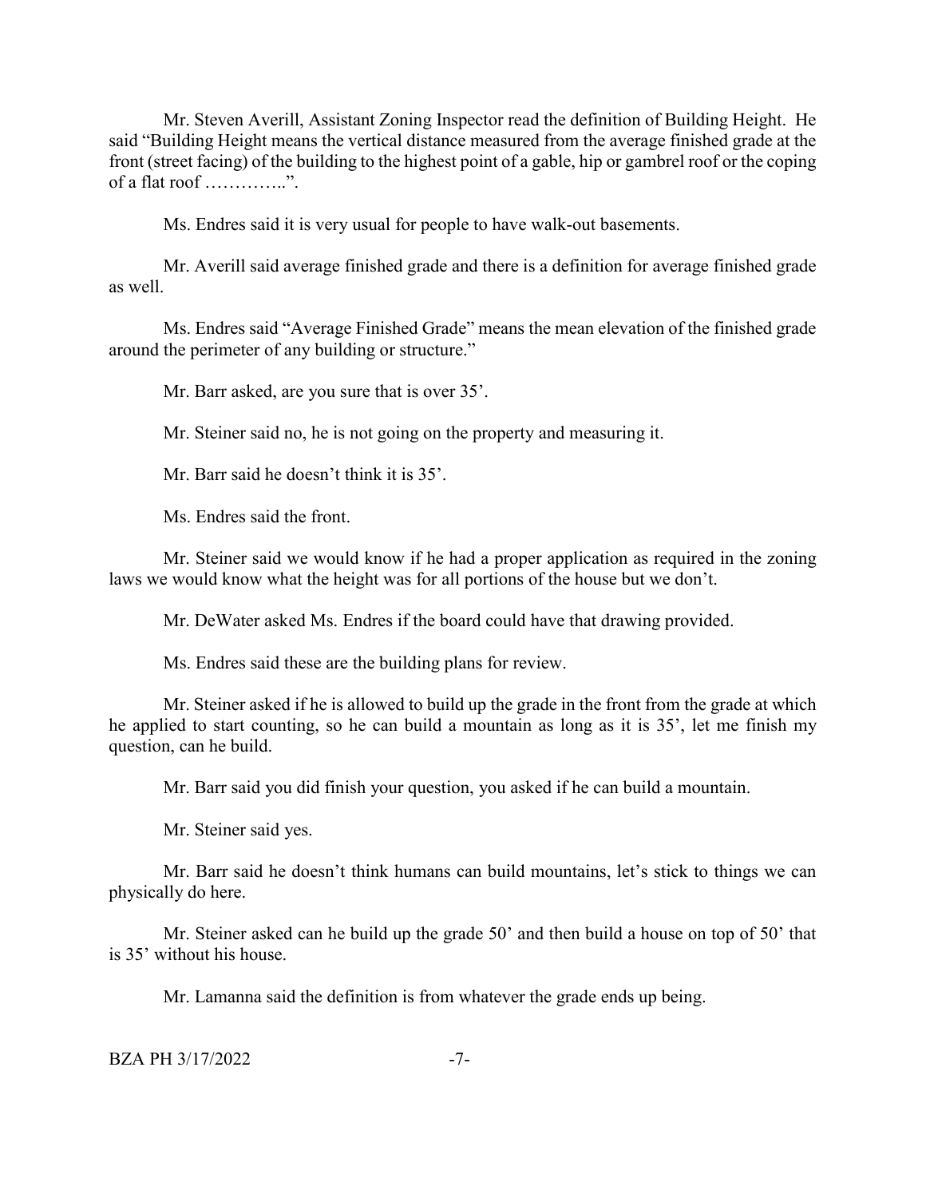Mr. Steven Averill, Assistant Zoning Inspector read the definition of Building Height. He said "Building Height means the vertical distance measured from the average finished grade at the front (street facing) of the building to the highest point of a gable, hip or gambrel roof or the coping of a flat roof …………..".

Ms. Endres said it is very usual for people to have walk-out basements.

Mr. Averill said average finished grade and there is a definition for average finished grade as well.

Ms. Endres said "Average Finished Grade" means the mean elevation of the finished grade around the perimeter of any building or structure."

Mr. Barr asked, are you sure that is over 35'.

Mr. Steiner said no, he is not going on the property and measuring it.

Mr. Barr said he doesn't think it is 35'.

Ms. Endres said the front.

Mr. Steiner said we would know if he had a proper application as required in the zoning laws we would know what the height was for all portions of the house but we don't.

Mr. DeWater asked Ms. Endres if the board could have that drawing provided.

Ms. Endres said these are the building plans for review.

Mr. Steiner asked if he is allowed to build up the grade in the front from the grade at which he applied to start counting, so he can build a mountain as long as it is 35', let me finish my question, can he build.

Mr. Barr said you did finish your question, you asked if he can build a mountain.

Mr. Steiner said yes.

Mr. Barr said he doesn't think humans can build mountains, let's stick to things we can physically do here.

Mr. Steiner asked can he build up the grade 50' and then build a house on top of 50' that is 35' without his house.

Mr. Lamanna said the definition is from whatever the grade ends up being.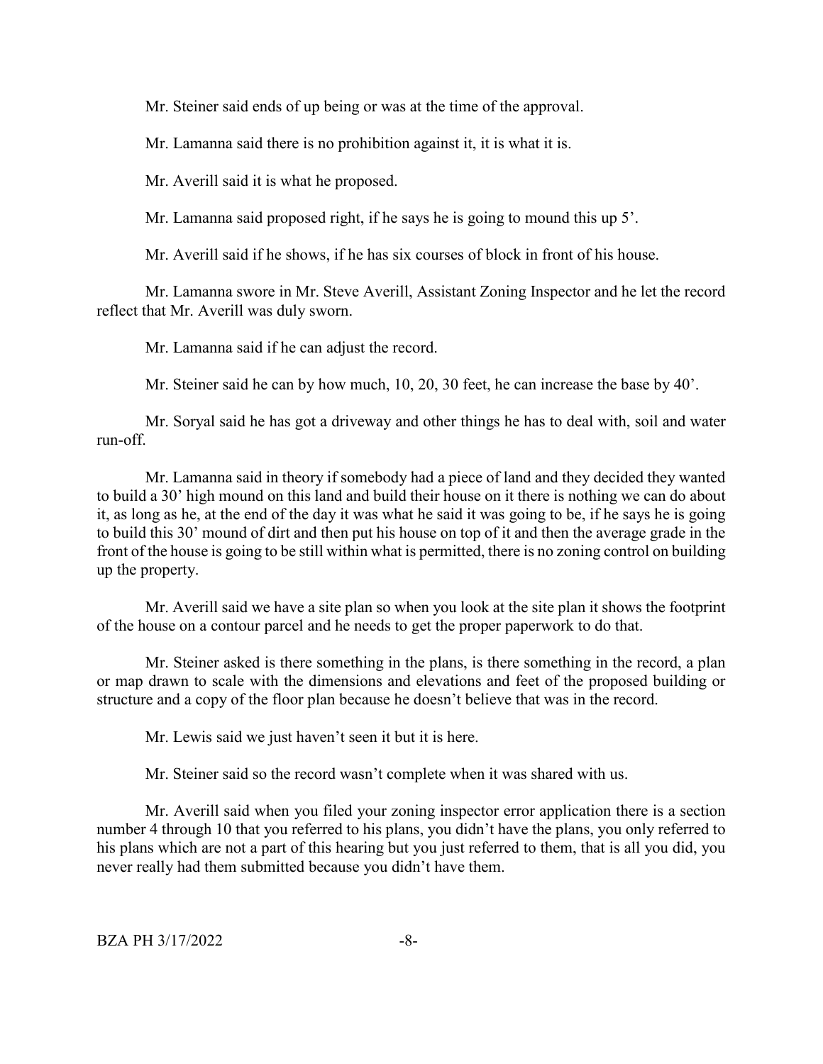Mr. Steiner said ends of up being or was at the time of the approval.

Mr. Lamanna said there is no prohibition against it, it is what it is.

Mr. Averill said it is what he proposed.

Mr. Lamanna said proposed right, if he says he is going to mound this up 5'.

Mr. Averill said if he shows, if he has six courses of block in front of his house.

Mr. Lamanna swore in Mr. Steve Averill, Assistant Zoning Inspector and he let the record reflect that Mr. Averill was duly sworn.

Mr. Lamanna said if he can adjust the record.

Mr. Steiner said he can by how much, 10, 20, 30 feet, he can increase the base by 40'.

Mr. Soryal said he has got a driveway and other things he has to deal with, soil and water run-off.

Mr. Lamanna said in theory if somebody had a piece of land and they decided they wanted to build a 30' high mound on this land and build their house on it there is nothing we can do about it, as long as he, at the end of the day it was what he said it was going to be, if he says he is going to build this 30' mound of dirt and then put his house on top of it and then the average grade in the front of the house is going to be still within what is permitted, there is no zoning control on building up the property.

Mr. Averill said we have a site plan so when you look at the site plan it shows the footprint of the house on a contour parcel and he needs to get the proper paperwork to do that.

Mr. Steiner asked is there something in the plans, is there something in the record, a plan or map drawn to scale with the dimensions and elevations and feet of the proposed building or structure and a copy of the floor plan because he doesn't believe that was in the record.

Mr. Lewis said we just haven't seen it but it is here.

Mr. Steiner said so the record wasn't complete when it was shared with us.

Mr. Averill said when you filed your zoning inspector error application there is a section number 4 through 10 that you referred to his plans, you didn't have the plans, you only referred to his plans which are not a part of this hearing but you just referred to them, that is all you did, you never really had them submitted because you didn't have them.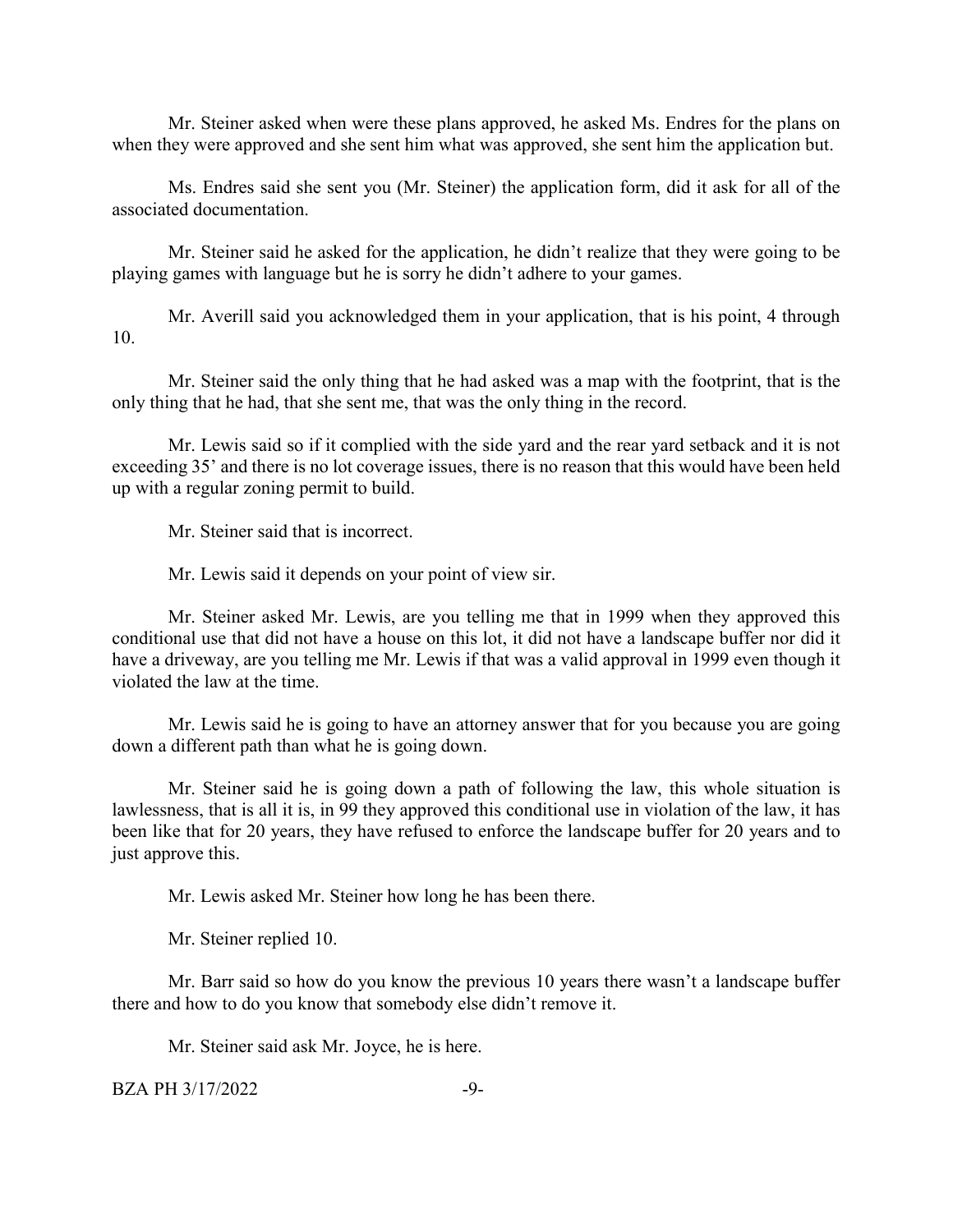Mr. Steiner asked when were these plans approved, he asked Ms. Endres for the plans on when they were approved and she sent him what was approved, she sent him the application but.

Ms. Endres said she sent you (Mr. Steiner) the application form, did it ask for all of the associated documentation.

Mr. Steiner said he asked for the application, he didn't realize that they were going to be playing games with language but he is sorry he didn't adhere to your games.

Mr. Averill said you acknowledged them in your application, that is his point, 4 through 10.

Mr. Steiner said the only thing that he had asked was a map with the footprint, that is the only thing that he had, that she sent me, that was the only thing in the record.

Mr. Lewis said so if it complied with the side yard and the rear yard setback and it is not exceeding 35' and there is no lot coverage issues, there is no reason that this would have been held up with a regular zoning permit to build.

Mr. Steiner said that is incorrect.

Mr. Lewis said it depends on your point of view sir.

Mr. Steiner asked Mr. Lewis, are you telling me that in 1999 when they approved this conditional use that did not have a house on this lot, it did not have a landscape buffer nor did it have a driveway, are you telling me Mr. Lewis if that was a valid approval in 1999 even though it violated the law at the time.

Mr. Lewis said he is going to have an attorney answer that for you because you are going down a different path than what he is going down.

Mr. Steiner said he is going down a path of following the law, this whole situation is lawlessness, that is all it is, in 99 they approved this conditional use in violation of the law, it has been like that for 20 years, they have refused to enforce the landscape buffer for 20 years and to just approve this.

Mr. Lewis asked Mr. Steiner how long he has been there.

Mr. Steiner replied 10.

Mr. Barr said so how do you know the previous 10 years there wasn't a landscape buffer there and how to do you know that somebody else didn't remove it.

Mr. Steiner said ask Mr. Joyce, he is here.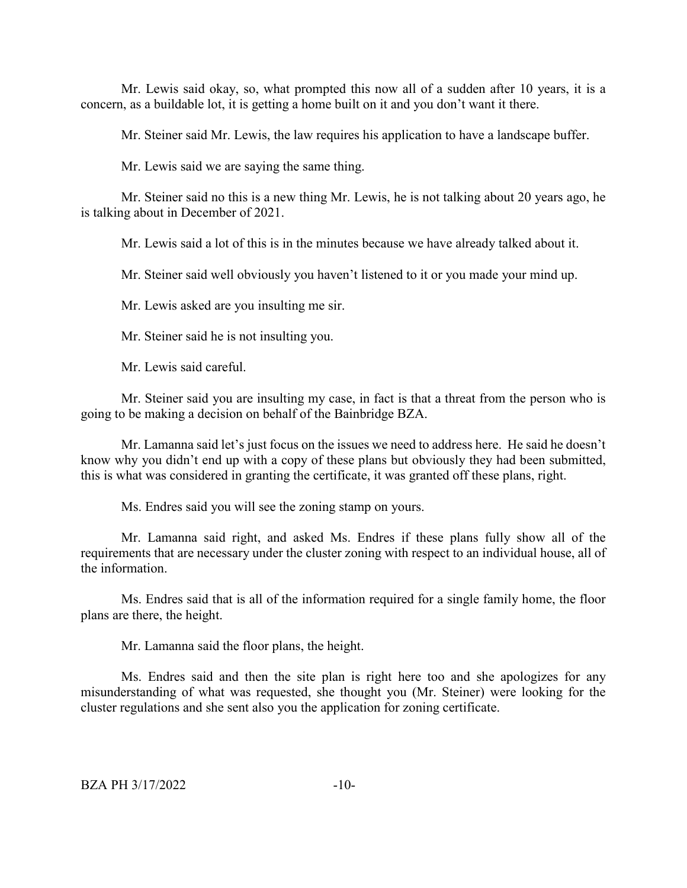Mr. Lewis said okay, so, what prompted this now all of a sudden after 10 years, it is a concern, as a buildable lot, it is getting a home built on it and you don't want it there.

Mr. Steiner said Mr. Lewis, the law requires his application to have a landscape buffer.

Mr. Lewis said we are saying the same thing.

Mr. Steiner said no this is a new thing Mr. Lewis, he is not talking about 20 years ago, he is talking about in December of 2021.

Mr. Lewis said a lot of this is in the minutes because we have already talked about it.

Mr. Steiner said well obviously you haven't listened to it or you made your mind up.

Mr. Lewis asked are you insulting me sir.

Mr. Steiner said he is not insulting you.

Mr. Lewis said careful.

Mr. Steiner said you are insulting my case, in fact is that a threat from the person who is going to be making a decision on behalf of the Bainbridge BZA.

Mr. Lamanna said let's just focus on the issues we need to address here. He said he doesn't know why you didn't end up with a copy of these plans but obviously they had been submitted, this is what was considered in granting the certificate, it was granted off these plans, right.

Ms. Endres said you will see the zoning stamp on yours.

Mr. Lamanna said right, and asked Ms. Endres if these plans fully show all of the requirements that are necessary under the cluster zoning with respect to an individual house, all of the information.

Ms. Endres said that is all of the information required for a single family home, the floor plans are there, the height.

Mr. Lamanna said the floor plans, the height.

Ms. Endres said and then the site plan is right here too and she apologizes for any misunderstanding of what was requested, she thought you (Mr. Steiner) were looking for the cluster regulations and she sent also you the application for zoning certificate.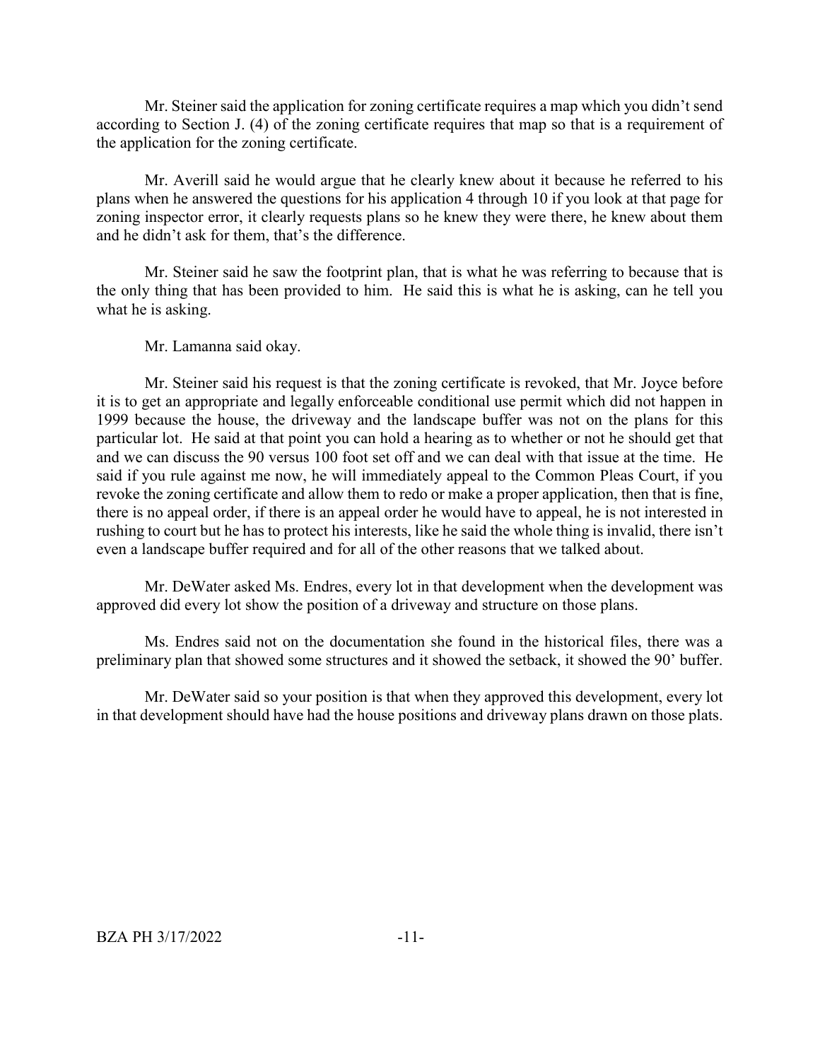Mr. Steiner said the application for zoning certificate requires a map which you didn't send according to Section J. (4) of the zoning certificate requires that map so that is a requirement of the application for the zoning certificate.

Mr. Averill said he would argue that he clearly knew about it because he referred to his plans when he answered the questions for his application 4 through 10 if you look at that page for zoning inspector error, it clearly requests plans so he knew they were there, he knew about them and he didn't ask for them, that's the difference.

Mr. Steiner said he saw the footprint plan, that is what he was referring to because that is the only thing that has been provided to him. He said this is what he is asking, can he tell you what he is asking.

Mr. Lamanna said okay.

Mr. Steiner said his request is that the zoning certificate is revoked, that Mr. Joyce before it is to get an appropriate and legally enforceable conditional use permit which did not happen in 1999 because the house, the driveway and the landscape buffer was not on the plans for this particular lot. He said at that point you can hold a hearing as to whether or not he should get that and we can discuss the 90 versus 100 foot set off and we can deal with that issue at the time. He said if you rule against me now, he will immediately appeal to the Common Pleas Court, if you revoke the zoning certificate and allow them to redo or make a proper application, then that is fine, there is no appeal order, if there is an appeal order he would have to appeal, he is not interested in rushing to court but he has to protect his interests, like he said the whole thing is invalid, there isn't even a landscape buffer required and for all of the other reasons that we talked about.

Mr. DeWater asked Ms. Endres, every lot in that development when the development was approved did every lot show the position of a driveway and structure on those plans.

Ms. Endres said not on the documentation she found in the historical files, there was a preliminary plan that showed some structures and it showed the setback, it showed the 90' buffer.

Mr. DeWater said so your position is that when they approved this development, every lot in that development should have had the house positions and driveway plans drawn on those plats.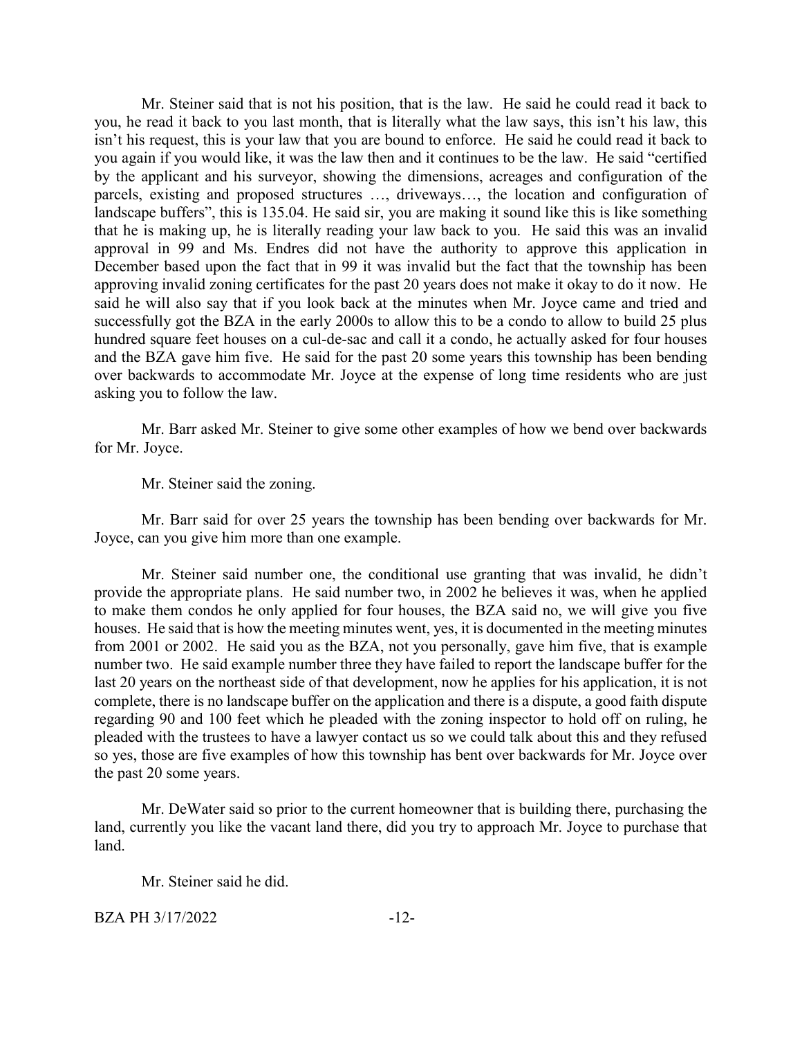Mr. Steiner said that is not his position, that is the law. He said he could read it back to you, he read it back to you last month, that is literally what the law says, this isn't his law, this isn't his request, this is your law that you are bound to enforce. He said he could read it back to you again if you would like, it was the law then and it continues to be the law. He said "certified by the applicant and his surveyor, showing the dimensions, acreages and configuration of the parcels, existing and proposed structures …, driveways…, the location and configuration of landscape buffers", this is 135.04. He said sir, you are making it sound like this is like something that he is making up, he is literally reading your law back to you. He said this was an invalid approval in 99 and Ms. Endres did not have the authority to approve this application in December based upon the fact that in 99 it was invalid but the fact that the township has been approving invalid zoning certificates for the past 20 years does not make it okay to do it now. He said he will also say that if you look back at the minutes when Mr. Joyce came and tried and successfully got the BZA in the early 2000s to allow this to be a condo to allow to build 25 plus hundred square feet houses on a cul-de-sac and call it a condo, he actually asked for four houses and the BZA gave him five. He said for the past 20 some years this township has been bending over backwards to accommodate Mr. Joyce at the expense of long time residents who are just asking you to follow the law.

Mr. Barr asked Mr. Steiner to give some other examples of how we bend over backwards for Mr. Joyce.

Mr. Steiner said the zoning.

Mr. Barr said for over 25 years the township has been bending over backwards for Mr. Joyce, can you give him more than one example.

Mr. Steiner said number one, the conditional use granting that was invalid, he didn't provide the appropriate plans. He said number two, in 2002 he believes it was, when he applied to make them condos he only applied for four houses, the BZA said no, we will give you five houses. He said that is how the meeting minutes went, yes, it is documented in the meeting minutes from 2001 or 2002. He said you as the BZA, not you personally, gave him five, that is example number two. He said example number three they have failed to report the landscape buffer for the last 20 years on the northeast side of that development, now he applies for his application, it is not complete, there is no landscape buffer on the application and there is a dispute, a good faith dispute regarding 90 and 100 feet which he pleaded with the zoning inspector to hold off on ruling, he pleaded with the trustees to have a lawyer contact us so we could talk about this and they refused so yes, those are five examples of how this township has bent over backwards for Mr. Joyce over the past 20 some years.

Mr. DeWater said so prior to the current homeowner that is building there, purchasing the land, currently you like the vacant land there, did you try to approach Mr. Joyce to purchase that land.

Mr. Steiner said he did.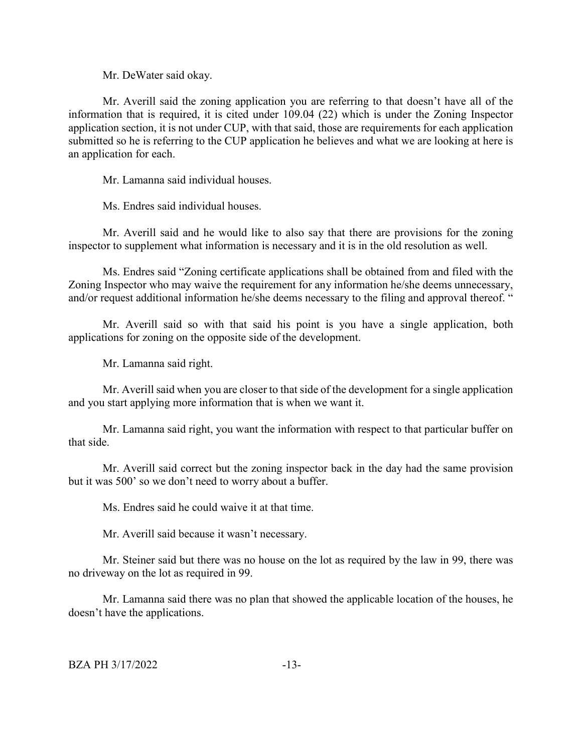Mr. DeWater said okay.

Mr. Averill said the zoning application you are referring to that doesn't have all of the information that is required, it is cited under 109.04 (22) which is under the Zoning Inspector application section, it is not under CUP, with that said, those are requirements for each application submitted so he is referring to the CUP application he believes and what we are looking at here is an application for each.

Mr. Lamanna said individual houses.

Ms. Endres said individual houses.

Mr. Averill said and he would like to also say that there are provisions for the zoning inspector to supplement what information is necessary and it is in the old resolution as well.

Ms. Endres said "Zoning certificate applications shall be obtained from and filed with the Zoning Inspector who may waive the requirement for any information he/she deems unnecessary, and/or request additional information he/she deems necessary to the filing and approval thereof. "

Mr. Averill said so with that said his point is you have a single application, both applications for zoning on the opposite side of the development.

Mr. Lamanna said right.

Mr. Averill said when you are closer to that side of the development for a single application and you start applying more information that is when we want it.

Mr. Lamanna said right, you want the information with respect to that particular buffer on that side.

Mr. Averill said correct but the zoning inspector back in the day had the same provision but it was 500' so we don't need to worry about a buffer.

Ms. Endres said he could waive it at that time.

Mr. Averill said because it wasn't necessary.

Mr. Steiner said but there was no house on the lot as required by the law in 99, there was no driveway on the lot as required in 99.

Mr. Lamanna said there was no plan that showed the applicable location of the houses, he doesn't have the applications.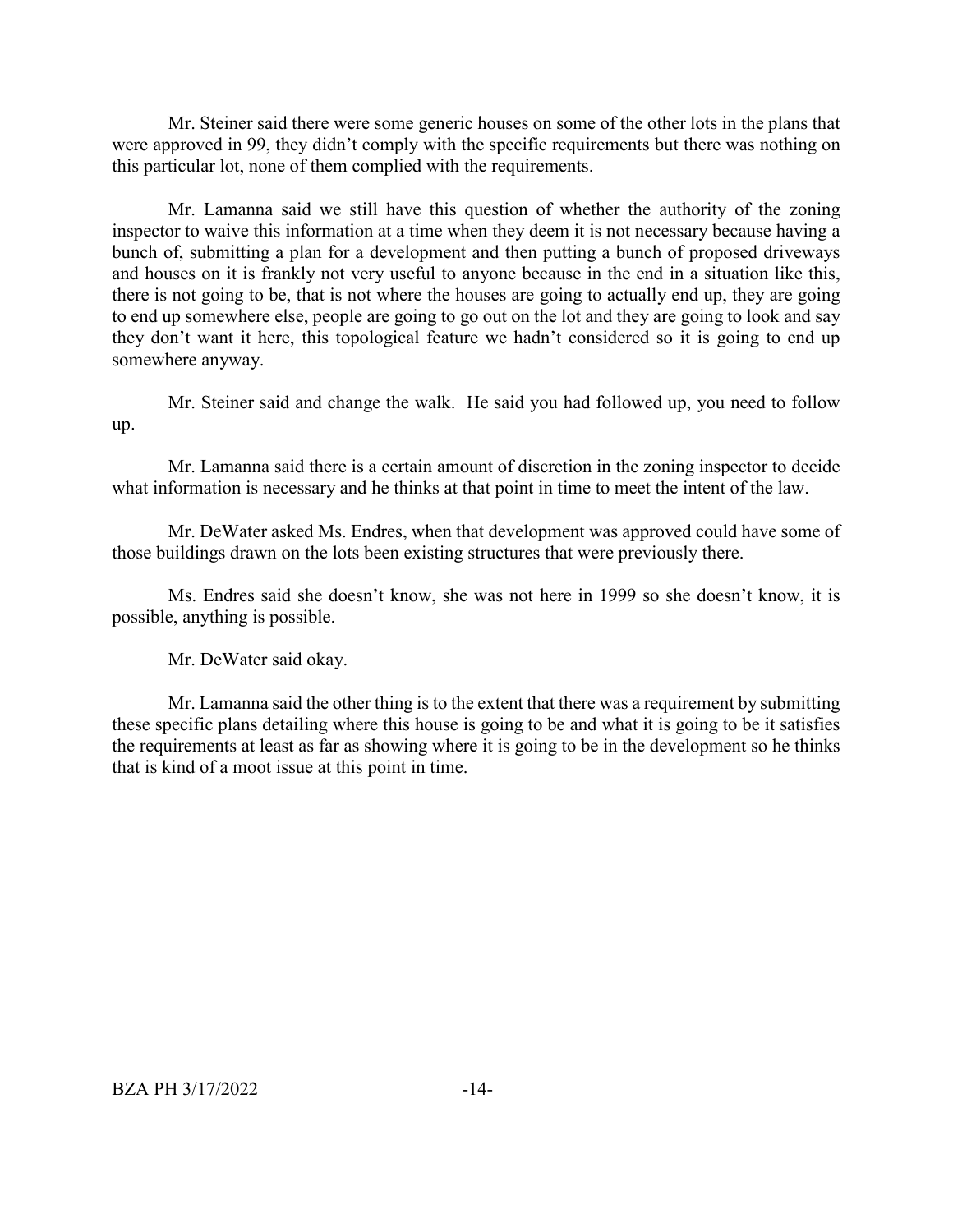Mr. Steiner said there were some generic houses on some of the other lots in the plans that were approved in 99, they didn't comply with the specific requirements but there was nothing on this particular lot, none of them complied with the requirements.

Mr. Lamanna said we still have this question of whether the authority of the zoning inspector to waive this information at a time when they deem it is not necessary because having a bunch of, submitting a plan for a development and then putting a bunch of proposed driveways and houses on it is frankly not very useful to anyone because in the end in a situation like this, there is not going to be, that is not where the houses are going to actually end up, they are going to end up somewhere else, people are going to go out on the lot and they are going to look and say they don't want it here, this topological feature we hadn't considered so it is going to end up somewhere anyway.

Mr. Steiner said and change the walk. He said you had followed up, you need to follow up.

Mr. Lamanna said there is a certain amount of discretion in the zoning inspector to decide what information is necessary and he thinks at that point in time to meet the intent of the law.

Mr. DeWater asked Ms. Endres, when that development was approved could have some of those buildings drawn on the lots been existing structures that were previously there.

Ms. Endres said she doesn't know, she was not here in 1999 so she doesn't know, it is possible, anything is possible.

Mr. DeWater said okay.

Mr. Lamanna said the other thing is to the extent that there was a requirement by submitting these specific plans detailing where this house is going to be and what it is going to be it satisfies the requirements at least as far as showing where it is going to be in the development so he thinks that is kind of a moot issue at this point in time.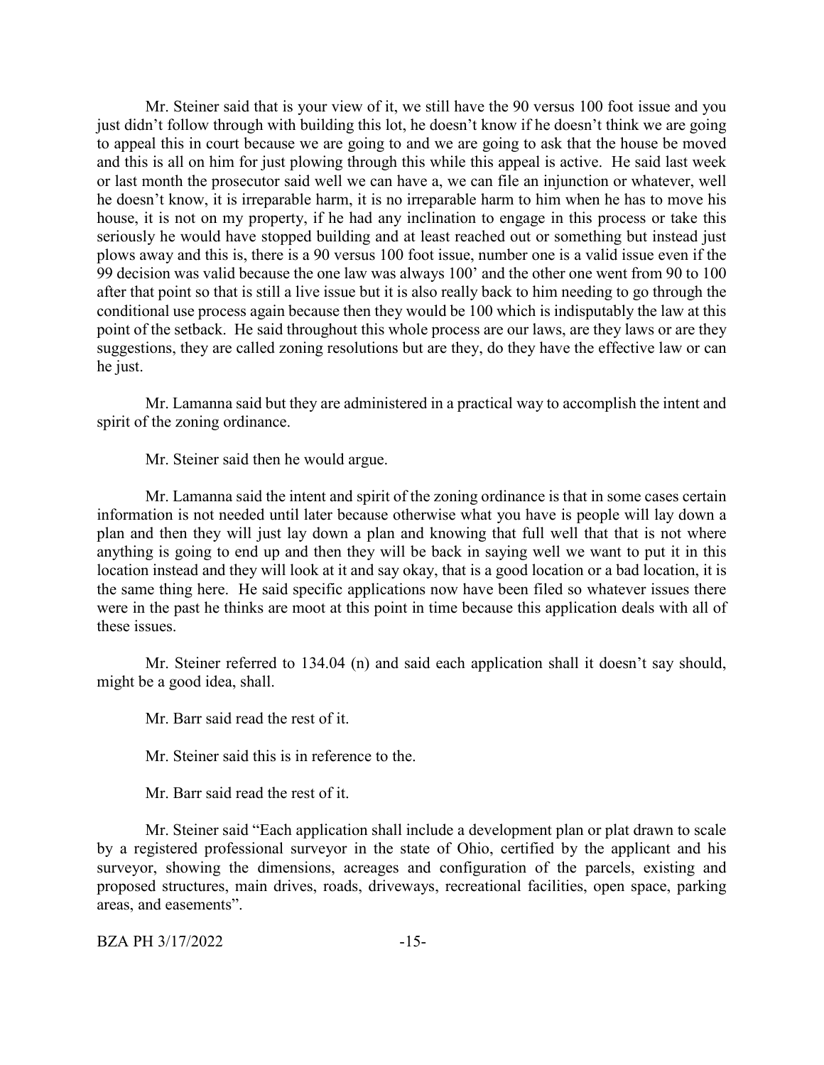Mr. Steiner said that is your view of it, we still have the 90 versus 100 foot issue and you just didn't follow through with building this lot, he doesn't know if he doesn't think we are going to appeal this in court because we are going to and we are going to ask that the house be moved and this is all on him for just plowing through this while this appeal is active. He said last week or last month the prosecutor said well we can have a, we can file an injunction or whatever, well he doesn't know, it is irreparable harm, it is no irreparable harm to him when he has to move his house, it is not on my property, if he had any inclination to engage in this process or take this seriously he would have stopped building and at least reached out or something but instead just plows away and this is, there is a 90 versus 100 foot issue, number one is a valid issue even if the 99 decision was valid because the one law was always 100' and the other one went from 90 to 100 after that point so that is still a live issue but it is also really back to him needing to go through the conditional use process again because then they would be 100 which is indisputably the law at this point of the setback. He said throughout this whole process are our laws, are they laws or are they suggestions, they are called zoning resolutions but are they, do they have the effective law or can he just.

Mr. Lamanna said but they are administered in a practical way to accomplish the intent and spirit of the zoning ordinance.

Mr. Steiner said then he would argue.

Mr. Lamanna said the intent and spirit of the zoning ordinance is that in some cases certain information is not needed until later because otherwise what you have is people will lay down a plan and then they will just lay down a plan and knowing that full well that that is not where anything is going to end up and then they will be back in saying well we want to put it in this location instead and they will look at it and say okay, that is a good location or a bad location, it is the same thing here. He said specific applications now have been filed so whatever issues there were in the past he thinks are moot at this point in time because this application deals with all of these issues.

Mr. Steiner referred to 134.04 (n) and said each application shall it doesn't say should, might be a good idea, shall.

Mr. Barr said read the rest of it.

Mr. Steiner said this is in reference to the.

Mr. Barr said read the rest of it.

Mr. Steiner said "Each application shall include a development plan or plat drawn to scale by a registered professional surveyor in the state of Ohio, certified by the applicant and his surveyor, showing the dimensions, acreages and configuration of the parcels, existing and proposed structures, main drives, roads, driveways, recreational facilities, open space, parking areas, and easements".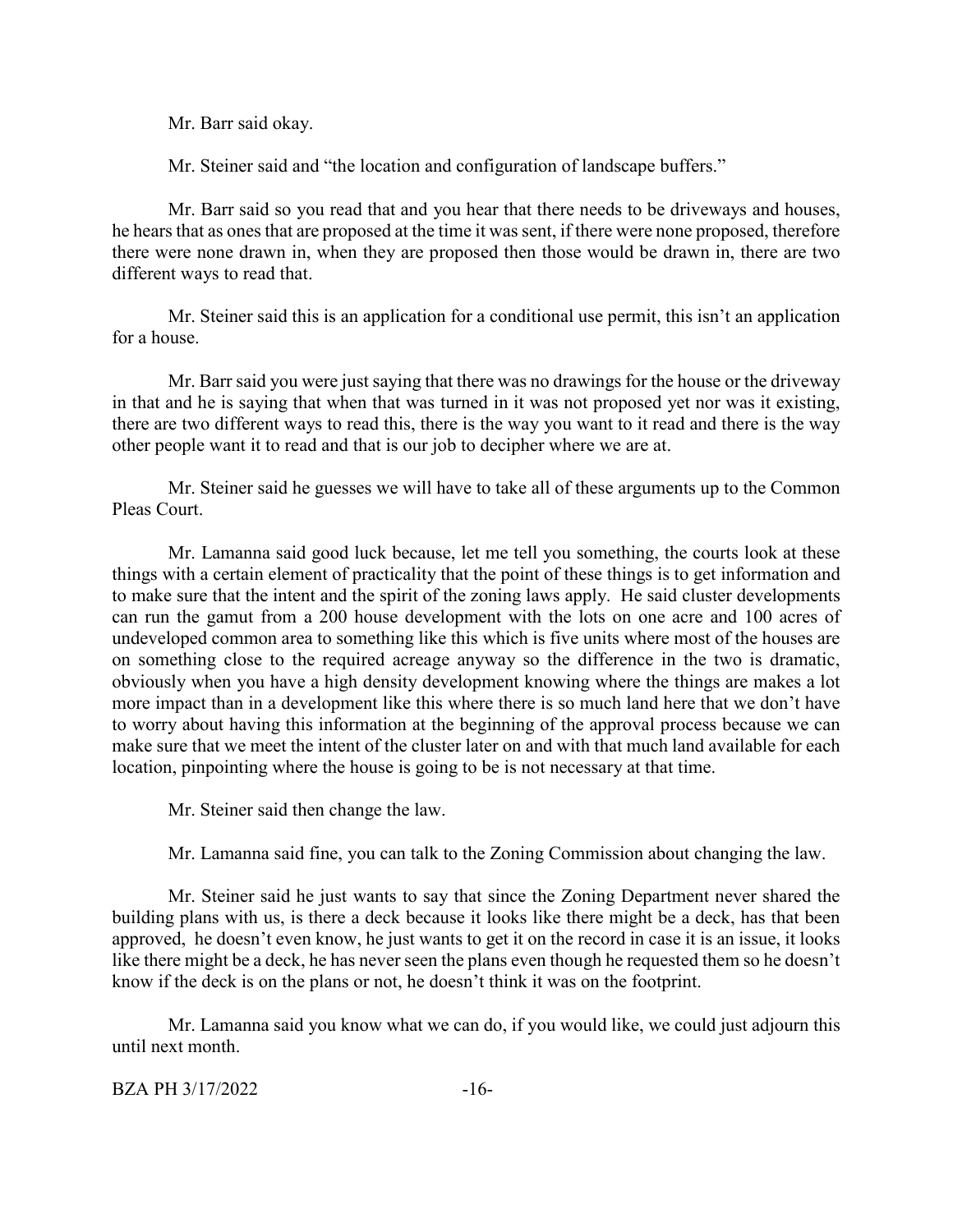Mr. Barr said okay.

Mr. Steiner said and "the location and configuration of landscape buffers."

Mr. Barr said so you read that and you hear that there needs to be driveways and houses, he hears that as ones that are proposed at the time it was sent, if there were none proposed, therefore there were none drawn in, when they are proposed then those would be drawn in, there are two different ways to read that.

Mr. Steiner said this is an application for a conditional use permit, this isn't an application for a house.

Mr. Barr said you were just saying that there was no drawings for the house or the driveway in that and he is saying that when that was turned in it was not proposed yet nor was it existing, there are two different ways to read this, there is the way you want to it read and there is the way other people want it to read and that is our job to decipher where we are at.

Mr. Steiner said he guesses we will have to take all of these arguments up to the Common Pleas Court.

Mr. Lamanna said good luck because, let me tell you something, the courts look at these things with a certain element of practicality that the point of these things is to get information and to make sure that the intent and the spirit of the zoning laws apply. He said cluster developments can run the gamut from a 200 house development with the lots on one acre and 100 acres of undeveloped common area to something like this which is five units where most of the houses are on something close to the required acreage anyway so the difference in the two is dramatic, obviously when you have a high density development knowing where the things are makes a lot more impact than in a development like this where there is so much land here that we don't have to worry about having this information at the beginning of the approval process because we can make sure that we meet the intent of the cluster later on and with that much land available for each location, pinpointing where the house is going to be is not necessary at that time.

Mr. Steiner said then change the law.

Mr. Lamanna said fine, you can talk to the Zoning Commission about changing the law.

Mr. Steiner said he just wants to say that since the Zoning Department never shared the building plans with us, is there a deck because it looks like there might be a deck, has that been approved, he doesn't even know, he just wants to get it on the record in case it is an issue, it looks like there might be a deck, he has never seen the plans even though he requested them so he doesn't know if the deck is on the plans or not, he doesn't think it was on the footprint.

Mr. Lamanna said you know what we can do, if you would like, we could just adjourn this until next month.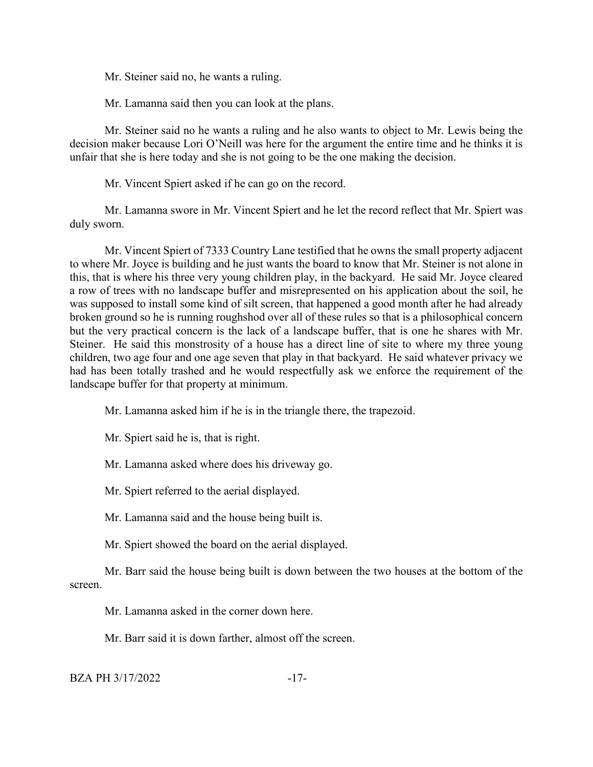Mr. Steiner said no, he wants a ruling.

Mr. Lamanna said then you can look at the plans.

Mr. Steiner said no he wants a ruling and he also wants to object to Mr. Lewis being the decision maker because Lori O'Neill was here for the argument the entire time and he thinks it is unfair that she is here today and she is not going to be the one making the decision.

Mr. Vincent Spiert asked if he can go on the record.

Mr. Lamanna swore in Mr. Vincent Spiert and he let the record reflect that Mr. Spiert was duly sworn.

Mr. Vincent Spiert of 7333 Country Lane testified that he owns the small property adjacent to where Mr. Joyce is building and he just wants the board to know that Mr. Steiner is not alone in this, that is where his three very young children play, in the backyard. He said Mr. Joyce cleared a row of trees with no landscape buffer and misrepresented on his application about the soil, he was supposed to install some kind of silt screen, that happened a good month after he had already broken ground so he is running roughshod over all of these rules so that is a philosophical concern but the very practical concern is the lack of a landscape buffer, that is one he shares with Mr. Steiner. He said this monstrosity of a house has a direct line of site to where my three young children, two age four and one age seven that play in that backyard. He said whatever privacy we had has been totally trashed and he would respectfully ask we enforce the requirement of the landscape buffer for that property at minimum.

Mr. Lamanna asked him if he is in the triangle there, the trapezoid.

Mr. Spiert said he is, that is right.

Mr. Lamanna asked where does his driveway go.

Mr. Spiert referred to the aerial displayed.

Mr. Lamanna said and the house being built is.

Mr. Spiert showed the board on the aerial displayed.

Mr. Barr said the house being built is down between the two houses at the bottom of the screen.

Mr. Lamanna asked in the corner down here.

Mr. Barr said it is down farther, almost off the screen.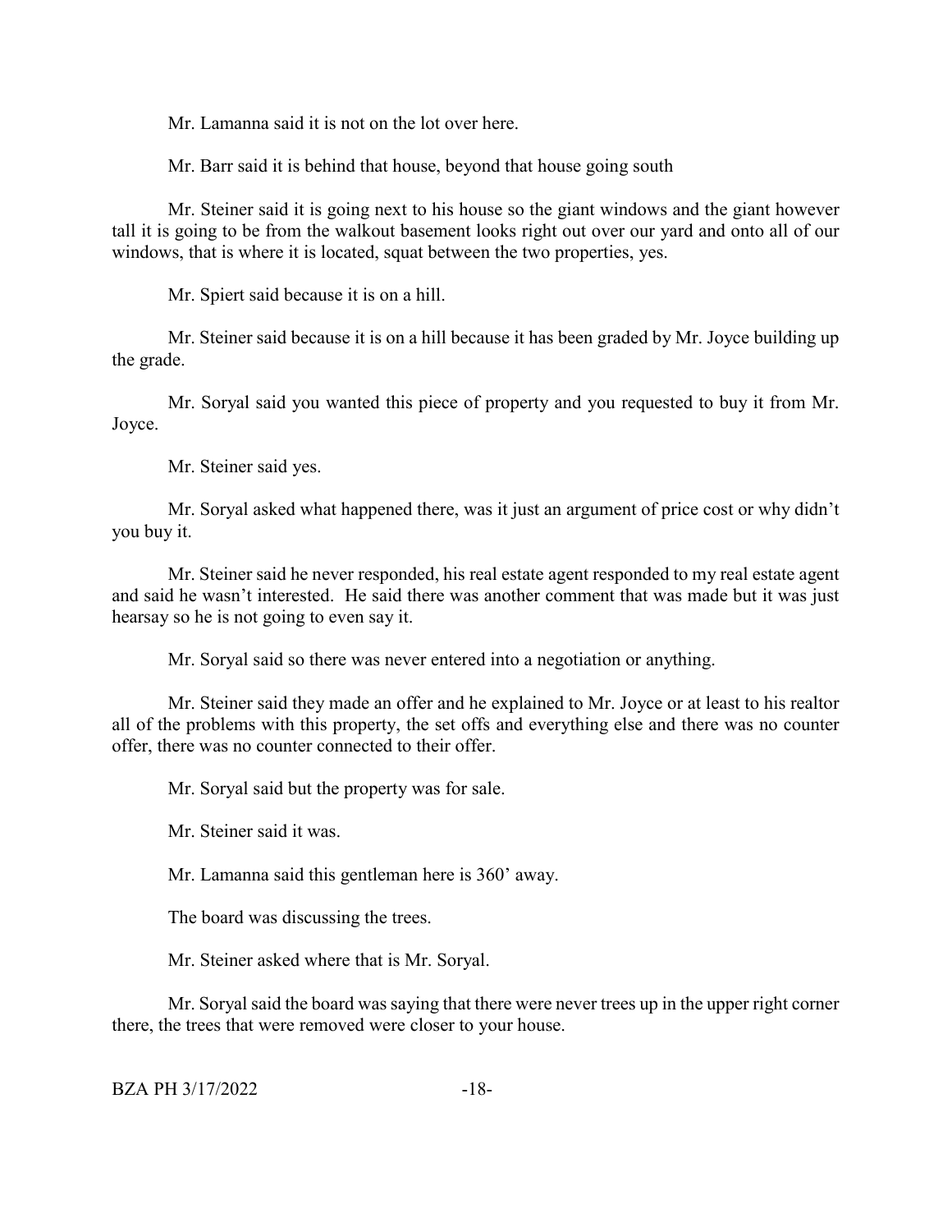Mr. Lamanna said it is not on the lot over here.

Mr. Barr said it is behind that house, beyond that house going south

Mr. Steiner said it is going next to his house so the giant windows and the giant however tall it is going to be from the walkout basement looks right out over our yard and onto all of our windows, that is where it is located, squat between the two properties, yes.

Mr. Spiert said because it is on a hill.

Mr. Steiner said because it is on a hill because it has been graded by Mr. Joyce building up the grade.

Mr. Soryal said you wanted this piece of property and you requested to buy it from Mr. Joyce.

Mr. Steiner said yes.

Mr. Soryal asked what happened there, was it just an argument of price cost or why didn't you buy it.

Mr. Steiner said he never responded, his real estate agent responded to my real estate agent and said he wasn't interested. He said there was another comment that was made but it was just hearsay so he is not going to even say it.

Mr. Soryal said so there was never entered into a negotiation or anything.

Mr. Steiner said they made an offer and he explained to Mr. Joyce or at least to his realtor all of the problems with this property, the set offs and everything else and there was no counter offer, there was no counter connected to their offer.

Mr. Soryal said but the property was for sale.

Mr. Steiner said it was.

Mr. Lamanna said this gentleman here is 360' away.

The board was discussing the trees.

Mr. Steiner asked where that is Mr. Soryal.

Mr. Soryal said the board was saying that there were never trees up in the upper right corner there, the trees that were removed were closer to your house.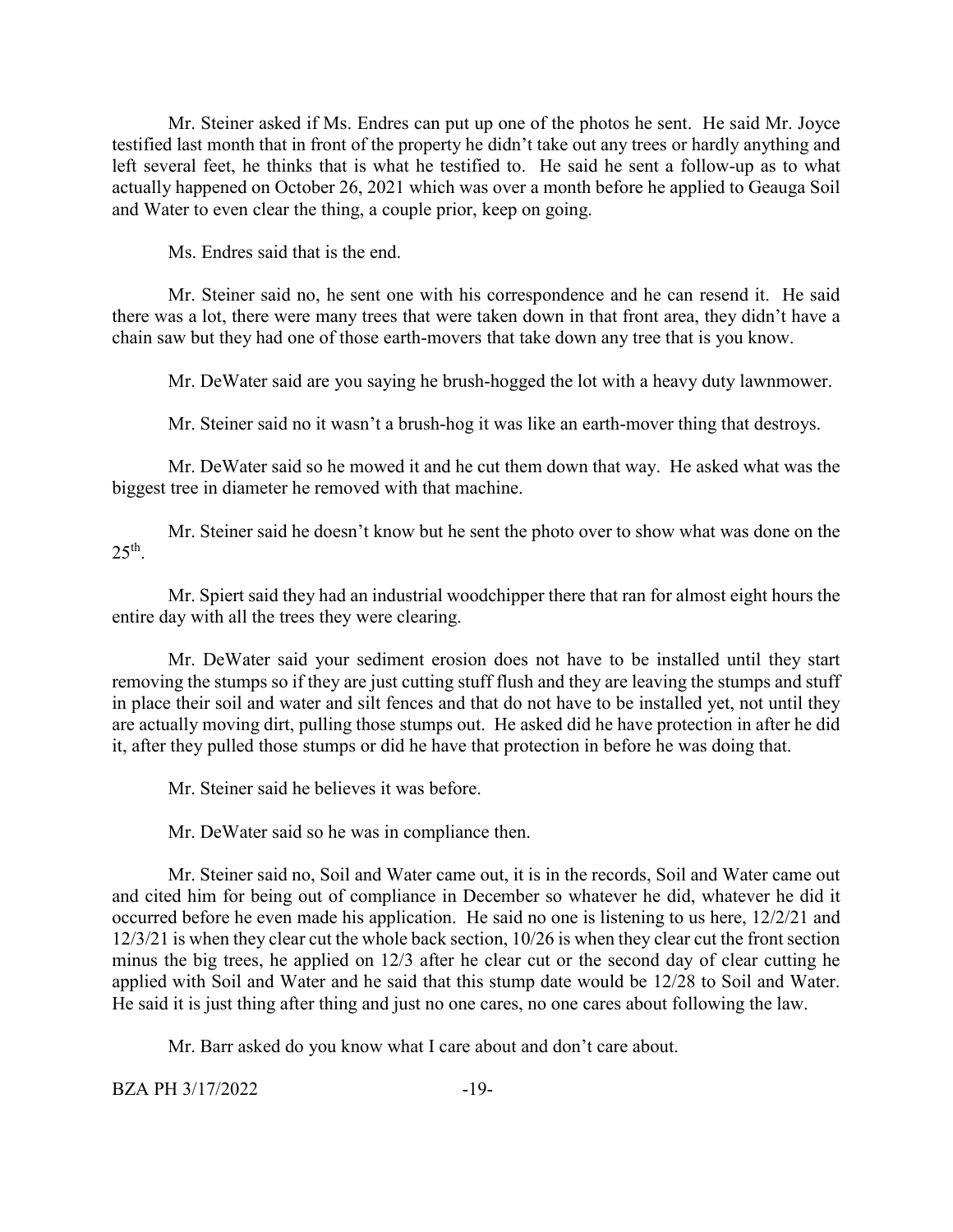Mr. Steiner asked if Ms. Endres can put up one of the photos he sent. He said Mr. Joyce testified last month that in front of the property he didn't take out any trees or hardly anything and left several feet, he thinks that is what he testified to. He said he sent a follow-up as to what actually happened on October 26, 2021 which was over a month before he applied to Geauga Soil and Water to even clear the thing, a couple prior, keep on going.

Ms. Endres said that is the end.

Mr. Steiner said no, he sent one with his correspondence and he can resend it. He said there was a lot, there were many trees that were taken down in that front area, they didn't have a chain saw but they had one of those earth-movers that take down any tree that is you know.

Mr. DeWater said are you saying he brush-hogged the lot with a heavy duty lawnmower.

Mr. Steiner said no it wasn't a brush-hog it was like an earth-mover thing that destroys.

Mr. DeWater said so he mowed it and he cut them down that way. He asked what was the biggest tree in diameter he removed with that machine.

Mr. Steiner said he doesn't know but he sent the photo over to show what was done on the 25th.

Mr. Spiert said they had an industrial woodchipper there that ran for almost eight hours the entire day with all the trees they were clearing.

Mr. DeWater said your sediment erosion does not have to be installed until they start removing the stumps so if they are just cutting stuff flush and they are leaving the stumps and stuff in place their soil and water and silt fences and that do not have to be installed yet, not until they are actually moving dirt, pulling those stumps out. He asked did he have protection in after he did it, after they pulled those stumps or did he have that protection in before he was doing that.

Mr. Steiner said he believes it was before.

Mr. DeWater said so he was in compliance then.

Mr. Steiner said no, Soil and Water came out, it is in the records, Soil and Water came out and cited him for being out of compliance in December so whatever he did, whatever he did it occurred before he even made his application. He said no one is listening to us here, 12/2/21 and 12/3/21 is when they clear cut the whole back section, 10/26 is when they clear cut the front section minus the big trees, he applied on 12/3 after he clear cut or the second day of clear cutting he applied with Soil and Water and he said that this stump date would be 12/28 to Soil and Water. He said it is just thing after thing and just no one cares, no one cares about following the law.

Mr. Barr asked do you know what I care about and don't care about.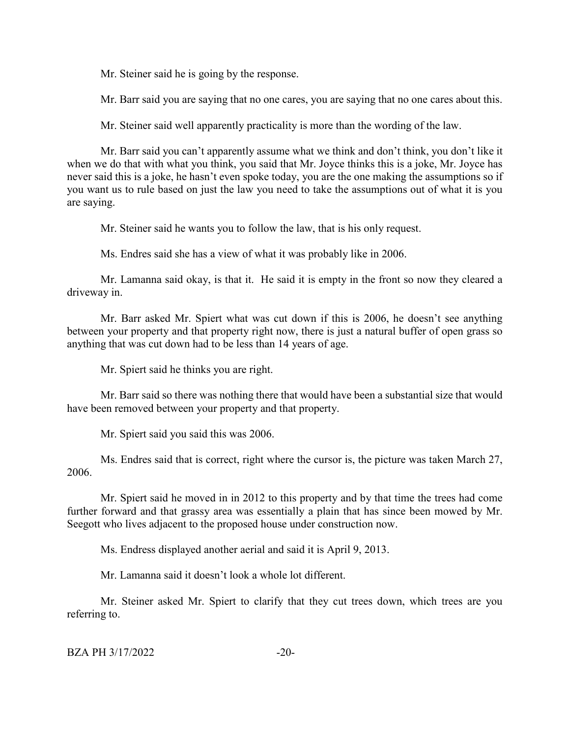Mr. Steiner said he is going by the response.

Mr. Barr said you are saying that no one cares, you are saying that no one cares about this.

Mr. Steiner said well apparently practicality is more than the wording of the law.

Mr. Barr said you can't apparently assume what we think and don't think, you don't like it when we do that with what you think, you said that Mr. Joyce thinks this is a joke, Mr. Joyce has never said this is a joke, he hasn't even spoke today, you are the one making the assumptions so if you want us to rule based on just the law you need to take the assumptions out of what it is you are saying.

Mr. Steiner said he wants you to follow the law, that is his only request.

Ms. Endres said she has a view of what it was probably like in 2006.

Mr. Lamanna said okay, is that it. He said it is empty in the front so now they cleared a driveway in.

Mr. Barr asked Mr. Spiert what was cut down if this is 2006, he doesn't see anything between your property and that property right now, there is just a natural buffer of open grass so anything that was cut down had to be less than 14 years of age.

Mr. Spiert said he thinks you are right.

Mr. Barr said so there was nothing there that would have been a substantial size that would have been removed between your property and that property.

Mr. Spiert said you said this was 2006.

Ms. Endres said that is correct, right where the cursor is, the picture was taken March 27, 2006.

Mr. Spiert said he moved in in 2012 to this property and by that time the trees had come further forward and that grassy area was essentially a plain that has since been mowed by Mr. Seegott who lives adjacent to the proposed house under construction now.

Ms. Endress displayed another aerial and said it is April 9, 2013.

Mr. Lamanna said it doesn't look a whole lot different.

Mr. Steiner asked Mr. Spiert to clarify that they cut trees down, which trees are you referring to.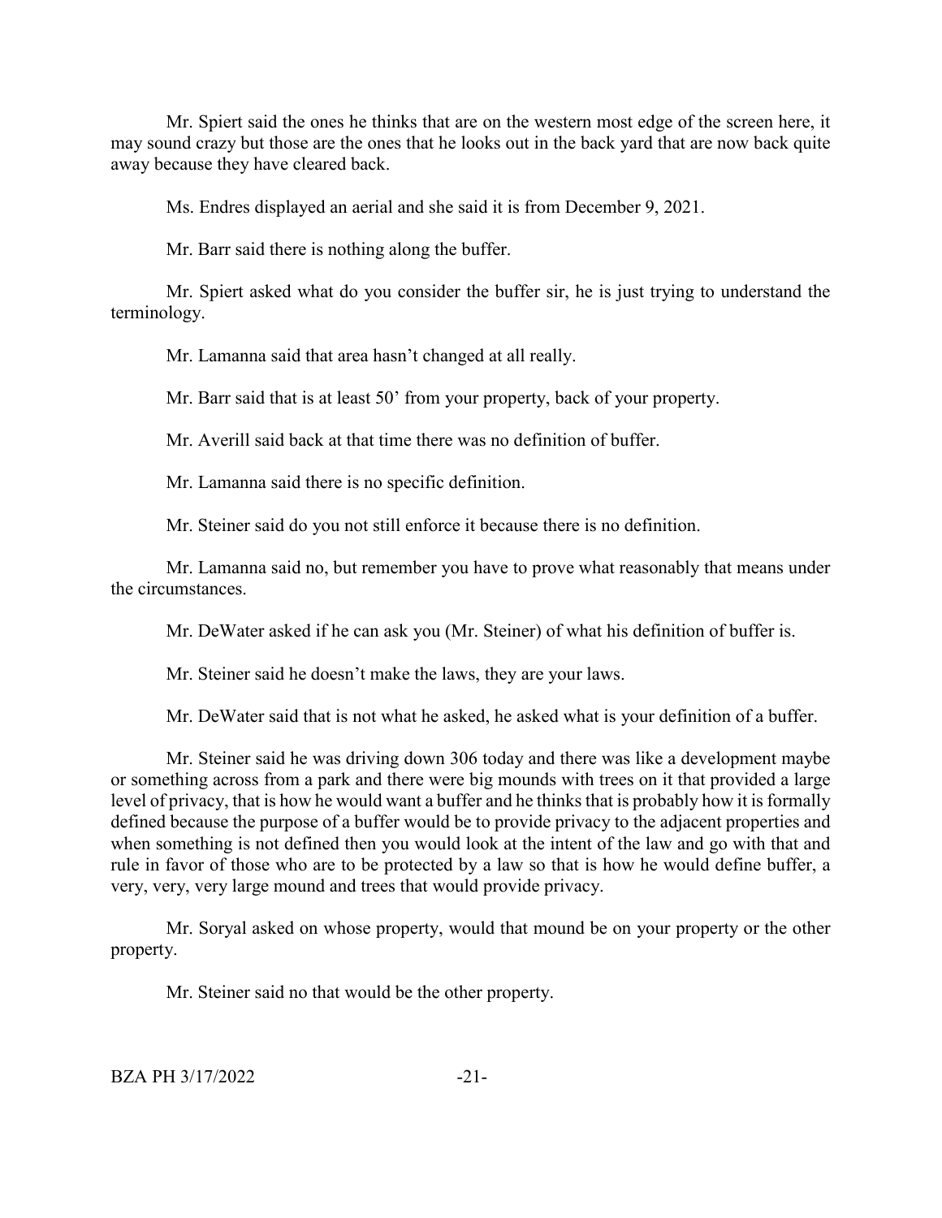Mr. Spiert said the ones he thinks that are on the western most edge of the screen here, it may sound crazy but those are the ones that he looks out in the back yard that are now back quite away because they have cleared back.

Ms. Endres displayed an aerial and she said it is from December 9, 2021.

Mr. Barr said there is nothing along the buffer.

Mr. Spiert asked what do you consider the buffer sir, he is just trying to understand the terminology.

Mr. Lamanna said that area hasn't changed at all really.

Mr. Barr said that is at least 50' from your property, back of your property.

Mr. Averill said back at that time there was no definition of buffer.

Mr. Lamanna said there is no specific definition.

Mr. Steiner said do you not still enforce it because there is no definition.

Mr. Lamanna said no, but remember you have to prove what reasonably that means under the circumstances.

Mr. DeWater asked if he can ask you (Mr. Steiner) of what his definition of buffer is.

Mr. Steiner said he doesn't make the laws, they are your laws.

Mr. DeWater said that is not what he asked, he asked what is your definition of a buffer.

Mr. Steiner said he was driving down 306 today and there was like a development maybe or something across from a park and there were big mounds with trees on it that provided a large level of privacy, that is how he would want a buffer and he thinks that is probably how it is formally defined because the purpose of a buffer would be to provide privacy to the adjacent properties and when something is not defined then you would look at the intent of the law and go with that and rule in favor of those who are to be protected by a law so that is how he would define buffer, a very, very, very large mound and trees that would provide privacy.

Mr. Soryal asked on whose property, would that mound be on your property or the other property.

Mr. Steiner said no that would be the other property.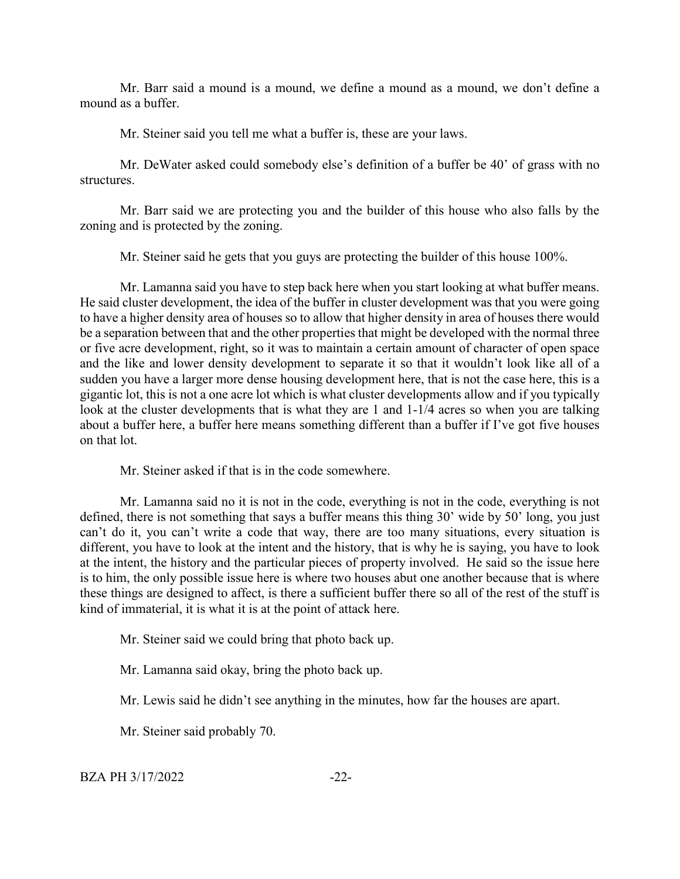Mr. Barr said a mound is a mound, we define a mound as a mound, we don't define a mound as a buffer.

Mr. Steiner said you tell me what a buffer is, these are your laws.

Mr. DeWater asked could somebody else's definition of a buffer be 40' of grass with no structures.

Mr. Barr said we are protecting you and the builder of this house who also falls by the zoning and is protected by the zoning.

Mr. Steiner said he gets that you guys are protecting the builder of this house 100%.

Mr. Lamanna said you have to step back here when you start looking at what buffer means. He said cluster development, the idea of the buffer in cluster development was that you were going to have a higher density area of houses so to allow that higher density in area of houses there would be a separation between that and the other properties that might be developed with the normal three or five acre development, right, so it was to maintain a certain amount of character of open space and the like and lower density development to separate it so that it wouldn't look like all of a sudden you have a larger more dense housing development here, that is not the case here, this is a gigantic lot, this is not a one acre lot which is what cluster developments allow and if you typically look at the cluster developments that is what they are 1 and 1-1/4 acres so when you are talking about a buffer here, a buffer here means something different than a buffer if I've got five houses on that lot.

Mr. Steiner asked if that is in the code somewhere.

Mr. Lamanna said no it is not in the code, everything is not in the code, everything is not defined, there is not something that says a buffer means this thing 30' wide by 50' long, you just can't do it, you can't write a code that way, there are too many situations, every situation is different, you have to look at the intent and the history, that is why he is saying, you have to look at the intent, the history and the particular pieces of property involved. He said so the issue here is to him, the only possible issue here is where two houses abut one another because that is where these things are designed to affect, is there a sufficient buffer there so all of the rest of the stuff is kind of immaterial, it is what it is at the point of attack here.

Mr. Steiner said we could bring that photo back up.

Mr. Lamanna said okay, bring the photo back up.

Mr. Lewis said he didn't see anything in the minutes, how far the houses are apart.

Mr. Steiner said probably 70.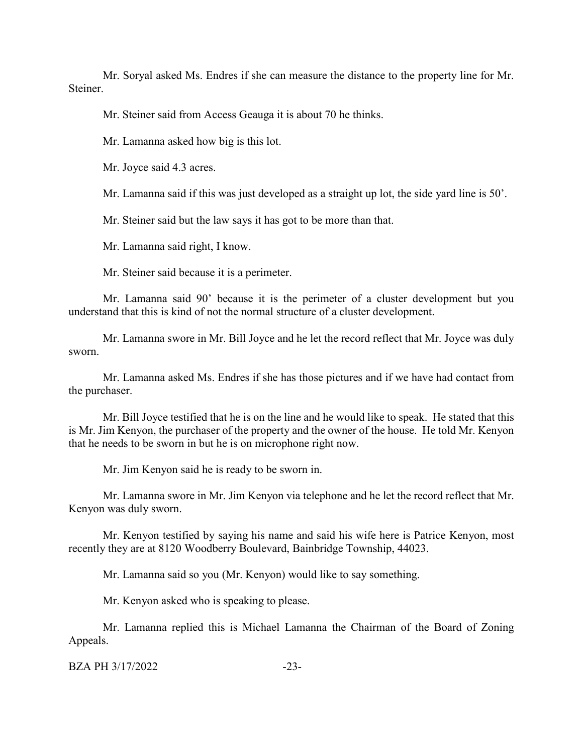Mr. Soryal asked Ms. Endres if she can measure the distance to the property line for Mr. Steiner.

Mr. Steiner said from Access Geauga it is about 70 he thinks.

Mr. Lamanna asked how big is this lot.

Mr. Joyce said 4.3 acres.

Mr. Lamanna said if this was just developed as a straight up lot, the side yard line is 50'.

Mr. Steiner said but the law says it has got to be more than that.

Mr. Lamanna said right, I know.

Mr. Steiner said because it is a perimeter.

Mr. Lamanna said 90' because it is the perimeter of a cluster development but you understand that this is kind of not the normal structure of a cluster development.

Mr. Lamanna swore in Mr. Bill Joyce and he let the record reflect that Mr. Joyce was duly sworn.

Mr. Lamanna asked Ms. Endres if she has those pictures and if we have had contact from the purchaser.

Mr. Bill Joyce testified that he is on the line and he would like to speak. He stated that this is Mr. Jim Kenyon, the purchaser of the property and the owner of the house. He told Mr. Kenyon that he needs to be sworn in but he is on microphone right now.

Mr. Jim Kenyon said he is ready to be sworn in.

Mr. Lamanna swore in Mr. Jim Kenyon via telephone and he let the record reflect that Mr. Kenyon was duly sworn.

Mr. Kenyon testified by saying his name and said his wife here is Patrice Kenyon, most recently they are at 8120 Woodberry Boulevard, Bainbridge Township, 44023.

Mr. Lamanna said so you (Mr. Kenyon) would like to say something.

Mr. Kenyon asked who is speaking to please.

Mr. Lamanna replied this is Michael Lamanna the Chairman of the Board of Zoning Appeals.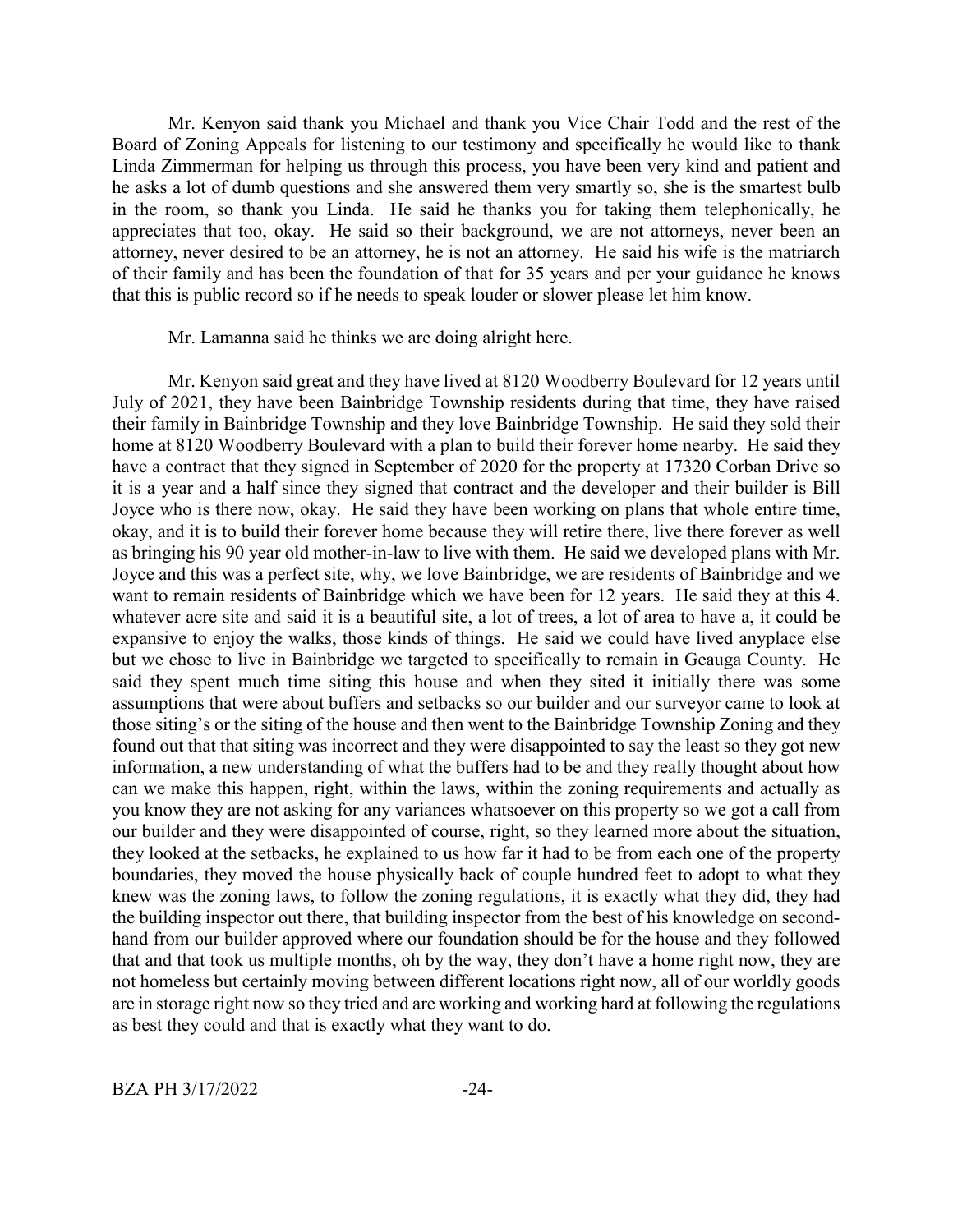Mr. Kenyon said thank you Michael and thank you Vice Chair Todd and the rest of the Board of Zoning Appeals for listening to our testimony and specifically he would like to thank Linda Zimmerman for helping us through this process, you have been very kind and patient and he asks a lot of dumb questions and she answered them very smartly so, she is the smartest bulb in the room, so thank you Linda. He said he thanks you for taking them telephonically, he appreciates that too, okay. He said so their background, we are not attorneys, never been an attorney, never desired to be an attorney, he is not an attorney. He said his wife is the matriarch of their family and has been the foundation of that for 35 years and per your guidance he knows that this is public record so if he needs to speak louder or slower please let him know.

Mr. Lamanna said he thinks we are doing alright here.

Mr. Kenyon said great and they have lived at 8120 Woodberry Boulevard for 12 years until July of 2021, they have been Bainbridge Township residents during that time, they have raised their family in Bainbridge Township and they love Bainbridge Township. He said they sold their home at 8120 Woodberry Boulevard with a plan to build their forever home nearby. He said they have a contract that they signed in September of 2020 for the property at 17320 Corban Drive so it is a year and a half since they signed that contract and the developer and their builder is Bill Joyce who is there now, okay. He said they have been working on plans that whole entire time, okay, and it is to build their forever home because they will retire there, live there forever as well as bringing his 90 year old mother-in-law to live with them. He said we developed plans with Mr. Joyce and this was a perfect site, why, we love Bainbridge, we are residents of Bainbridge and we want to remain residents of Bainbridge which we have been for 12 years. He said they at this 4. whatever acre site and said it is a beautiful site, a lot of trees, a lot of area to have a, it could be expansive to enjoy the walks, those kinds of things. He said we could have lived anyplace else but we chose to live in Bainbridge we targeted to specifically to remain in Geauga County. He said they spent much time siting this house and when they sited it initially there was some assumptions that were about buffers and setbacks so our builder and our surveyor came to look at those siting's or the siting of the house and then went to the Bainbridge Township Zoning and they found out that that siting was incorrect and they were disappointed to say the least so they got new information, a new understanding of what the buffers had to be and they really thought about how can we make this happen, right, within the laws, within the zoning requirements and actually as you know they are not asking for any variances whatsoever on this property so we got a call from our builder and they were disappointed of course, right, so they learned more about the situation, they looked at the setbacks, he explained to us how far it had to be from each one of the property boundaries, they moved the house physically back of couple hundred feet to adopt to what they knew was the zoning laws, to follow the zoning regulations, it is exactly what they did, they had the building inspector out there, that building inspector from the best of his knowledge on second-hand from our builder approved where our foundation should be for the house and they followed that and that took us multiple months, oh by the way, they don't have a home right now, they are not homeless but certainly moving between different locations right now, all of our worldly goods are in storage right now so they tried and are working and working hard at following the regulations as best they could and that is exactly what they want to do.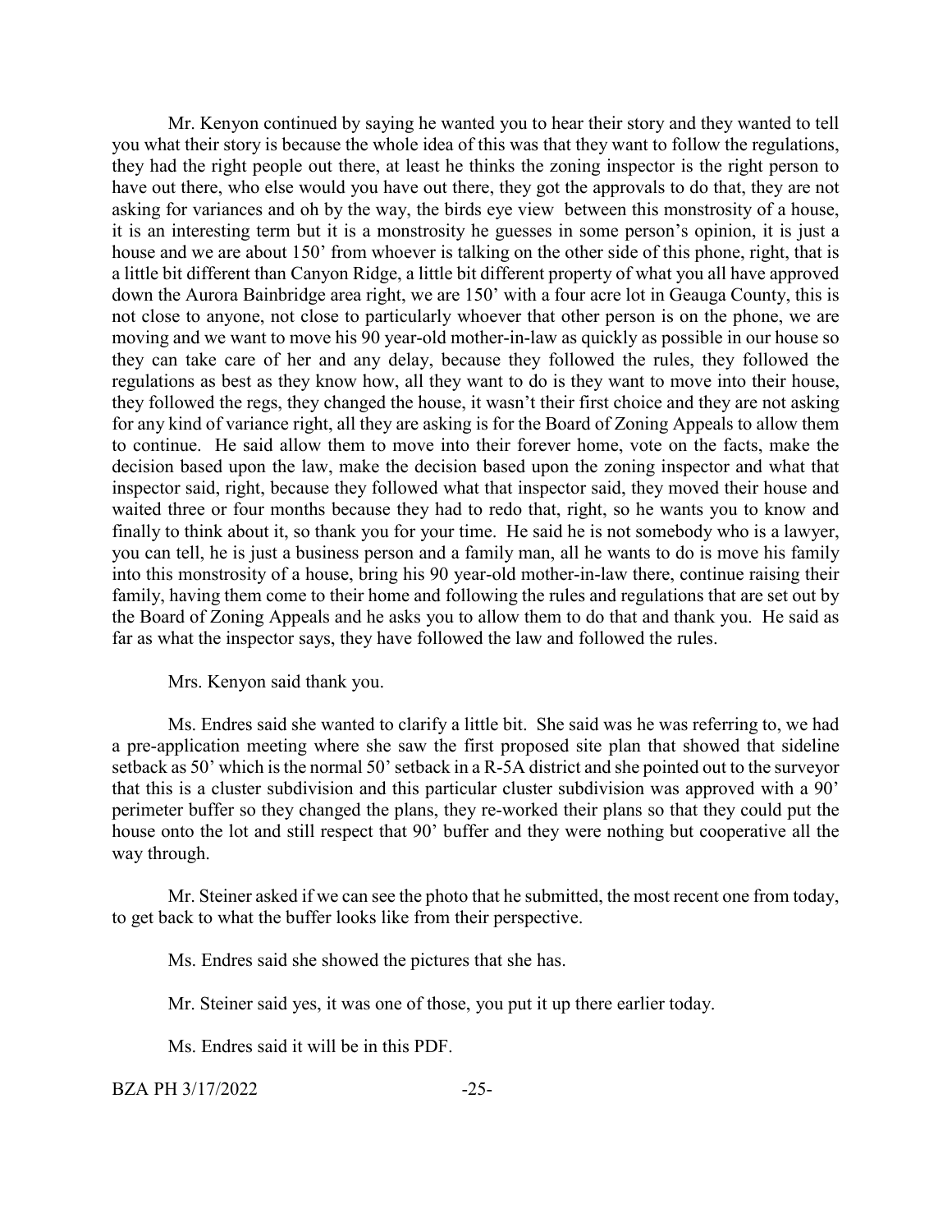Mr. Kenyon continued by saying he wanted you to hear their story and they wanted to tell you what their story is because the whole idea of this was that they want to follow the regulations, they had the right people out there, at least he thinks the zoning inspector is the right person to have out there, who else would you have out there, they got the approvals to do that, they are not asking for variances and oh by the way, the birds eye view between this monstrosity of a house, it is an interesting term but it is a monstrosity he guesses in some person's opinion, it is just a house and we are about 150' from whoever is talking on the other side of this phone, right, that is a little bit different than Canyon Ridge, a little bit different property of what you all have approved down the Aurora Bainbridge area right, we are 150' with a four acre lot in Geauga County, this is not close to anyone, not close to particularly whoever that other person is on the phone, we are moving and we want to move his 90 year-old mother-in-law as quickly as possible in our house so they can take care of her and any delay, because they followed the rules, they followed the regulations as best as they know how, all they want to do is they want to move into their house, they followed the regs, they changed the house, it wasn't their first choice and they are not asking for any kind of variance right, all they are asking is for the Board of Zoning Appeals to allow them to continue. He said allow them to move into their forever home, vote on the facts, make the decision based upon the law, make the decision based upon the zoning inspector and what that inspector said, right, because they followed what that inspector said, they moved their house and waited three or four months because they had to redo that, right, so he wants you to know and finally to think about it, so thank you for your time. He said he is not somebody who is a lawyer, you can tell, he is just a business person and a family man, all he wants to do is move his family into this monstrosity of a house, bring his 90 year-old mother-in-law there, continue raising their family, having them come to their home and following the rules and regulations that are set out by the Board of Zoning Appeals and he asks you to allow them to do that and thank you. He said as far as what the inspector says, they have followed the law and followed the rules.

Mrs. Kenyon said thank you.

Ms. Endres said she wanted to clarify a little bit. She said was he was referring to, we had a pre-application meeting where she saw the first proposed site plan that showed that sideline setback as 50' which is the normal 50' setback in a R-5A district and she pointed out to the surveyor that this is a cluster subdivision and this particular cluster subdivision was approved with a 90' perimeter buffer so they changed the plans, they re-worked their plans so that they could put the house onto the lot and still respect that 90' buffer and they were nothing but cooperative all the way through.

Mr. Steiner asked if we can see the photo that he submitted, the most recent one from today, to get back to what the buffer looks like from their perspective.

Ms. Endres said she showed the pictures that she has.

Mr. Steiner said yes, it was one of those, you put it up there earlier today.

Ms. Endres said it will be in this PDF.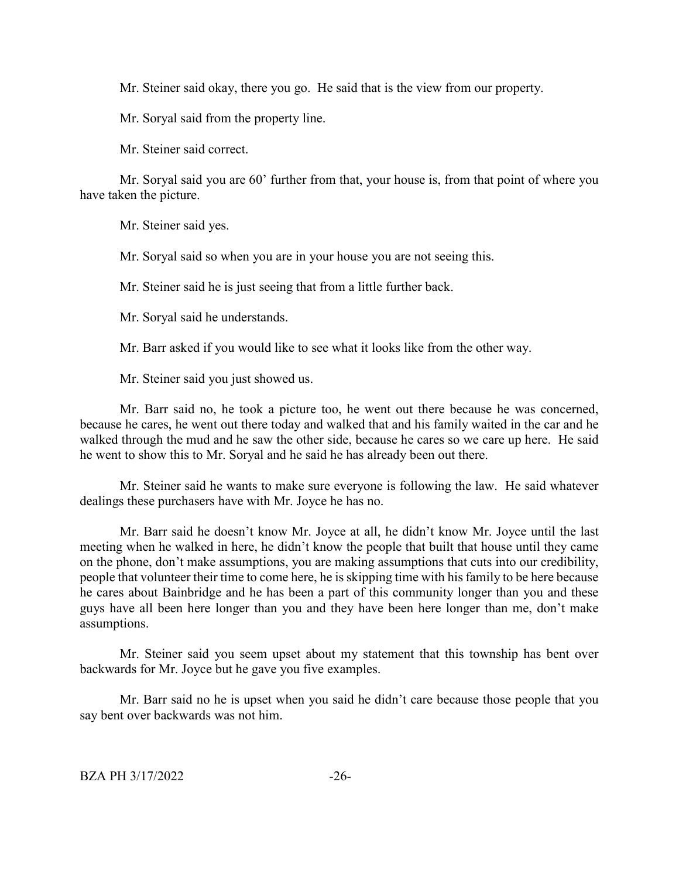Mr. Steiner said okay, there you go. He said that is the view from our property.

Mr. Soryal said from the property line.

Mr. Steiner said correct.

Mr. Soryal said you are 60' further from that, your house is, from that point of where you have taken the picture.

Mr. Steiner said yes.

Mr. Soryal said so when you are in your house you are not seeing this.

Mr. Steiner said he is just seeing that from a little further back.

Mr. Soryal said he understands.

Mr. Barr asked if you would like to see what it looks like from the other way.

Mr. Steiner said you just showed us.

Mr. Barr said no, he took a picture too, he went out there because he was concerned, because he cares, he went out there today and walked that and his family waited in the car and he walked through the mud and he saw the other side, because he cares so we care up here. He said he went to show this to Mr. Soryal and he said he has already been out there.

Mr. Steiner said he wants to make sure everyone is following the law. He said whatever dealings these purchasers have with Mr. Joyce he has no.

Mr. Barr said he doesn't know Mr. Joyce at all, he didn't know Mr. Joyce until the last meeting when he walked in here, he didn't know the people that built that house until they came on the phone, don't make assumptions, you are making assumptions that cuts into our credibility, people that volunteer their time to come here, he is skipping time with his family to be here because he cares about Bainbridge and he has been a part of this community longer than you and these guys have all been here longer than you and they have been here longer than me, don't make assumptions.

Mr. Steiner said you seem upset about my statement that this township has bent over backwards for Mr. Joyce but he gave you five examples.

Mr. Barr said no he is upset when you said he didn't care because those people that you say bent over backwards was not him.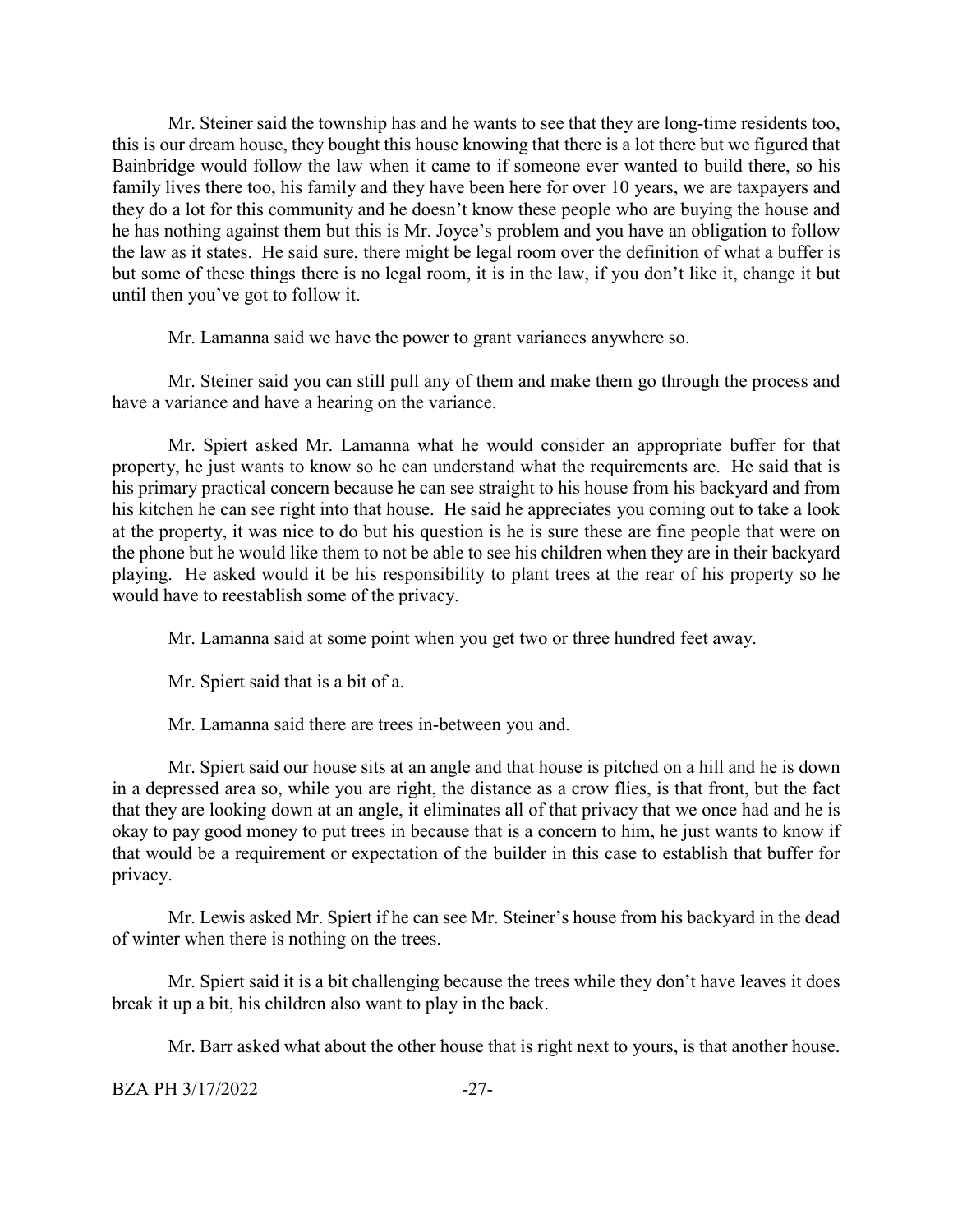Mr. Steiner said the township has and he wants to see that they are long-time residents too, this is our dream house, they bought this house knowing that there is a lot there but we figured that Bainbridge would follow the law when it came to if someone ever wanted to build there, so his family lives there too, his family and they have been here for over 10 years, we are taxpayers and they do a lot for this community and he doesn't know these people who are buying the house and he has nothing against them but this is Mr. Joyce's problem and you have an obligation to follow the law as it states. He said sure, there might be legal room over the definition of what a buffer is but some of these things there is no legal room, it is in the law, if you don't like it, change it but until then you've got to follow it.

Mr. Lamanna said we have the power to grant variances anywhere so.

Mr. Steiner said you can still pull any of them and make them go through the process and have a variance and have a hearing on the variance.

Mr. Spiert asked Mr. Lamanna what he would consider an appropriate buffer for that property, he just wants to know so he can understand what the requirements are. He said that is his primary practical concern because he can see straight to his house from his backyard and from his kitchen he can see right into that house. He said he appreciates you coming out to take a look at the property, it was nice to do but his question is he is sure these are fine people that were on the phone but he would like them to not be able to see his children when they are in their backyard playing. He asked would it be his responsibility to plant trees at the rear of his property so he would have to reestablish some of the privacy.

Mr. Lamanna said at some point when you get two or three hundred feet away.

Mr. Spiert said that is a bit of a.

Mr. Lamanna said there are trees in-between you and.

Mr. Spiert said our house sits at an angle and that house is pitched on a hill and he is down in a depressed area so, while you are right, the distance as a crow flies, is that front, but the fact that they are looking down at an angle, it eliminates all of that privacy that we once had and he is okay to pay good money to put trees in because that is a concern to him, he just wants to know if that would be a requirement or expectation of the builder in this case to establish that buffer for privacy.

Mr. Lewis asked Mr. Spiert if he can see Mr. Steiner's house from his backyard in the dead of winter when there is nothing on the trees.

Mr. Spiert said it is a bit challenging because the trees while they don't have leaves it does break it up a bit, his children also want to play in the back.

Mr. Barr asked what about the other house that is right next to yours, is that another house.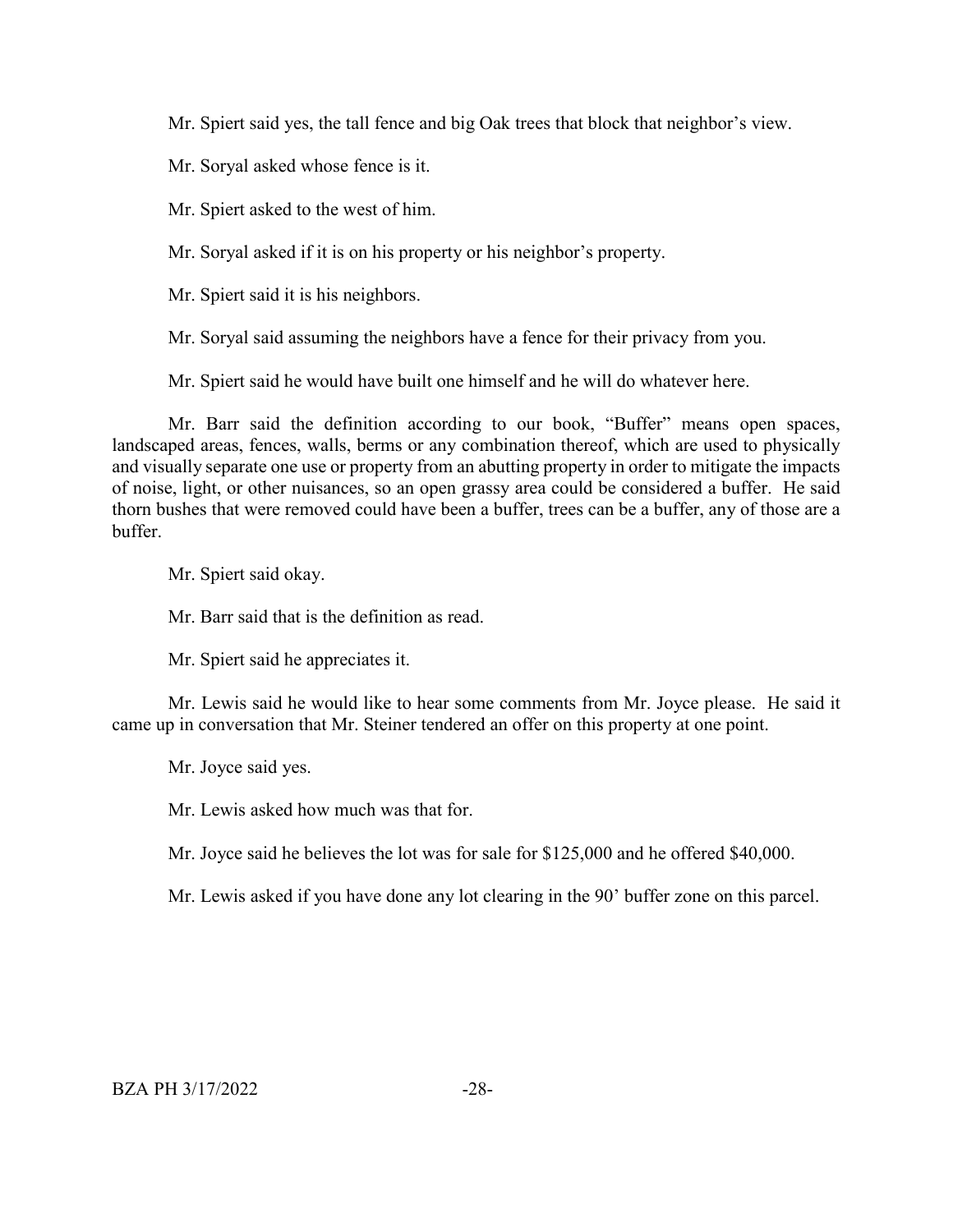Mr. Spiert said yes, the tall fence and big Oak trees that block that neighbor's view.

Mr. Soryal asked whose fence is it.

Mr. Spiert asked to the west of him.

Mr. Soryal asked if it is on his property or his neighbor's property.

Mr. Spiert said it is his neighbors.

Mr. Soryal said assuming the neighbors have a fence for their privacy from you.

Mr. Spiert said he would have built one himself and he will do whatever here.

Mr. Barr said the definition according to our book, "Buffer" means open spaces, landscaped areas, fences, walls, berms or any combination thereof, which are used to physically and visually separate one use or property from an abutting property in order to mitigate the impacts of noise, light, or other nuisances, so an open grassy area could be considered a buffer. He said thorn bushes that were removed could have been a buffer, trees can be a buffer, any of those are a buffer.

Mr. Spiert said okay.

Mr. Barr said that is the definition as read.

Mr. Spiert said he appreciates it.

Mr. Lewis said he would like to hear some comments from Mr. Joyce please. He said it came up in conversation that Mr. Steiner tendered an offer on this property at one point.

Mr. Joyce said yes.

Mr. Lewis asked how much was that for.

Mr. Joyce said he believes the lot was for sale for $125,000 and he offered $40,000.

Mr. Lewis asked if you have done any lot clearing in the 90' buffer zone on this parcel.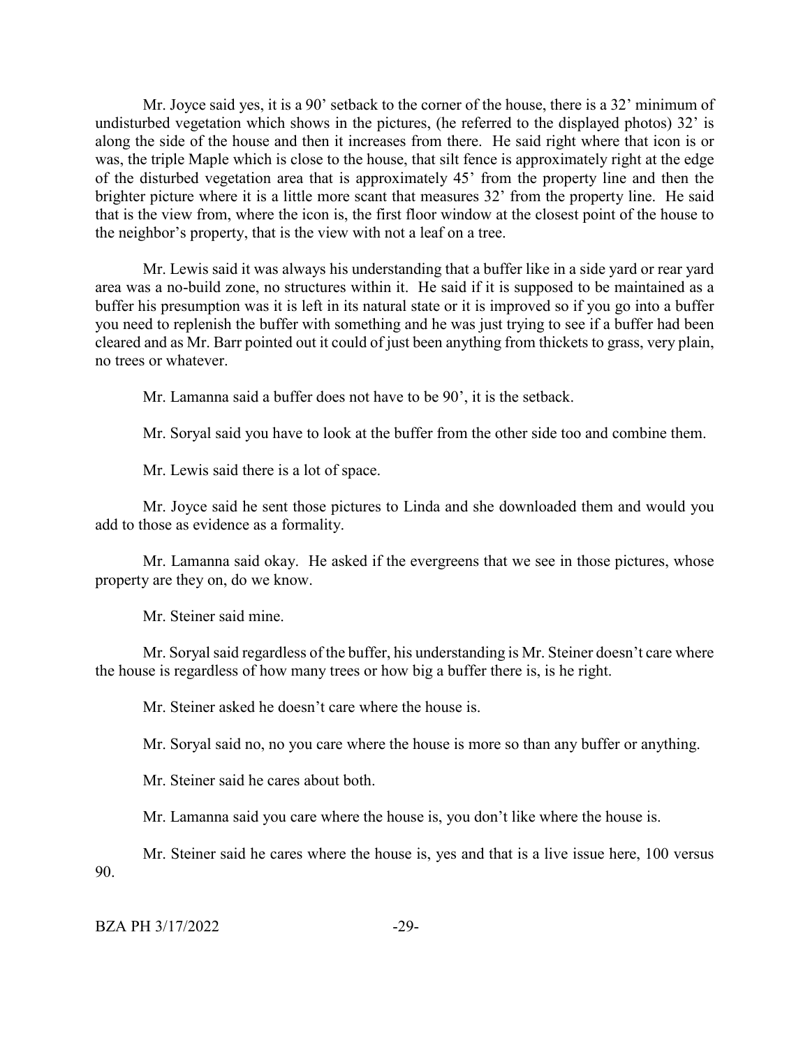Mr. Joyce said yes, it is a 90' setback to the corner of the house, there is a 32' minimum of undisturbed vegetation which shows in the pictures, (he referred to the displayed photos) 32' is along the side of the house and then it increases from there. He said right where that icon is or was, the triple Maple which is close to the house, that silt fence is approximately right at the edge of the disturbed vegetation area that is approximately 45' from the property line and then the brighter picture where it is a little more scant that measures 32' from the property line. He said that is the view from, where the icon is, the first floor window at the closest point of the house to the neighbor's property, that is the view with not a leaf on a tree.

Mr. Lewis said it was always his understanding that a buffer like in a side yard or rear yard area was a no-build zone, no structures within it. He said if it is supposed to be maintained as a buffer his presumption was it is left in its natural state or it is improved so if you go into a buffer you need to replenish the buffer with something and he was just trying to see if a buffer had been cleared and as Mr. Barr pointed out it could of just been anything from thickets to grass, very plain, no trees or whatever.

Mr. Lamanna said a buffer does not have to be 90', it is the setback.

Mr. Soryal said you have to look at the buffer from the other side too and combine them.

Mr. Lewis said there is a lot of space.

Mr. Joyce said he sent those pictures to Linda and she downloaded them and would you add to those as evidence as a formality.

Mr. Lamanna said okay. He asked if the evergreens that we see in those pictures, whose property are they on, do we know.

Mr. Steiner said mine.

Mr. Soryal said regardless of the buffer, his understanding is Mr. Steiner doesn't care where the house is regardless of how many trees or how big a buffer there is, is he right.

Mr. Steiner asked he doesn't care where the house is.

Mr. Soryal said no, no you care where the house is more so than any buffer or anything.

Mr. Steiner said he cares about both.

Mr. Lamanna said you care where the house is, you don't like where the house is.

Mr. Steiner said he cares where the house is, yes and that is a live issue here, 100 versus 90.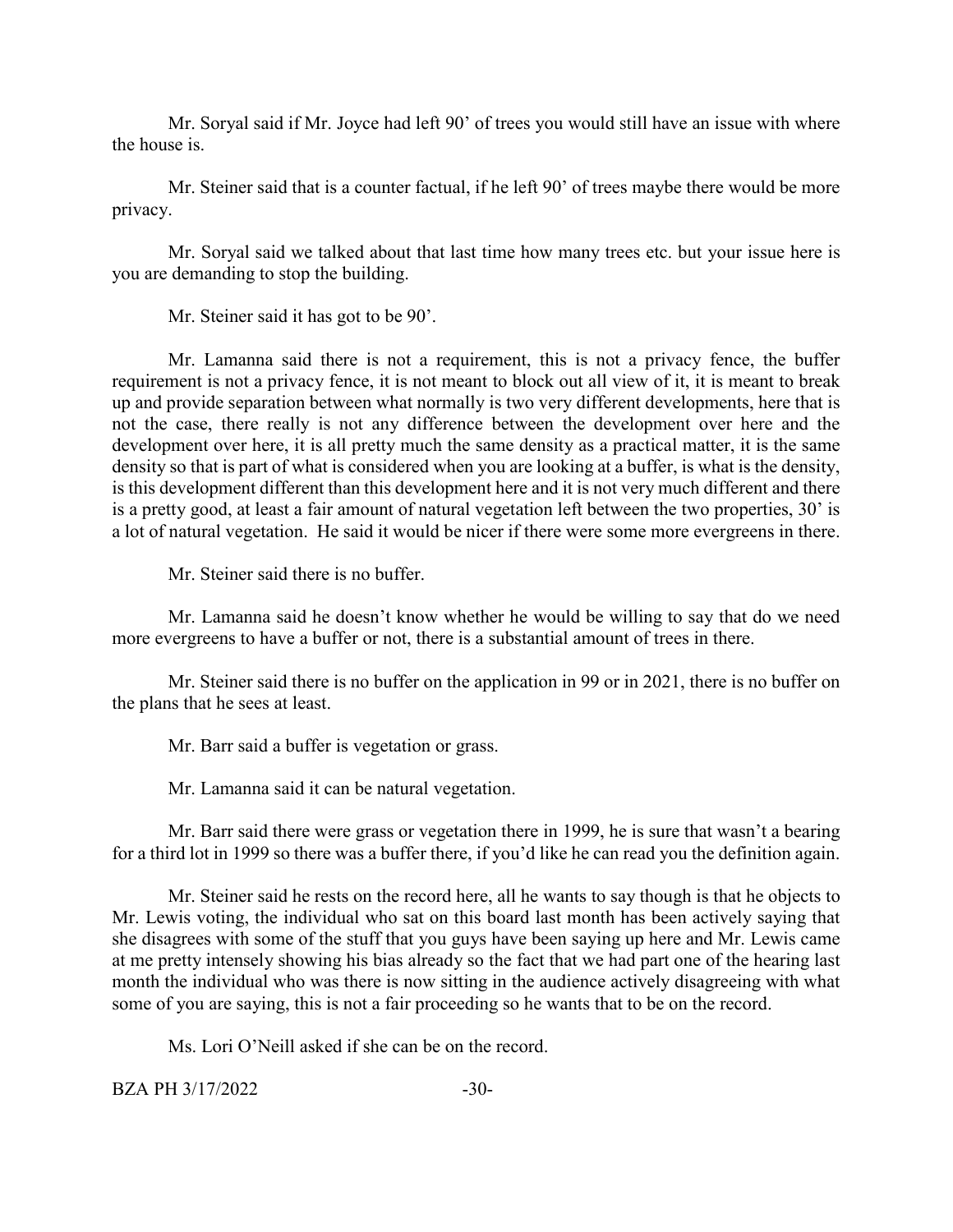Mr. Soryal said if Mr. Joyce had left 90' of trees you would still have an issue with where the house is.

Mr. Steiner said that is a counter factual, if he left 90' of trees maybe there would be more privacy.

Mr. Soryal said we talked about that last time how many trees etc. but your issue here is you are demanding to stop the building.

Mr. Steiner said it has got to be 90'.

Mr. Lamanna said there is not a requirement, this is not a privacy fence, the buffer requirement is not a privacy fence, it is not meant to block out all view of it, it is meant to break up and provide separation between what normally is two very different developments, here that is not the case, there really is not any difference between the development over here and the development over here, it is all pretty much the same density as a practical matter, it is the same density so that is part of what is considered when you are looking at a buffer, is what is the density, is this development different than this development here and it is not very much different and there is a pretty good, at least a fair amount of natural vegetation left between the two properties, 30' is a lot of natural vegetation. He said it would be nicer if there were some more evergreens in there.

Mr. Steiner said there is no buffer.

Mr. Lamanna said he doesn't know whether he would be willing to say that do we need more evergreens to have a buffer or not, there is a substantial amount of trees in there.

Mr. Steiner said there is no buffer on the application in 99 or in 2021, there is no buffer on the plans that he sees at least.

Mr. Barr said a buffer is vegetation or grass.

Mr. Lamanna said it can be natural vegetation.

Mr. Barr said there were grass or vegetation there in 1999, he is sure that wasn't a bearing for a third lot in 1999 so there was a buffer there, if you'd like he can read you the definition again.

Mr. Steiner said he rests on the record here, all he wants to say though is that he objects to Mr. Lewis voting, the individual who sat on this board last month has been actively saying that she disagrees with some of the stuff that you guys have been saying up here and Mr. Lewis came at me pretty intensely showing his bias already so the fact that we had part one of the hearing last month the individual who was there is now sitting in the audience actively disagreeing with what some of you are saying, this is not a fair proceeding so he wants that to be on the record.

Ms. Lori O'Neill asked if she can be on the record.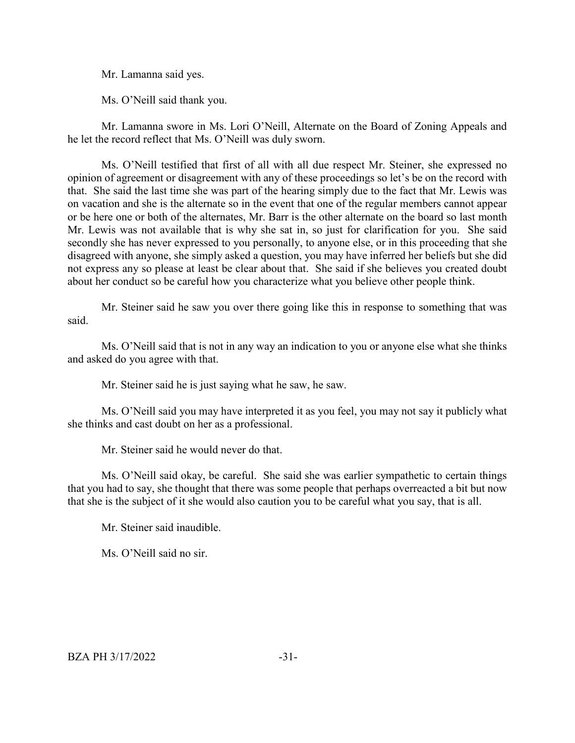Mr. Lamanna said yes.

Ms. O'Neill said thank you.

Mr. Lamanna swore in Ms. Lori O'Neill, Alternate on the Board of Zoning Appeals and he let the record reflect that Ms. O'Neill was duly sworn.

Ms. O'Neill testified that first of all with all due respect Mr. Steiner, she expressed no opinion of agreement or disagreement with any of these proceedings so let's be on the record with that. She said the last time she was part of the hearing simply due to the fact that Mr. Lewis was on vacation and she is the alternate so in the event that one of the regular members cannot appear or be here one or both of the alternates, Mr. Barr is the other alternate on the board so last month Mr. Lewis was not available that is why she sat in, so just for clarification for you. She said secondly she has never expressed to you personally, to anyone else, or in this proceeding that she disagreed with anyone, she simply asked a question, you may have inferred her beliefs but she did not express any so please at least be clear about that. She said if she believes you created doubt about her conduct so be careful how you characterize what you believe other people think.

Mr. Steiner said he saw you over there going like this in response to something that was said.

Ms. O'Neill said that is not in any way an indication to you or anyone else what she thinks and asked do you agree with that.

Mr. Steiner said he is just saying what he saw, he saw.

Ms. O'Neill said you may have interpreted it as you feel, you may not say it publicly what she thinks and cast doubt on her as a professional.

Mr. Steiner said he would never do that.

Ms. O'Neill said okay, be careful. She said she was earlier sympathetic to certain things that you had to say, she thought that there was some people that perhaps overreacted a bit but now that she is the subject of it she would also caution you to be careful what you say, that is all.

Mr. Steiner said inaudible.

Ms. O'Neill said no sir.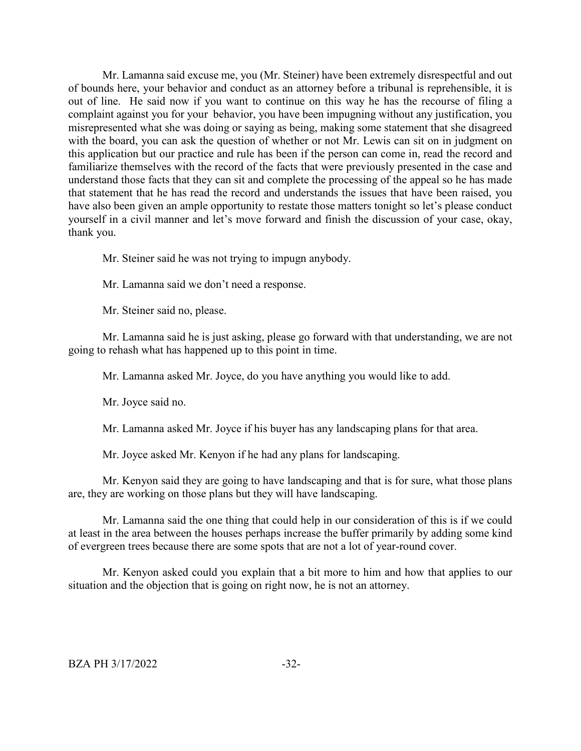Mr. Lamanna said excuse me, you (Mr. Steiner) have been extremely disrespectful and out of bounds here, your behavior and conduct as an attorney before a tribunal is reprehensible, it is out of line. He said now if you want to continue on this way he has the recourse of filing a complaint against you for your behavior, you have been impugning without any justification, you misrepresented what she was doing or saying as being, making some statement that she disagreed with the board, you can ask the question of whether or not Mr. Lewis can sit on in judgment on this application but our practice and rule has been if the person can come in, read the record and familiarize themselves with the record of the facts that were previously presented in the case and understand those facts that they can sit and complete the processing of the appeal so he has made that statement that he has read the record and understands the issues that have been raised, you have also been given an ample opportunity to restate those matters tonight so let's please conduct yourself in a civil manner and let's move forward and finish the discussion of your case, okay, thank you.

Mr. Steiner said he was not trying to impugn anybody.

Mr. Lamanna said we don't need a response.

Mr. Steiner said no, please.

Mr. Lamanna said he is just asking, please go forward with that understanding, we are not going to rehash what has happened up to this point in time.

Mr. Lamanna asked Mr. Joyce, do you have anything you would like to add.

Mr. Joyce said no.

Mr. Lamanna asked Mr. Joyce if his buyer has any landscaping plans for that area.

Mr. Joyce asked Mr. Kenyon if he had any plans for landscaping.

Mr. Kenyon said they are going to have landscaping and that is for sure, what those plans are, they are working on those plans but they will have landscaping.

Mr. Lamanna said the one thing that could help in our consideration of this is if we could at least in the area between the houses perhaps increase the buffer primarily by adding some kind of evergreen trees because there are some spots that are not a lot of year-round cover.

Mr. Kenyon asked could you explain that a bit more to him and how that applies to our situation and the objection that is going on right now, he is not an attorney.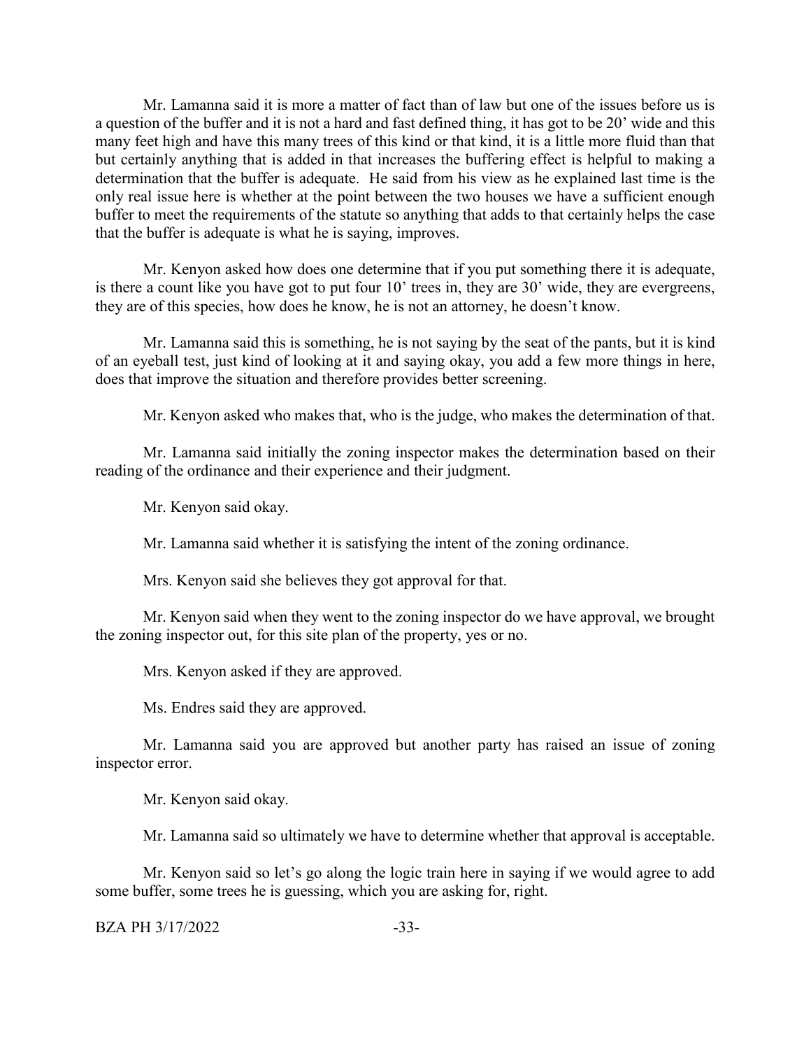Mr. Lamanna said it is more a matter of fact than of law but one of the issues before us is a question of the buffer and it is not a hard and fast defined thing, it has got to be 20' wide and this many feet high and have this many trees of this kind or that kind, it is a little more fluid than that but certainly anything that is added in that increases the buffering effect is helpful to making a determination that the buffer is adequate. He said from his view as he explained last time is the only real issue here is whether at the point between the two houses we have a sufficient enough buffer to meet the requirements of the statute so anything that adds to that certainly helps the case that the buffer is adequate is what he is saying, improves.

Mr. Kenyon asked how does one determine that if you put something there it is adequate, is there a count like you have got to put four 10' trees in, they are 30' wide, they are evergreens, they are of this species, how does he know, he is not an attorney, he doesn't know.

Mr. Lamanna said this is something, he is not saying by the seat of the pants, but it is kind of an eyeball test, just kind of looking at it and saying okay, you add a few more things in here, does that improve the situation and therefore provides better screening.

Mr. Kenyon asked who makes that, who is the judge, who makes the determination of that.

Mr. Lamanna said initially the zoning inspector makes the determination based on their reading of the ordinance and their experience and their judgment.

Mr. Kenyon said okay.

Mr. Lamanna said whether it is satisfying the intent of the zoning ordinance.

Mrs. Kenyon said she believes they got approval for that.

Mr. Kenyon said when they went to the zoning inspector do we have approval, we brought the zoning inspector out, for this site plan of the property, yes or no.

Mrs. Kenyon asked if they are approved.

Ms. Endres said they are approved.

Mr. Lamanna said you are approved but another party has raised an issue of zoning inspector error.

Mr. Kenyon said okay.

Mr. Lamanna said so ultimately we have to determine whether that approval is acceptable.

Mr. Kenyon said so let's go along the logic train here in saying if we would agree to add some buffer, some trees he is guessing, which you are asking for, right.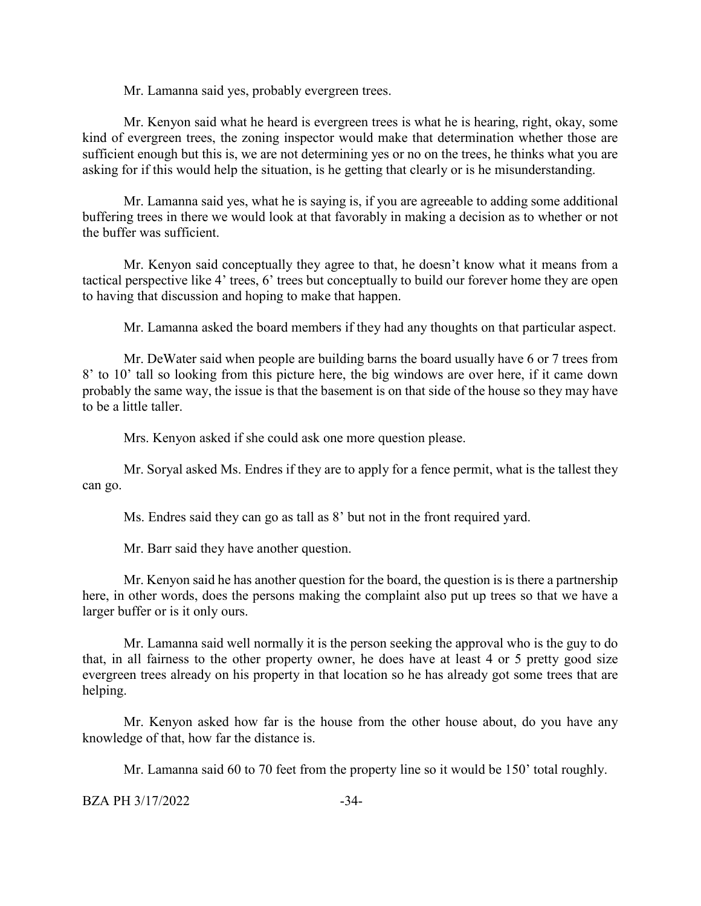Mr. Lamanna said yes, probably evergreen trees.

Mr. Kenyon said what he heard is evergreen trees is what he is hearing, right, okay, some kind of evergreen trees, the zoning inspector would make that determination whether those are sufficient enough but this is, we are not determining yes or no on the trees, he thinks what you are asking for if this would help the situation, is he getting that clearly or is he misunderstanding.

Mr. Lamanna said yes, what he is saying is, if you are agreeable to adding some additional buffering trees in there we would look at that favorably in making a decision as to whether or not the buffer was sufficient.

Mr. Kenyon said conceptually they agree to that, he doesn't know what it means from a tactical perspective like 4' trees, 6' trees but conceptually to build our forever home they are open to having that discussion and hoping to make that happen.

Mr. Lamanna asked the board members if they had any thoughts on that particular aspect.

Mr. DeWater said when people are building barns the board usually have 6 or 7 trees from 8' to 10' tall so looking from this picture here, the big windows are over here, if it came down probably the same way, the issue is that the basement is on that side of the house so they may have to be a little taller.

Mrs. Kenyon asked if she could ask one more question please.

Mr. Soryal asked Ms. Endres if they are to apply for a fence permit, what is the tallest they can go.

Ms. Endres said they can go as tall as 8' but not in the front required yard.

Mr. Barr said they have another question.

Mr. Kenyon said he has another question for the board, the question is is there a partnership here, in other words, does the persons making the complaint also put up trees so that we have a larger buffer or is it only ours.

Mr. Lamanna said well normally it is the person seeking the approval who is the guy to do that, in all fairness to the other property owner, he does have at least 4 or 5 pretty good size evergreen trees already on his property in that location so he has already got some trees that are helping.

Mr. Kenyon asked how far is the house from the other house about, do you have any knowledge of that, how far the distance is.

Mr. Lamanna said 60 to 70 feet from the property line so it would be 150' total roughly.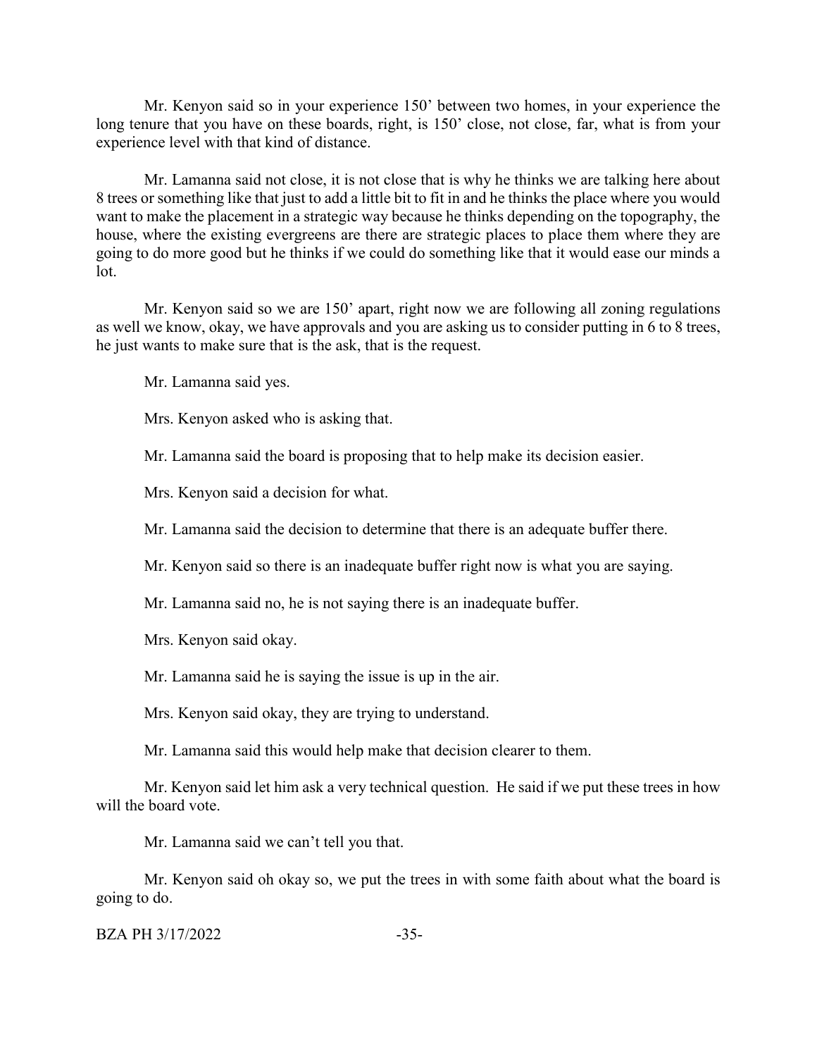Mr. Kenyon said so in your experience 150' between two homes, in your experience the long tenure that you have on these boards, right, is 150' close, not close, far, what is from your experience level with that kind of distance.

Mr. Lamanna said not close, it is not close that is why he thinks we are talking here about 8 trees or something like that just to add a little bit to fit in and he thinks the place where you would want to make the placement in a strategic way because he thinks depending on the topography, the house, where the existing evergreens are there are strategic places to place them where they are going to do more good but he thinks if we could do something like that it would ease our minds a lot.

Mr. Kenyon said so we are 150' apart, right now we are following all zoning regulations as well we know, okay, we have approvals and you are asking us to consider putting in 6 to 8 trees, he just wants to make sure that is the ask, that is the request.

Mr. Lamanna said yes.

Mrs. Kenyon asked who is asking that.

Mr. Lamanna said the board is proposing that to help make its decision easier.

Mrs. Kenyon said a decision for what.

Mr. Lamanna said the decision to determine that there is an adequate buffer there.

Mr. Kenyon said so there is an inadequate buffer right now is what you are saying.

Mr. Lamanna said no, he is not saying there is an inadequate buffer.

Mrs. Kenyon said okay.

Mr. Lamanna said he is saying the issue is up in the air.

Mrs. Kenyon said okay, they are trying to understand.

Mr. Lamanna said this would help make that decision clearer to them.

Mr. Kenyon said let him ask a very technical question. He said if we put these trees in how will the board vote.

Mr. Lamanna said we can't tell you that.

Mr. Kenyon said oh okay so, we put the trees in with some faith about what the board is going to do.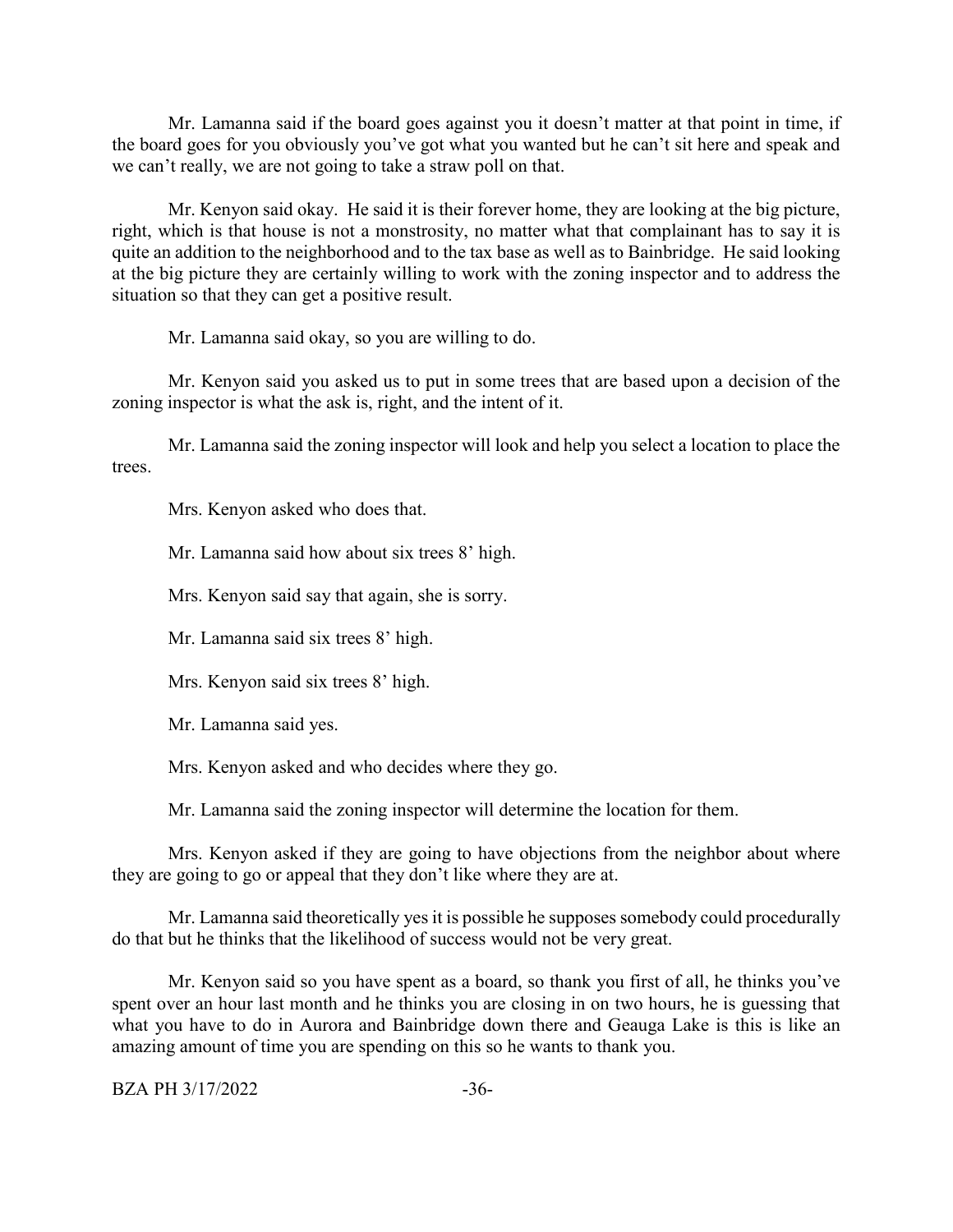Mr. Lamanna said if the board goes against you it doesn't matter at that point in time, if the board goes for you obviously you've got what you wanted but he can't sit here and speak and we can't really, we are not going to take a straw poll on that.

Mr. Kenyon said okay. He said it is their forever home, they are looking at the big picture, right, which is that house is not a monstrosity, no matter what that complainant has to say it is quite an addition to the neighborhood and to the tax base as well as to Bainbridge. He said looking at the big picture they are certainly willing to work with the zoning inspector and to address the situation so that they can get a positive result.

Mr. Lamanna said okay, so you are willing to do.

Mr. Kenyon said you asked us to put in some trees that are based upon a decision of the zoning inspector is what the ask is, right, and the intent of it.

Mr. Lamanna said the zoning inspector will look and help you select a location to place the trees.

Mrs. Kenyon asked who does that.

Mr. Lamanna said how about six trees 8' high.

Mrs. Kenyon said say that again, she is sorry.

Mr. Lamanna said six trees 8' high.

Mrs. Kenyon said six trees 8' high.

Mr. Lamanna said yes.

Mrs. Kenyon asked and who decides where they go.

Mr. Lamanna said the zoning inspector will determine the location for them.

Mrs. Kenyon asked if they are going to have objections from the neighbor about where they are going to go or appeal that they don't like where they are at.

Mr. Lamanna said theoretically yes it is possible he supposes somebody could procedurally do that but he thinks that the likelihood of success would not be very great.

Mr. Kenyon said so you have spent as a board, so thank you first of all, he thinks you've spent over an hour last month and he thinks you are closing in on two hours, he is guessing that what you have to do in Aurora and Bainbridge down there and Geauga Lake is this is like an amazing amount of time you are spending on this so he wants to thank you.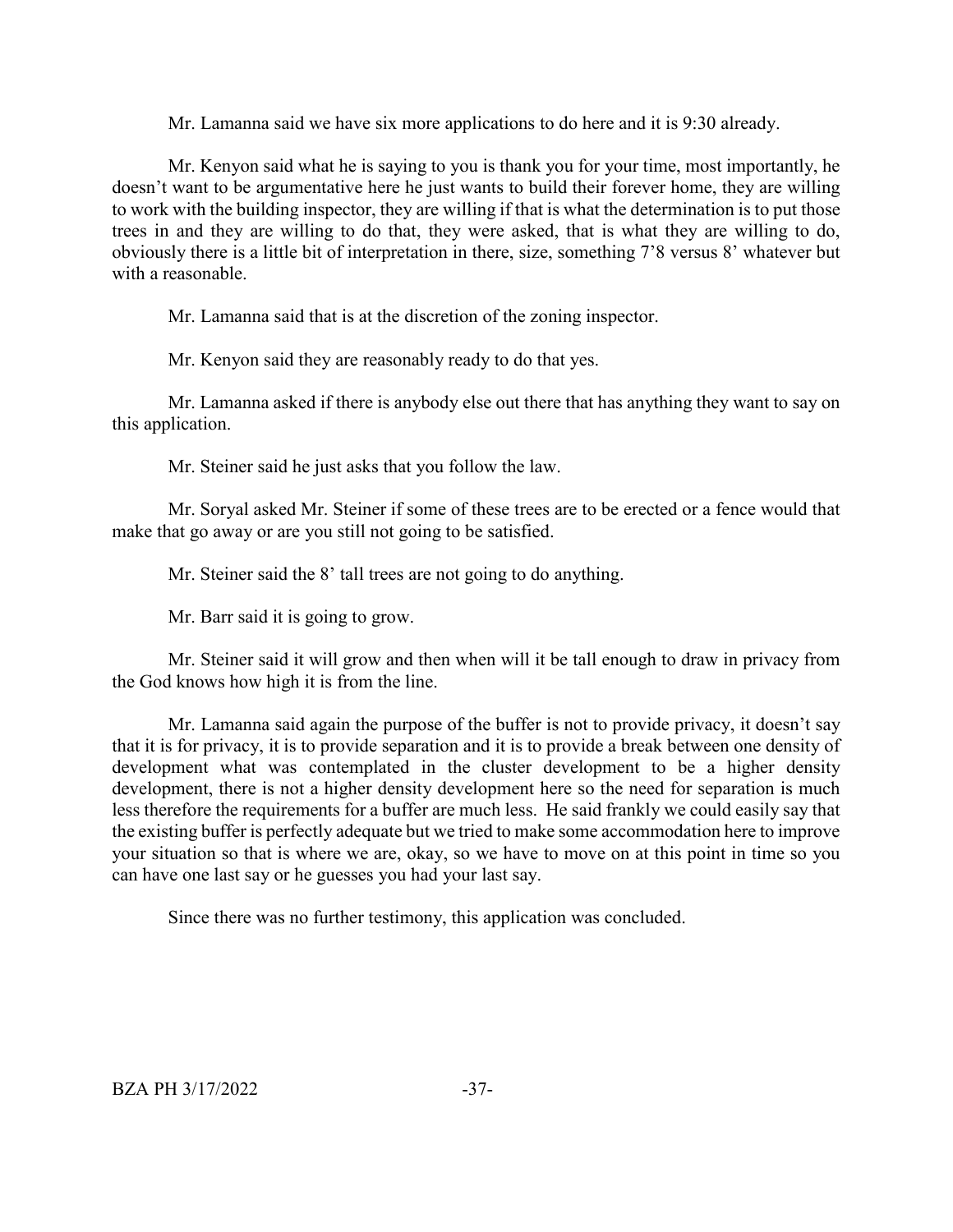Mr. Lamanna said we have six more applications to do here and it is 9:30 already.

Mr. Kenyon said what he is saying to you is thank you for your time, most importantly, he doesn't want to be argumentative here he just wants to build their forever home, they are willing to work with the building inspector, they are willing if that is what the determination is to put those trees in and they are willing to do that, they were asked, that is what they are willing to do, obviously there is a little bit of interpretation in there, size, something 7'8 versus 8' whatever but with a reasonable.

Mr. Lamanna said that is at the discretion of the zoning inspector.

Mr. Kenyon said they are reasonably ready to do that yes.

Mr. Lamanna asked if there is anybody else out there that has anything they want to say on this application.

Mr. Steiner said he just asks that you follow the law.

Mr. Soryal asked Mr. Steiner if some of these trees are to be erected or a fence would that make that go away or are you still not going to be satisfied.

Mr. Steiner said the 8' tall trees are not going to do anything.

Mr. Barr said it is going to grow.

Mr. Steiner said it will grow and then when will it be tall enough to draw in privacy from the God knows how high it is from the line.

Mr. Lamanna said again the purpose of the buffer is not to provide privacy, it doesn't say that it is for privacy, it is to provide separation and it is to provide a break between one density of development what was contemplated in the cluster development to be a higher density development, there is not a higher density development here so the need for separation is much less therefore the requirements for a buffer are much less. He said frankly we could easily say that the existing buffer is perfectly adequate but we tried to make some accommodation here to improve your situation so that is where we are, okay, so we have to move on at this point in time so you can have one last say or he guesses you had your last say.

Since there was no further testimony, this application was concluded.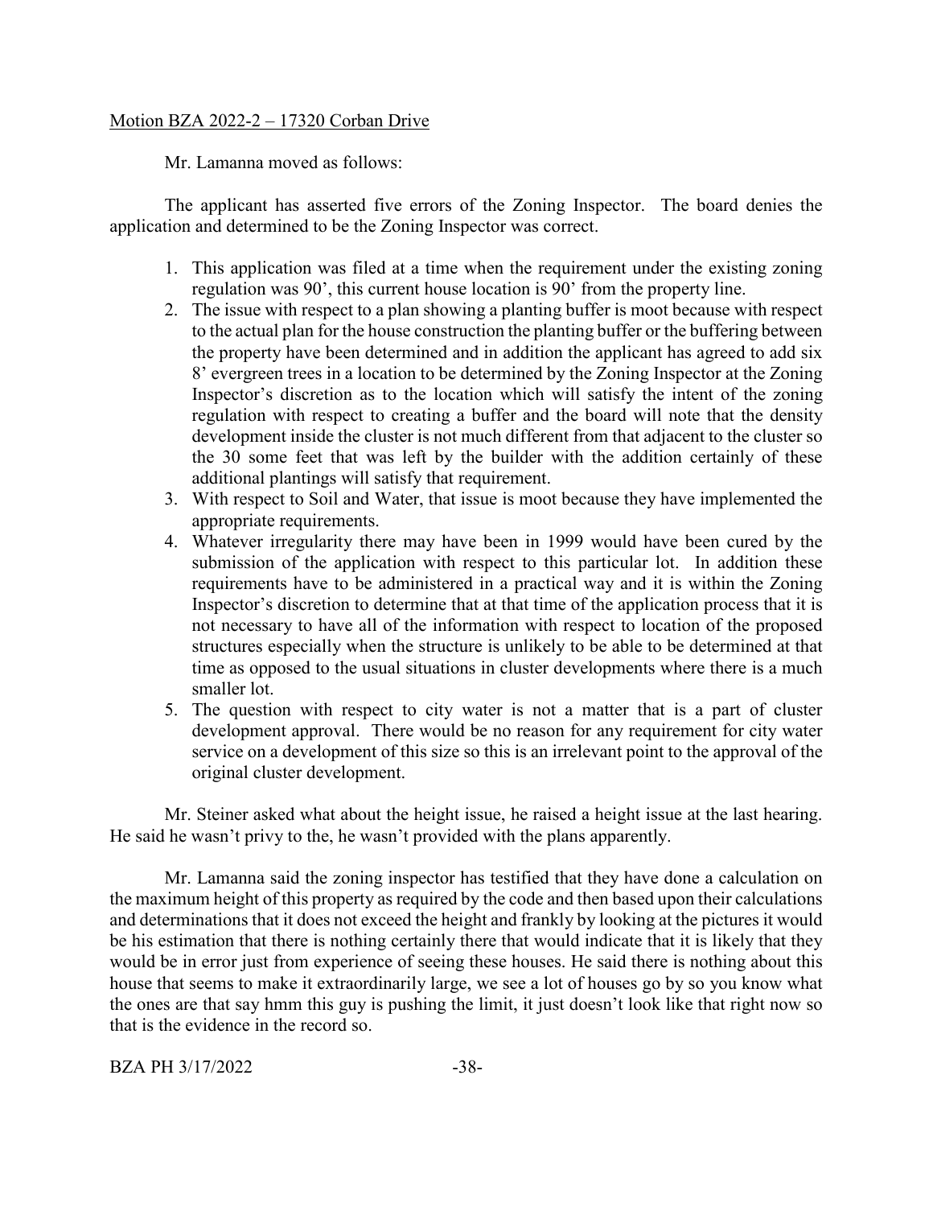Motion BZA 2022-2 – 17320 Corban Drive

Mr. Lamanna moved as follows:

The applicant has asserted five errors of the Zoning Inspector. The board denies the application and determined to be the Zoning Inspector was correct.

1. This application was filed at a time when the requirement under the existing zoning regulation was 90', this current house location is 90' from the property line.
2. The issue with respect to a plan showing a planting buffer is moot because with respect to the actual plan for the house construction the planting buffer or the buffering between the property have been determined and in addition the applicant has agreed to add six 8' evergreen trees in a location to be determined by the Zoning Inspector at the Zoning Inspector's discretion as to the location which will satisfy the intent of the zoning regulation with respect to creating a buffer and the board will note that the density development inside the cluster is not much different from that adjacent to the cluster so the 30 some feet that was left by the builder with the addition certainly of these additional plantings will satisfy that requirement.
3. With respect to Soil and Water, that issue is moot because they have implemented the appropriate requirements.
4. Whatever irregularity there may have been in 1999 would have been cured by the submission of the application with respect to this particular lot. In addition these requirements have to be administered in a practical way and it is within the Zoning Inspector's discretion to determine that at that time of the application process that it is not necessary to have all of the information with respect to location of the proposed structures especially when the structure is unlikely to be able to be determined at that time as opposed to the usual situations in cluster developments where there is a much smaller lot.
5. The question with respect to city water is not a matter that is a part of cluster development approval. There would be no reason for any requirement for city water service on a development of this size so this is an irrelevant point to the approval of the original cluster development.

Mr. Steiner asked what about the height issue, he raised a height issue at the last hearing. He said he wasn't privy to the, he wasn't provided with the plans apparently.

Mr. Lamanna said the zoning inspector has testified that they have done a calculation on the maximum height of this property as required by the code and then based upon their calculations and determinations that it does not exceed the height and frankly by looking at the pictures it would be his estimation that there is nothing certainly there that would indicate that it is likely that they would be in error just from experience of seeing these houses. He said there is nothing about this house that seems to make it extraordinarily large, we see a lot of houses go by so you know what the ones are that say hmm this guy is pushing the limit, it just doesn't look like that right now so that is the evidence in the record so.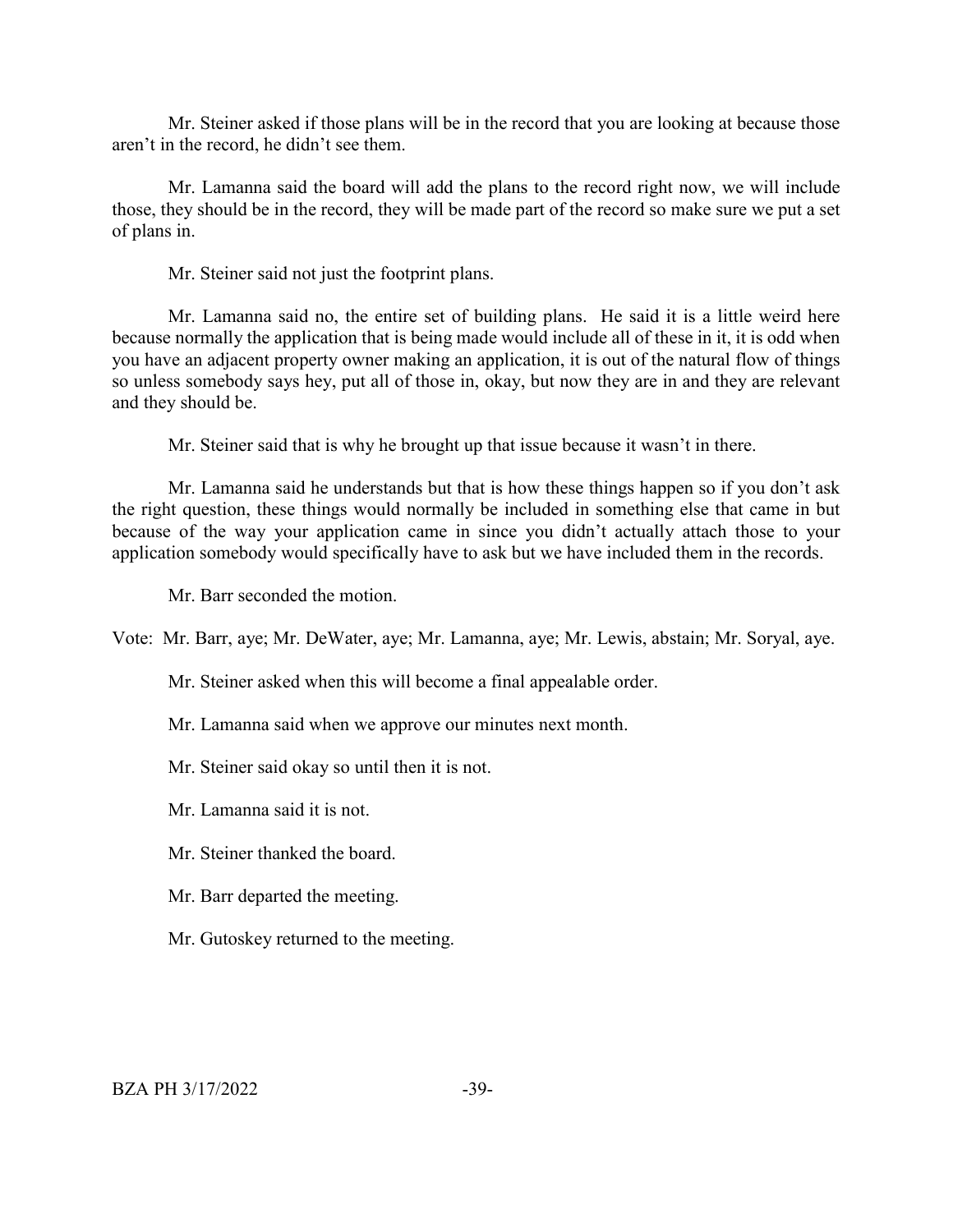Mr. Steiner asked if those plans will be in the record that you are looking at because those aren't in the record, he didn't see them.

Mr. Lamanna said the board will add the plans to the record right now, we will include those, they should be in the record, they will be made part of the record so make sure we put a set of plans in.

Mr. Steiner said not just the footprint plans.

Mr. Lamanna said no, the entire set of building plans. He said it is a little weird here because normally the application that is being made would include all of these in it, it is odd when you have an adjacent property owner making an application, it is out of the natural flow of things so unless somebody says hey, put all of those in, okay, but now they are in and they are relevant and they should be.

Mr. Steiner said that is why he brought up that issue because it wasn't in there.

Mr. Lamanna said he understands but that is how these things happen so if you don't ask the right question, these things would normally be included in something else that came in but because of the way your application came in since you didn't actually attach those to your application somebody would specifically have to ask but we have included them in the records.

Mr. Barr seconded the motion.

Vote: Mr. Barr, aye; Mr. DeWater, aye; Mr. Lamanna, aye; Mr. Lewis, abstain; Mr. Soryal, aye.

Mr. Steiner asked when this will become a final appealable order.

Mr. Lamanna said when we approve our minutes next month.

Mr. Steiner said okay so until then it is not.

Mr. Lamanna said it is not.

Mr. Steiner thanked the board.

Mr. Barr departed the meeting.

Mr. Gutoskey returned to the meeting.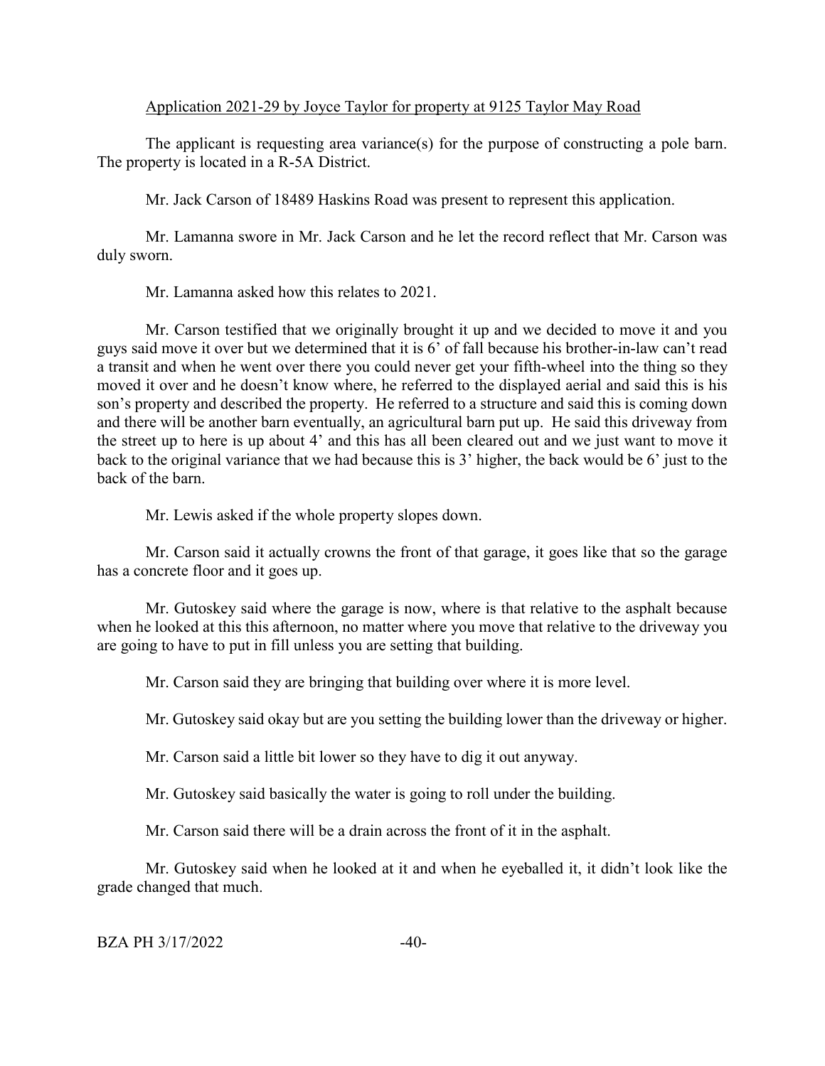Application 2021-29 by Joyce Taylor for property at 9125 Taylor May Road

The applicant is requesting area variance(s) for the purpose of constructing a pole barn. The property is located in a R-5A District.

Mr. Jack Carson of 18489 Haskins Road was present to represent this application.

Mr. Lamanna swore in Mr. Jack Carson and he let the record reflect that Mr. Carson was duly sworn.

Mr. Lamanna asked how this relates to 2021.

Mr. Carson testified that we originally brought it up and we decided to move it and you guys said move it over but we determined that it is 6' of fall because his brother-in-law can't read a transit and when he went over there you could never get your fifth-wheel into the thing so they moved it over and he doesn't know where, he referred to the displayed aerial and said this is his son's property and described the property. He referred to a structure and said this is coming down and there will be another barn eventually, an agricultural barn put up. He said this driveway from the street up to here is up about 4' and this has all been cleared out and we just want to move it back to the original variance that we had because this is 3' higher, the back would be 6' just to the back of the barn.

Mr. Lewis asked if the whole property slopes down.

Mr. Carson said it actually crowns the front of that garage, it goes like that so the garage has a concrete floor and it goes up.

Mr. Gutoskey said where the garage is now, where is that relative to the asphalt because when he looked at this this afternoon, no matter where you move that relative to the driveway you are going to have to put in fill unless you are setting that building.

Mr. Carson said they are bringing that building over where it is more level.

Mr. Gutoskey said okay but are you setting the building lower than the driveway or higher.

Mr. Carson said a little bit lower so they have to dig it out anyway.

Mr. Gutoskey said basically the water is going to roll under the building.

Mr. Carson said there will be a drain across the front of it in the asphalt.

Mr. Gutoskey said when he looked at it and when he eyeballed it, it didn't look like the grade changed that much.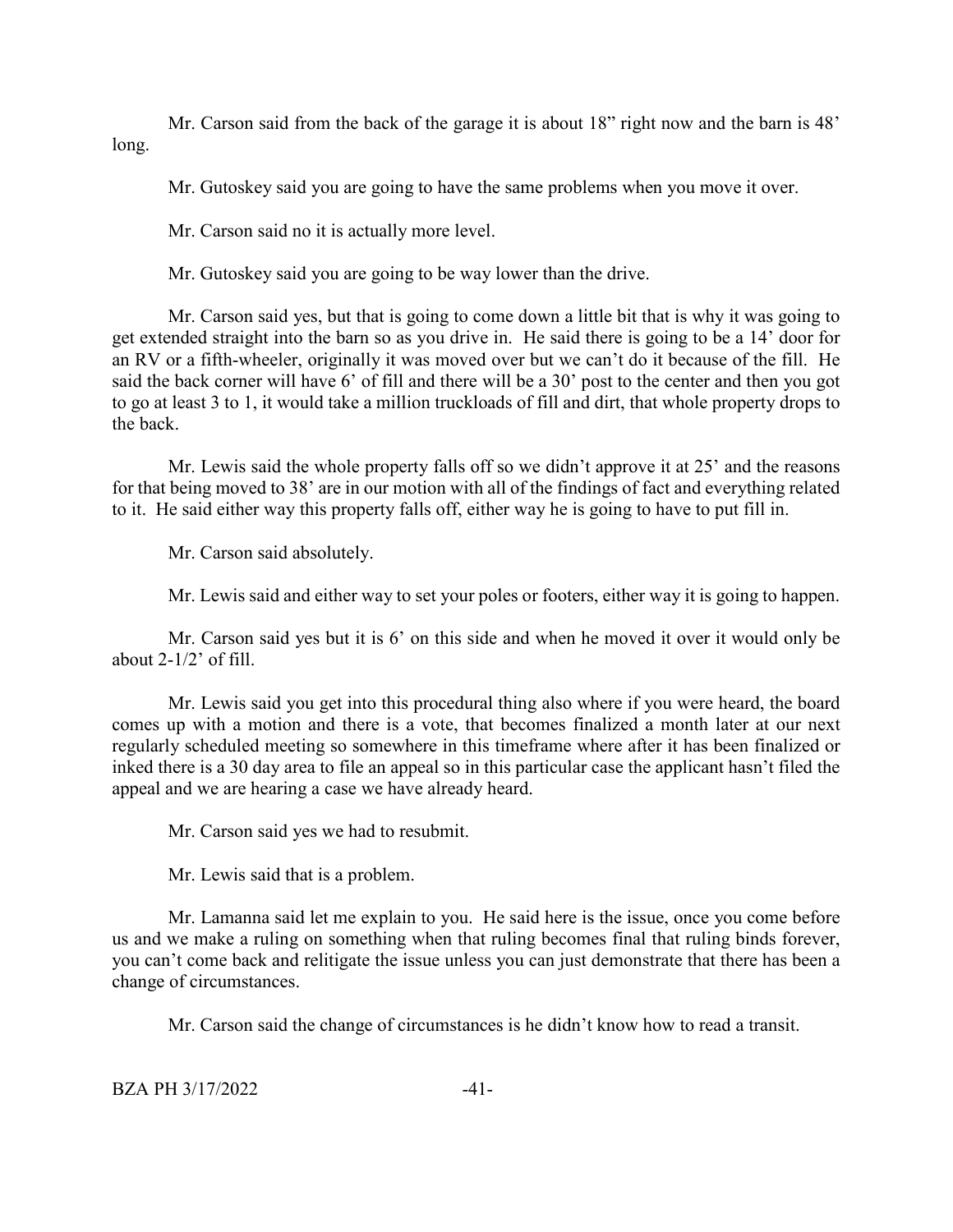Mr. Carson said from the back of the garage it is about 18" right now and the barn is 48' long.

Mr. Gutoskey said you are going to have the same problems when you move it over.

Mr. Carson said no it is actually more level.

Mr. Gutoskey said you are going to be way lower than the drive.

Mr. Carson said yes, but that is going to come down a little bit that is why it was going to get extended straight into the barn so as you drive in. He said there is going to be a 14' door for an RV or a fifth-wheeler, originally it was moved over but we can't do it because of the fill. He said the back corner will have 6' of fill and there will be a 30' post to the center and then you got to go at least 3 to 1, it would take a million truckloads of fill and dirt, that whole property drops to the back.

Mr. Lewis said the whole property falls off so we didn't approve it at 25' and the reasons for that being moved to 38' are in our motion with all of the findings of fact and everything related to it. He said either way this property falls off, either way he is going to have to put fill in.

Mr. Carson said absolutely.

Mr. Lewis said and either way to set your poles or footers, either way it is going to happen.

Mr. Carson said yes but it is 6' on this side and when he moved it over it would only be about 2-1/2' of fill.

Mr. Lewis said you get into this procedural thing also where if you were heard, the board comes up with a motion and there is a vote, that becomes finalized a month later at our next regularly scheduled meeting so somewhere in this timeframe where after it has been finalized or inked there is a 30 day area to file an appeal so in this particular case the applicant hasn't filed the appeal and we are hearing a case we have already heard.

Mr. Carson said yes we had to resubmit.

Mr. Lewis said that is a problem.

Mr. Lamanna said let me explain to you. He said here is the issue, once you come before us and we make a ruling on something when that ruling becomes final that ruling binds forever, you can't come back and relitigate the issue unless you can just demonstrate that there has been a change of circumstances.

Mr. Carson said the change of circumstances is he didn't know how to read a transit.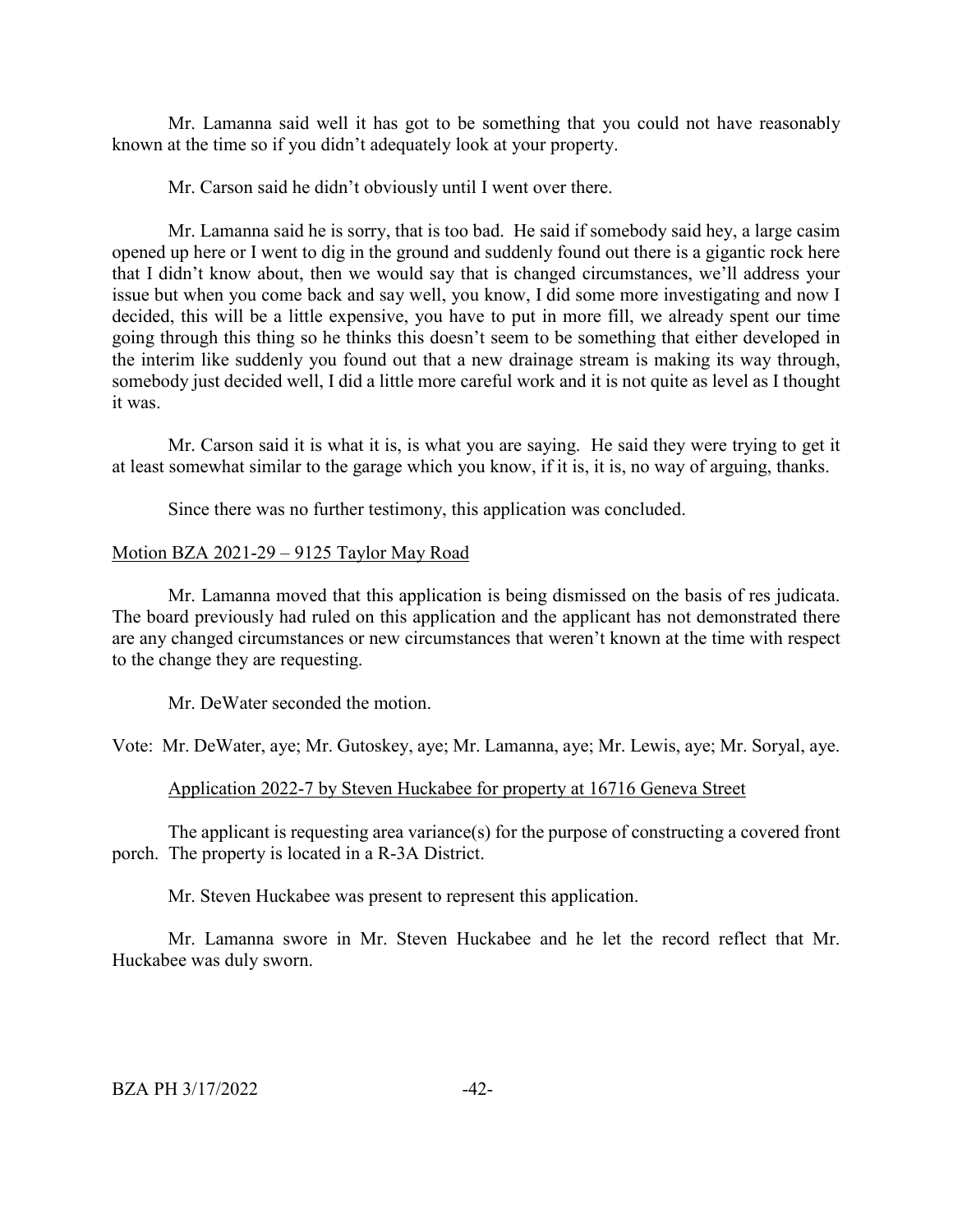Mr. Lamanna said well it has got to be something that you could not have reasonably known at the time so if you didn't adequately look at your property.

Mr. Carson said he didn't obviously until I went over there.

Mr. Lamanna said he is sorry, that is too bad. He said if somebody said hey, a large casim opened up here or I went to dig in the ground and suddenly found out there is a gigantic rock here that I didn't know about, then we would say that is changed circumstances, we'll address your issue but when you come back and say well, you know, I did some more investigating and now I decided, this will be a little expensive, you have to put in more fill, we already spent our time going through this thing so he thinks this doesn't seem to be something that either developed in the interim like suddenly you found out that a new drainage stream is making its way through, somebody just decided well, I did a little more careful work and it is not quite as level as I thought it was.

Mr. Carson said it is what it is, is what you are saying. He said they were trying to get it at least somewhat similar to the garage which you know, if it is, it is, no way of arguing, thanks.

Since there was no further testimony, this application was concluded.

Motion BZA 2021-29 – 9125 Taylor May Road

Mr. Lamanna moved that this application is being dismissed on the basis of res judicata. The board previously had ruled on this application and the applicant has not demonstrated there are any changed circumstances or new circumstances that weren't known at the time with respect to the change they are requesting.

Mr. DeWater seconded the motion.

Vote: Mr. DeWater, aye; Mr. Gutoskey, aye; Mr. Lamanna, aye; Mr. Lewis, aye; Mr. Soryal, aye.

Application 2022-7 by Steven Huckabee for property at 16716 Geneva Street

The applicant is requesting area variance(s) for the purpose of constructing a covered front porch. The property is located in a R-3A District.

Mr. Steven Huckabee was present to represent this application.

Mr. Lamanna swore in Mr. Steven Huckabee and he let the record reflect that Mr. Huckabee was duly sworn.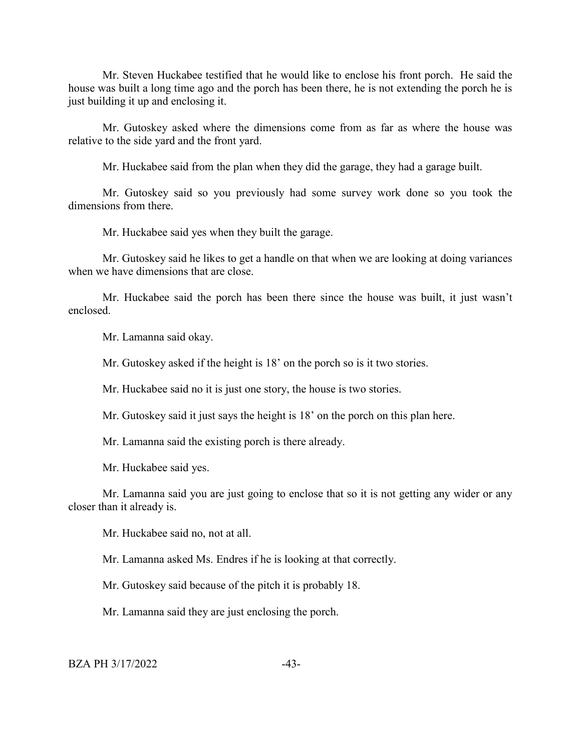Mr. Steven Huckabee testified that he would like to enclose his front porch. He said the house was built a long time ago and the porch has been there, he is not extending the porch he is just building it up and enclosing it.

Mr. Gutoskey asked where the dimensions come from as far as where the house was relative to the side yard and the front yard.

Mr. Huckabee said from the plan when they did the garage, they had a garage built.

Mr. Gutoskey said so you previously had some survey work done so you took the dimensions from there.

Mr. Huckabee said yes when they built the garage.

Mr. Gutoskey said he likes to get a handle on that when we are looking at doing variances when we have dimensions that are close.

Mr. Huckabee said the porch has been there since the house was built, it just wasn't enclosed.

Mr. Lamanna said okay.

Mr. Gutoskey asked if the height is 18' on the porch so is it two stories.

Mr. Huckabee said no it is just one story, the house is two stories.

Mr. Gutoskey said it just says the height is 18' on the porch on this plan here.

Mr. Lamanna said the existing porch is there already.

Mr. Huckabee said yes.

Mr. Lamanna said you are just going to enclose that so it is not getting any wider or any closer than it already is.

Mr. Huckabee said no, not at all.

Mr. Lamanna asked Ms. Endres if he is looking at that correctly.

Mr. Gutoskey said because of the pitch it is probably 18.

Mr. Lamanna said they are just enclosing the porch.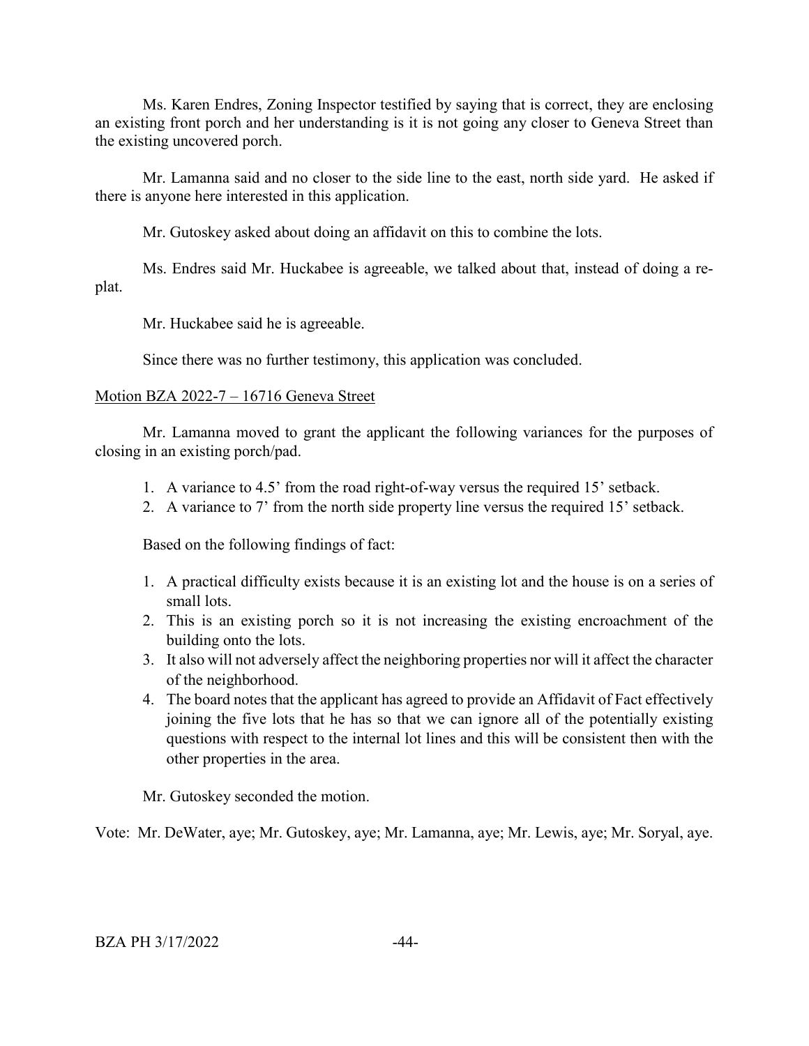Ms. Karen Endres, Zoning Inspector testified by saying that is correct, they are enclosing an existing front porch and her understanding is it is not going any closer to Geneva Street than the existing uncovered porch.

Mr. Lamanna said and no closer to the side line to the east, north side yard. He asked if there is anyone here interested in this application.

Mr. Gutoskey asked about doing an affidavit on this to combine the lots.

Ms. Endres said Mr. Huckabee is agreeable, we talked about that, instead of doing a re-plat.

Mr. Huckabee said he is agreeable.

Since there was no further testimony, this application was concluded.

Motion BZA 2022-7 – 16716 Geneva Street

Mr. Lamanna moved to grant the applicant the following variances for the purposes of closing in an existing porch/pad.

1. A variance to 4.5' from the road right-of-way versus the required 15' setback.
2. A variance to 7' from the north side property line versus the required 15' setback.

Based on the following findings of fact:

1. A practical difficulty exists because it is an existing lot and the house is on a series of small lots.
2. This is an existing porch so it is not increasing the existing encroachment of the building onto the lots.
3. It also will not adversely affect the neighboring properties nor will it affect the character of the neighborhood.
4. The board notes that the applicant has agreed to provide an Affidavit of Fact effectively joining the five lots that he has so that we can ignore all of the potentially existing questions with respect to the internal lot lines and this will be consistent then with the other properties in the area.

Mr. Gutoskey seconded the motion.

Vote: Mr. DeWater, aye; Mr. Gutoskey, aye; Mr. Lamanna, aye; Mr. Lewis, aye; Mr. Soryal, aye.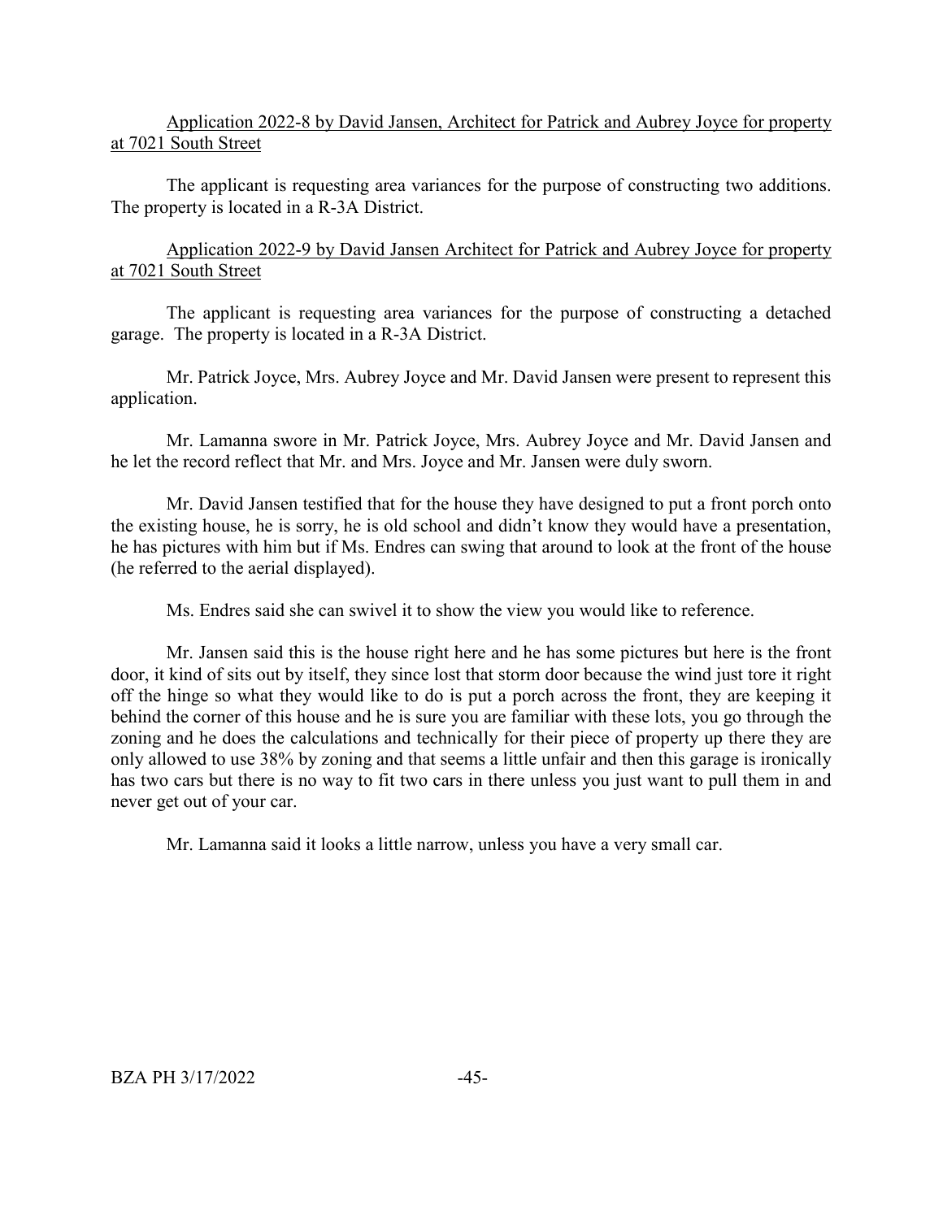Application 2022-8 by David Jansen, Architect for Patrick and Aubrey Joyce for property at 7021 South Street

The applicant is requesting area variances for the purpose of constructing two additions. The property is located in a R-3A District.

Application 2022-9 by David Jansen Architect for Patrick and Aubrey Joyce for property at 7021 South Street

The applicant is requesting area variances for the purpose of constructing a detached garage. The property is located in a R-3A District.

Mr. Patrick Joyce, Mrs. Aubrey Joyce and Mr. David Jansen were present to represent this application.

Mr. Lamanna swore in Mr. Patrick Joyce, Mrs. Aubrey Joyce and Mr. David Jansen and he let the record reflect that Mr. and Mrs. Joyce and Mr. Jansen were duly sworn.

Mr. David Jansen testified that for the house they have designed to put a front porch onto the existing house, he is sorry, he is old school and didn't know they would have a presentation, he has pictures with him but if Ms. Endres can swing that around to look at the front of the house (he referred to the aerial displayed).

Ms. Endres said she can swivel it to show the view you would like to reference.

Mr. Jansen said this is the house right here and he has some pictures but here is the front door, it kind of sits out by itself, they since lost that storm door because the wind just tore it right off the hinge so what they would like to do is put a porch across the front, they are keeping it behind the corner of this house and he is sure you are familiar with these lots, you go through the zoning and he does the calculations and technically for their piece of property up there they are only allowed to use 38% by zoning and that seems a little unfair and then this garage is ironically has two cars but there is no way to fit two cars in there unless you just want to pull them in and never get out of your car.

Mr. Lamanna said it looks a little narrow, unless you have a very small car.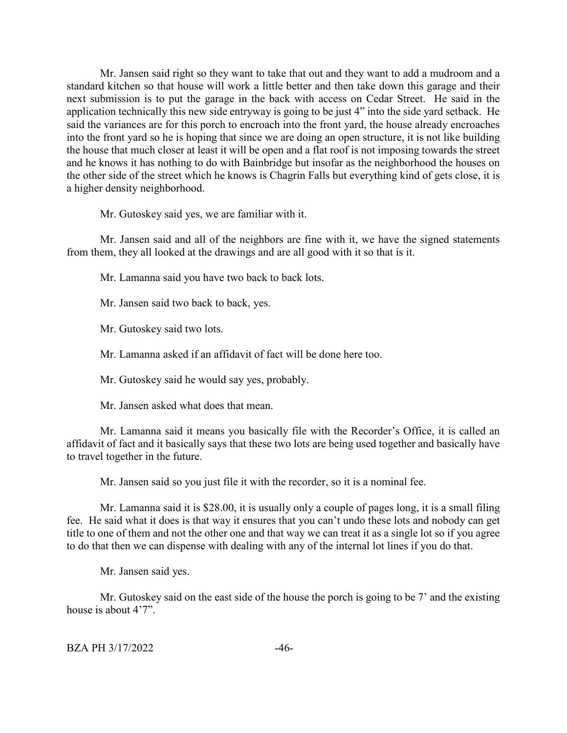Mr. Jansen said right so they want to take that out and they want to add a mudroom and a standard kitchen so that house will work a little better and then take down this garage and their next submission is to put the garage in the back with access on Cedar Street. He said in the application technically this new side entryway is going to be just 4" into the side yard setback. He said the variances are for this porch to encroach into the front yard, the house already encroaches into the front yard so he is hoping that since we are doing an open structure, it is not like building the house that much closer at least it will be open and a flat roof is not imposing towards the street and he knows it has nothing to do with Bainbridge but insofar as the neighborhood the houses on the other side of the street which he knows is Chagrin Falls but everything kind of gets close, it is a higher density neighborhood.

Mr. Gutoskey said yes, we are familiar with it.

Mr. Jansen said and all of the neighbors are fine with it, we have the signed statements from them, they all looked at the drawings and are all good with it so that is it.

Mr. Lamanna said you have two back to back lots.

Mr. Jansen said two back to back, yes.

Mr. Gutoskey said two lots.

Mr. Lamanna asked if an affidavit of fact will be done here too.

Mr. Gutoskey said he would say yes, probably.

Mr. Jansen asked what does that mean.

Mr. Lamanna said it means you basically file with the Recorder's Office, it is called an affidavit of fact and it basically says that these two lots are being used together and basically have to travel together in the future.

Mr. Jansen said so you just file it with the recorder, so it is a nominal fee.

Mr. Lamanna said it is $28.00, it is usually only a couple of pages long, it is a small filing fee. He said what it does is that way it ensures that you can't undo these lots and nobody can get title to one of them and not the other one and that way we can treat it as a single lot so if you agree to do that then we can dispense with dealing with any of the internal lot lines if you do that.

Mr. Jansen said yes.

Mr. Gutoskey said on the east side of the house the porch is going to be 7' and the existing house is about 4'7".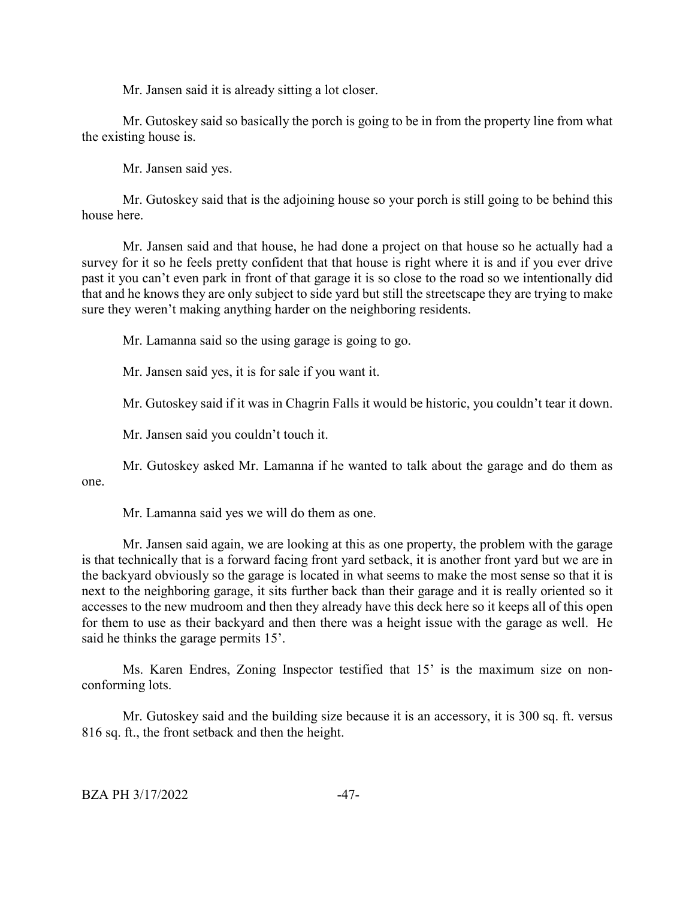Mr. Jansen said it is already sitting a lot closer.

Mr. Gutoskey said so basically the porch is going to be in from the property line from what the existing house is.

Mr. Jansen said yes.

Mr. Gutoskey said that is the adjoining house so your porch is still going to be behind this house here.

Mr. Jansen said and that house, he had done a project on that house so he actually had a survey for it so he feels pretty confident that that house is right where it is and if you ever drive past it you can't even park in front of that garage it is so close to the road so we intentionally did that and he knows they are only subject to side yard but still the streetscape they are trying to make sure they weren't making anything harder on the neighboring residents.

Mr. Lamanna said so the using garage is going to go.

Mr. Jansen said yes, it is for sale if you want it.

Mr. Gutoskey said if it was in Chagrin Falls it would be historic, you couldn't tear it down.

Mr. Jansen said you couldn't touch it.

Mr. Gutoskey asked Mr. Lamanna if he wanted to talk about the garage and do them as one.

Mr. Lamanna said yes we will do them as one.

Mr. Jansen said again, we are looking at this as one property, the problem with the garage is that technically that is a forward facing front yard setback, it is another front yard but we are in the backyard obviously so the garage is located in what seems to make the most sense so that it is next to the neighboring garage, it sits further back than their garage and it is really oriented so it accesses to the new mudroom and then they already have this deck here so it keeps all of this open for them to use as their backyard and then there was a height issue with the garage as well. He said he thinks the garage permits 15'.

Ms. Karen Endres, Zoning Inspector testified that 15' is the maximum size on non-conforming lots.

Mr. Gutoskey said and the building size because it is an accessory, it is 300 sq. ft. versus 816 sq. ft., the front setback and then the height.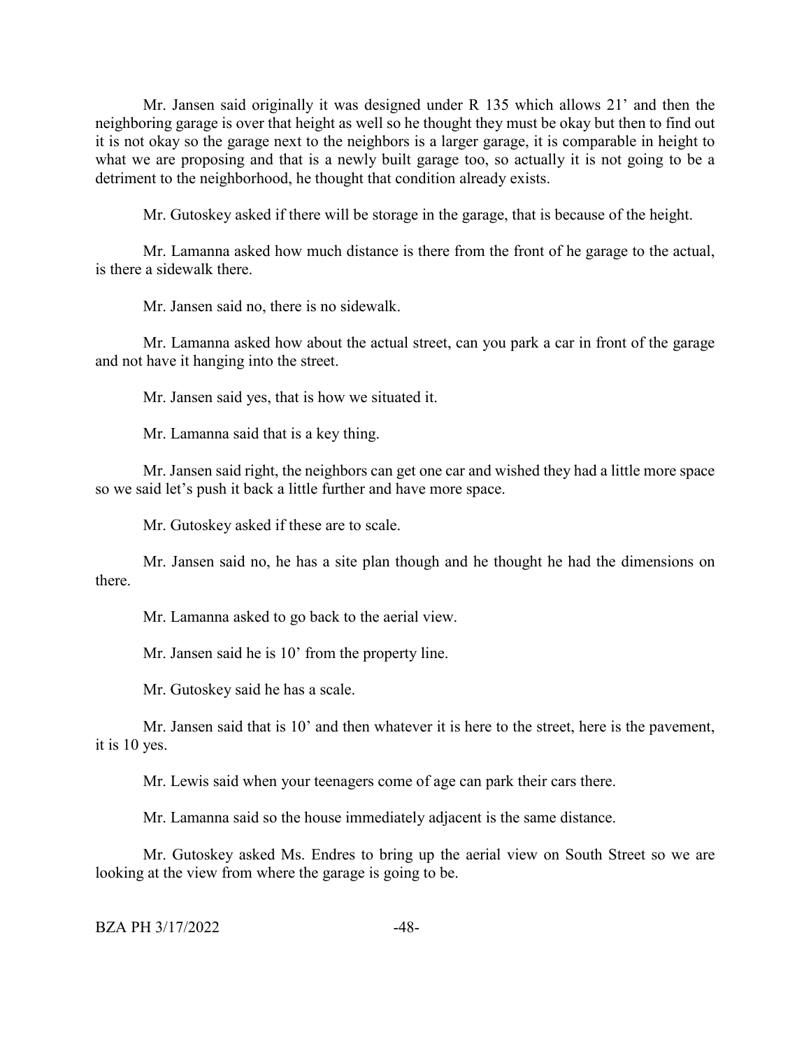Mr. Jansen said originally it was designed under R 135 which allows 21' and then the neighboring garage is over that height as well so he thought they must be okay but then to find out it is not okay so the garage next to the neighbors is a larger garage, it is comparable in height to what we are proposing and that is a newly built garage too, so actually it is not going to be a detriment to the neighborhood, he thought that condition already exists.

Mr. Gutoskey asked if there will be storage in the garage, that is because of the height.

Mr. Lamanna asked how much distance is there from the front of he garage to the actual, is there a sidewalk there.

Mr. Jansen said no, there is no sidewalk.

Mr. Lamanna asked how about the actual street, can you park a car in front of the garage and not have it hanging into the street.

Mr. Jansen said yes, that is how we situated it.

Mr. Lamanna said that is a key thing.

Mr. Jansen said right, the neighbors can get one car and wished they had a little more space so we said let's push it back a little further and have more space.

Mr. Gutoskey asked if these are to scale.

Mr. Jansen said no, he has a site plan though and he thought he had the dimensions on there.

Mr. Lamanna asked to go back to the aerial view.

Mr. Jansen said he is 10' from the property line.

Mr. Gutoskey said he has a scale.

Mr. Jansen said that is 10' and then whatever it is here to the street, here is the pavement, it is 10 yes.

Mr. Lewis said when your teenagers come of age can park their cars there.

Mr. Lamanna said so the house immediately adjacent is the same distance.

Mr. Gutoskey asked Ms. Endres to bring up the aerial view on South Street so we are looking at the view from where the garage is going to be.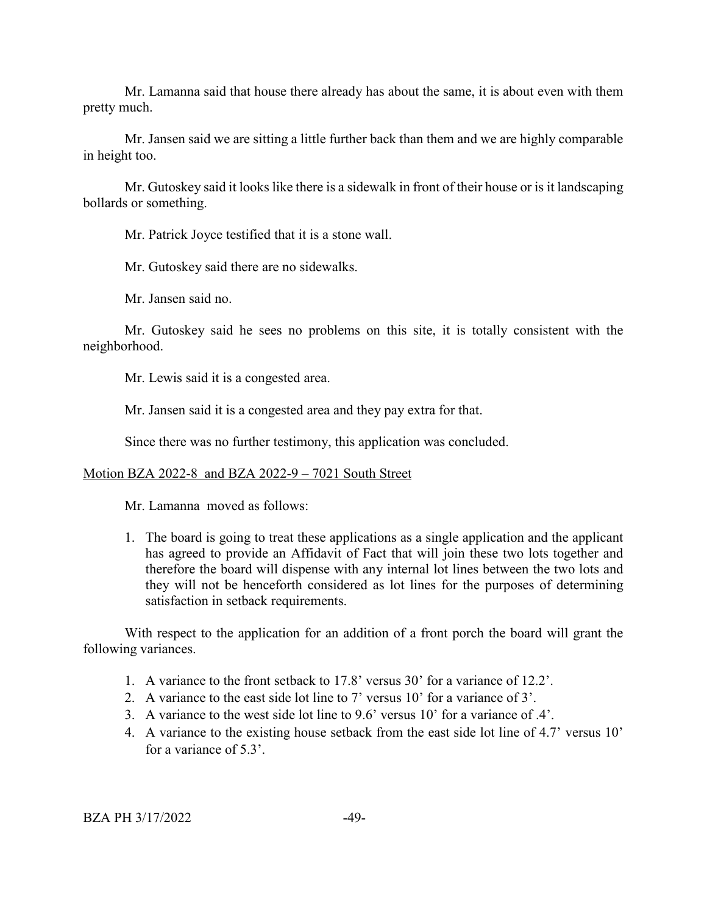Mr. Lamanna said that house there already has about the same, it is about even with them pretty much.

Mr. Jansen said we are sitting a little further back than them and we are highly comparable in height too.

Mr. Gutoskey said it looks like there is a sidewalk in front of their house or is it landscaping bollards or something.

Mr. Patrick Joyce testified that it is a stone wall.

Mr. Gutoskey said there are no sidewalks.

Mr. Jansen said no.

Mr. Gutoskey said he sees no problems on this site, it is totally consistent with the neighborhood.

Mr. Lewis said it is a congested area.

Mr. Jansen said it is a congested area and they pay extra for that.

Since there was no further testimony, this application was concluded.

Motion BZA 2022-8 and BZA 2022-9 – 7021 South Street

Mr. Lamanna moved as follows:

1. The board is going to treat these applications as a single application and the applicant has agreed to provide an Affidavit of Fact that will join these two lots together and therefore the board will dispense with any internal lot lines between the two lots and they will not be henceforth considered as lot lines for the purposes of determining satisfaction in setback requirements.

With respect to the application for an addition of a front porch the board will grant the following variances.

1. A variance to the front setback to 17.8' versus 30' for a variance of 12.2'.
2. A variance to the east side lot line to 7' versus 10' for a variance of 3'.
3. A variance to the west side lot line to 9.6' versus 10' for a variance of .4'.
4. A variance to the existing house setback from the east side lot line of 4.7' versus 10' for a variance of 5.3'.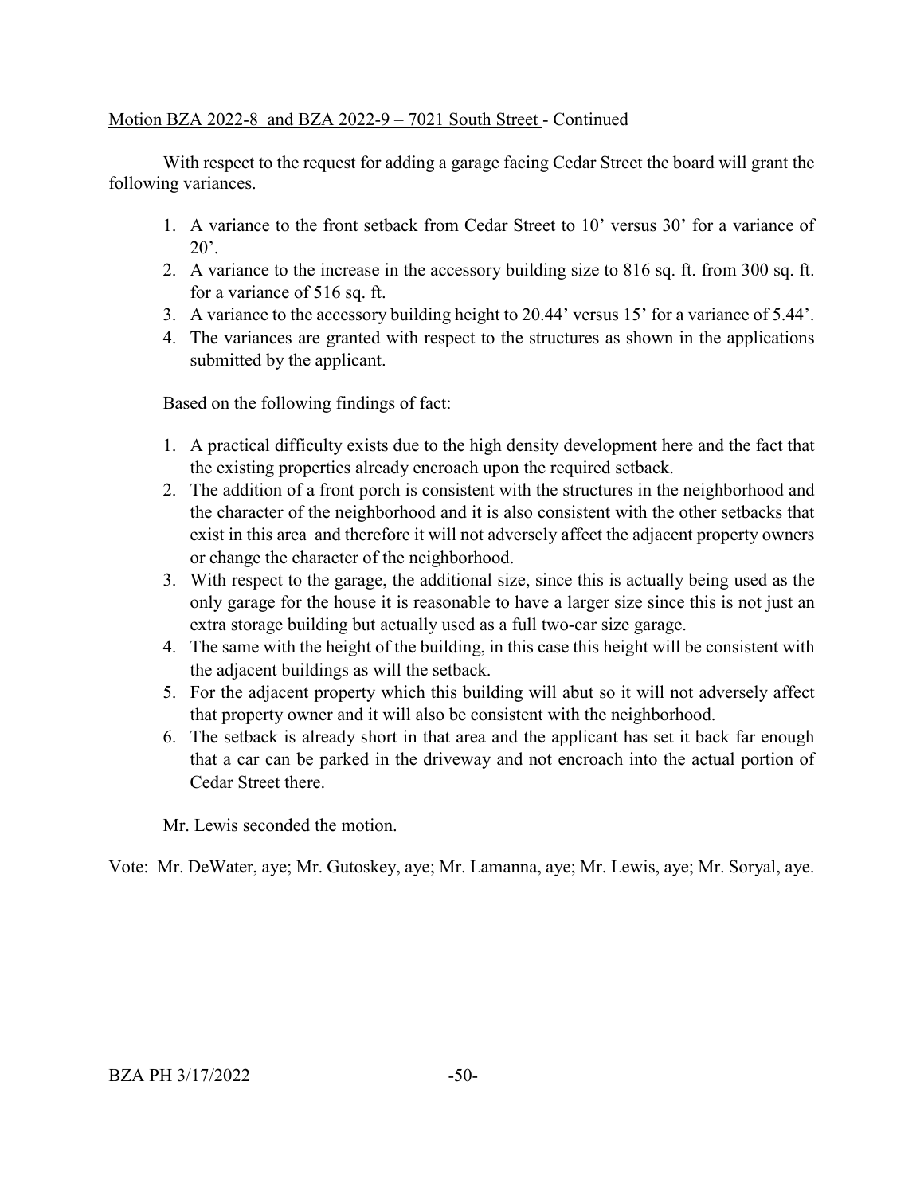Motion BZA 2022-8 and BZA 2022-9 – 7021 South Street - Continued

With respect to the request for adding a garage facing Cedar Street the board will grant the following variances.

1. A variance to the front setback from Cedar Street to 10' versus 30' for a variance of 20'.
2. A variance to the increase in the accessory building size to 816 sq. ft. from 300 sq. ft. for a variance of 516 sq. ft.
3. A variance to the accessory building height to 20.44' versus 15' for a variance of 5.44'.
4. The variances are granted with respect to the structures as shown in the applications submitted by the applicant.

Based on the following findings of fact:

1. A practical difficulty exists due to the high density development here and the fact that the existing properties already encroach upon the required setback.
2. The addition of a front porch is consistent with the structures in the neighborhood and the character of the neighborhood and it is also consistent with the other setbacks that exist in this area and therefore it will not adversely affect the adjacent property owners or change the character of the neighborhood.
3. With respect to the garage, the additional size, since this is actually being used as the only garage for the house it is reasonable to have a larger size since this is not just an extra storage building but actually used as a full two-car size garage.
4. The same with the height of the building, in this case this height will be consistent with the adjacent buildings as will the setback.
5. For the adjacent property which this building will abut so it will not adversely affect that property owner and it will also be consistent with the neighborhood.
6. The setback is already short in that area and the applicant has set it back far enough that a car can be parked in the driveway and not encroach into the actual portion of Cedar Street there.

Mr. Lewis seconded the motion.

Vote: Mr. DeWater, aye; Mr. Gutoskey, aye; Mr. Lamanna, aye; Mr. Lewis, aye; Mr. Soryal, aye.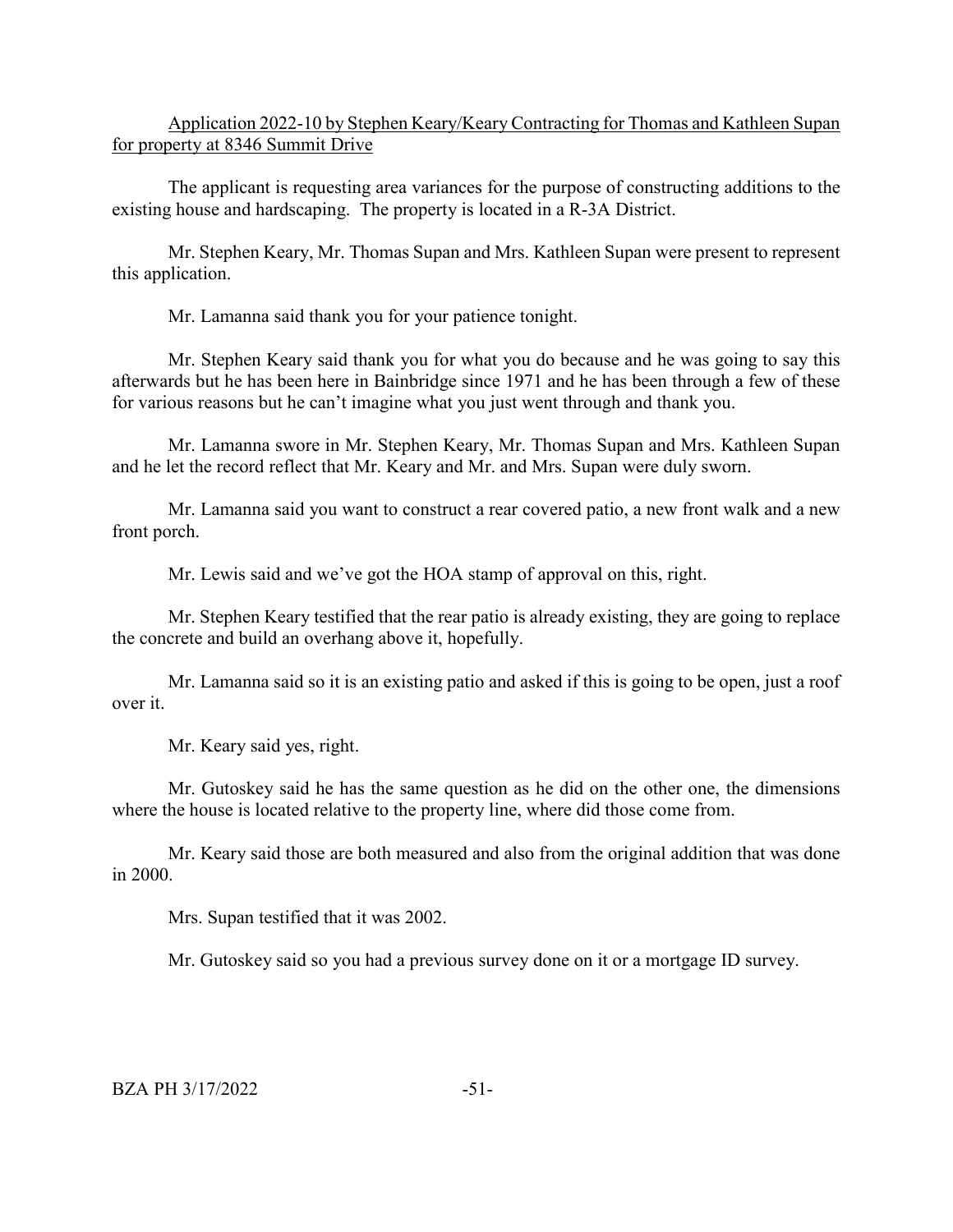<u>Application 2022-10 by Stephen Keary/Keary Contracting for Thomas and Kathleen Supan for property at 8346 Summit Drive</u>

The applicant is requesting area variances for the purpose of constructing additions to the existing house and hardscaping. The property is located in a R-3A District.

Mr. Stephen Keary, Mr. Thomas Supan and Mrs. Kathleen Supan were present to represent this application.

Mr. Lamanna said thank you for your patience tonight.

Mr. Stephen Keary said thank you for what you do because and he was going to say this afterwards but he has been here in Bainbridge since 1971 and he has been through a few of these for various reasons but he can't imagine what you just went through and thank you.

Mr. Lamanna swore in Mr. Stephen Keary, Mr. Thomas Supan and Mrs. Kathleen Supan and he let the record reflect that Mr. Keary and Mr. and Mrs. Supan were duly sworn.

Mr. Lamanna said you want to construct a rear covered patio, a new front walk and a new front porch.

Mr. Lewis said and we've got the HOA stamp of approval on this, right.

Mr. Stephen Keary testified that the rear patio is already existing, they are going to replace the concrete and build an overhang above it, hopefully.

Mr. Lamanna said so it is an existing patio and asked if this is going to be open, just a roof over it.

Mr. Keary said yes, right.

Mr. Gutoskey said he has the same question as he did on the other one, the dimensions where the house is located relative to the property line, where did those come from.

Mr. Keary said those are both measured and also from the original addition that was done in 2000.

Mrs. Supan testified that it was 2002.

Mr. Gutoskey said so you had a previous survey done on it or a mortgage ID survey.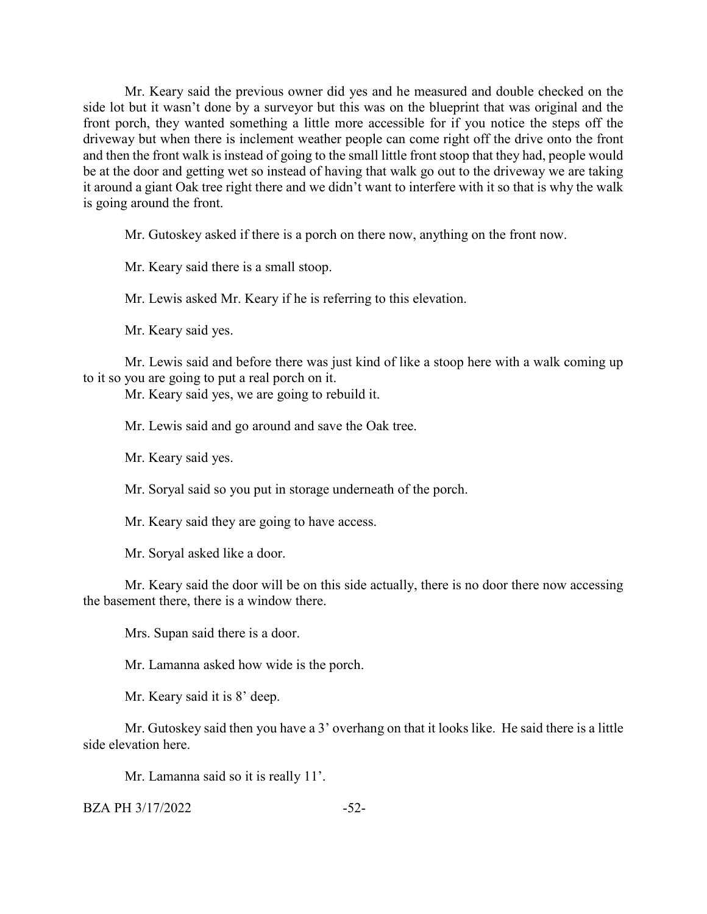Mr. Keary said the previous owner did yes and he measured and double checked on the side lot but it wasn't done by a surveyor but this was on the blueprint that was original and the front porch, they wanted something a little more accessible for if you notice the steps off the driveway but when there is inclement weather people can come right off the drive onto the front and then the front walk is instead of going to the small little front stoop that they had, people would be at the door and getting wet so instead of having that walk go out to the driveway we are taking it around a giant Oak tree right there and we didn't want to interfere with it so that is why the walk is going around the front.

Mr. Gutoskey asked if there is a porch on there now, anything on the front now.

Mr. Keary said there is a small stoop.

Mr. Lewis asked Mr. Keary if he is referring to this elevation.

Mr. Keary said yes.

Mr. Lewis said and before there was just kind of like a stoop here with a walk coming up to it so you are going to put a real porch on it.

Mr. Keary said yes, we are going to rebuild it.

Mr. Lewis said and go around and save the Oak tree.

Mr. Keary said yes.

Mr. Soryal said so you put in storage underneath of the porch.

Mr. Keary said they are going to have access.

Mr. Soryal asked like a door.

Mr. Keary said the door will be on this side actually, there is no door there now accessing the basement there, there is a window there.

Mrs. Supan said there is a door.

Mr. Lamanna asked how wide is the porch.

Mr. Keary said it is 8' deep.

Mr. Gutoskey said then you have a 3' overhang on that it looks like. He said there is a little side elevation here.

Mr. Lamanna said so it is really 11'.

BZA PH 3/17/2022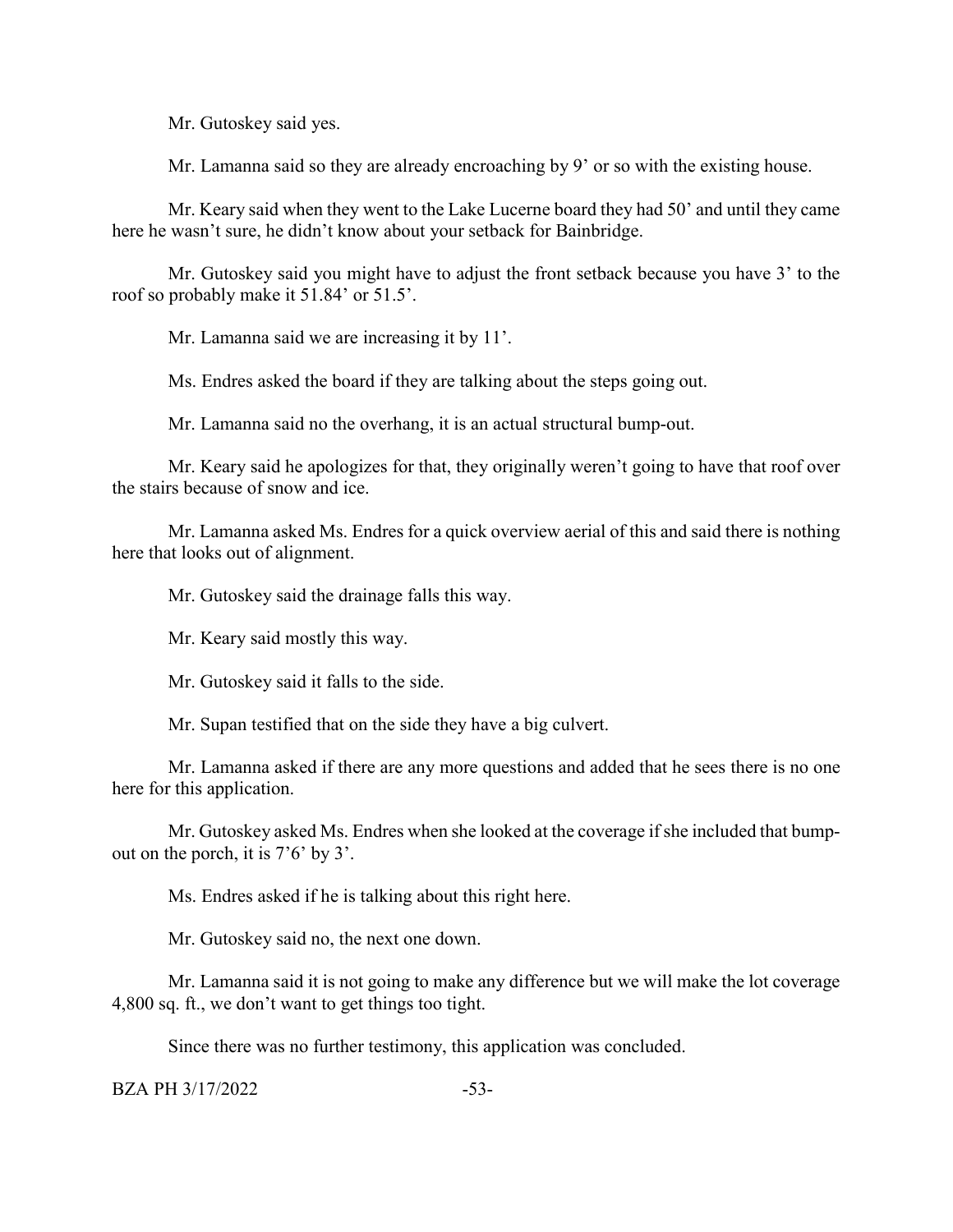Mr. Gutoskey said yes.

Mr. Lamanna said so they are already encroaching by 9' or so with the existing house.

Mr. Keary said when they went to the Lake Lucerne board they had 50' and until they came here he wasn't sure, he didn't know about your setback for Bainbridge.

Mr. Gutoskey said you might have to adjust the front setback because you have 3' to the roof so probably make it 51.84' or 51.5'.

Mr. Lamanna said we are increasing it by 11'.

Ms. Endres asked the board if they are talking about the steps going out.

Mr. Lamanna said no the overhang, it is an actual structural bump-out.

Mr. Keary said he apologizes for that, they originally weren't going to have that roof over the stairs because of snow and ice.

Mr. Lamanna asked Ms. Endres for a quick overview aerial of this and said there is nothing here that looks out of alignment.

Mr. Gutoskey said the drainage falls this way.

Mr. Keary said mostly this way.

Mr. Gutoskey said it falls to the side.

Mr. Supan testified that on the side they have a big culvert.

Mr. Lamanna asked if there are any more questions and added that he sees there is no one here for this application.

Mr. Gutoskey asked Ms. Endres when she looked at the coverage if she included that bump-out on the porch, it is 7'6' by 3'.

Ms. Endres asked if he is talking about this right here.

Mr. Gutoskey said no, the next one down.

Mr. Lamanna said it is not going to make any difference but we will make the lot coverage 4,800 sq. ft., we don't want to get things too tight.

Since there was no further testimony, this application was concluded.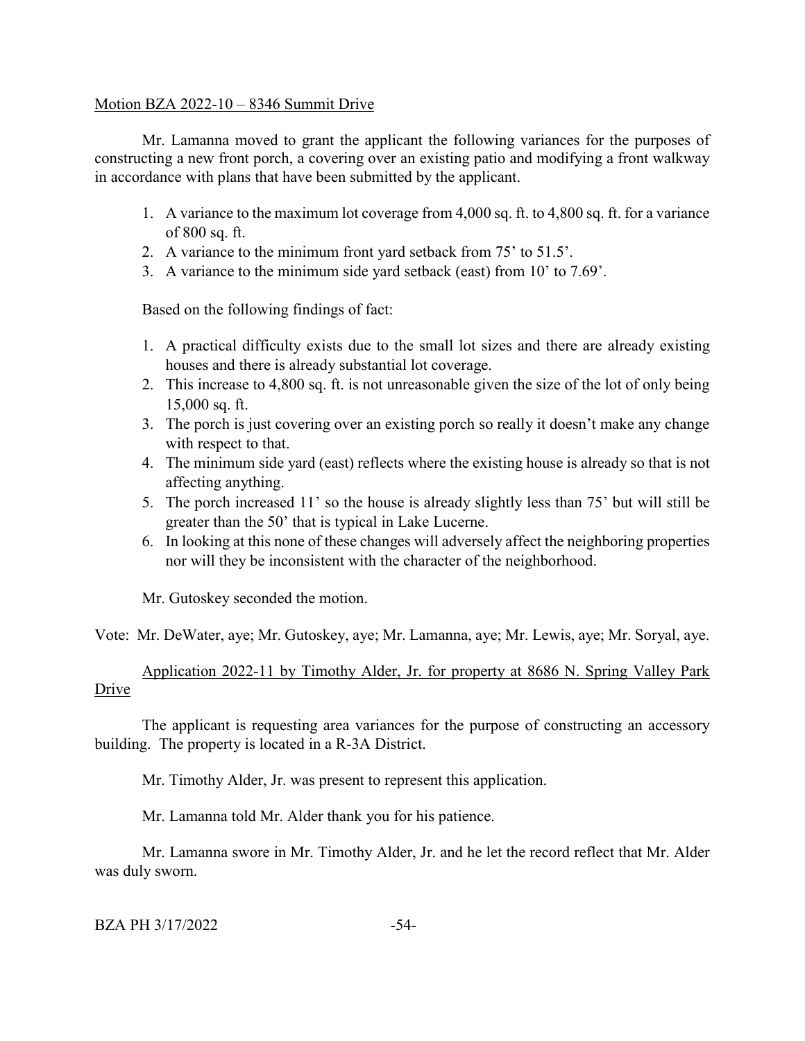Motion BZA 2022-10 – 8346 Summit Drive

Mr. Lamanna moved to grant the applicant the following variances for the purposes of constructing a new front porch, a covering over an existing patio and modifying a front walkway in accordance with plans that have been submitted by the applicant.

1. A variance to the maximum lot coverage from 4,000 sq. ft. to 4,800 sq. ft. for a variance of 800 sq. ft.
2. A variance to the minimum front yard setback from 75' to 51.5'.
3. A variance to the minimum side yard setback (east) from 10' to 7.69'.

Based on the following findings of fact:

1. A practical difficulty exists due to the small lot sizes and there are already existing houses and there is already substantial lot coverage.
2. This increase to 4,800 sq. ft. is not unreasonable given the size of the lot of only being 15,000 sq. ft.
3. The porch is just covering over an existing porch so really it doesn't make any change with respect to that.
4. The minimum side yard (east) reflects where the existing house is already so that is not affecting anything.
5. The porch increased 11' so the house is already slightly less than 75' but will still be greater than the 50' that is typical in Lake Lucerne.
6. In looking at this none of these changes will adversely affect the neighboring properties nor will they be inconsistent with the character of the neighborhood.

Mr. Gutoskey seconded the motion.

Vote: Mr. DeWater, aye; Mr. Gutoskey, aye; Mr. Lamanna, aye; Mr. Lewis, aye; Mr. Soryal, aye.

Application 2022-11 by Timothy Alder, Jr. for property at 8686 N. Spring Valley Park Drive

The applicant is requesting area variances for the purpose of constructing an accessory building. The property is located in a R-3A District.

Mr. Timothy Alder, Jr. was present to represent this application.

Mr. Lamanna told Mr. Alder thank you for his patience.

Mr. Lamanna swore in Mr. Timothy Alder, Jr. and he let the record reflect that Mr. Alder was duly sworn.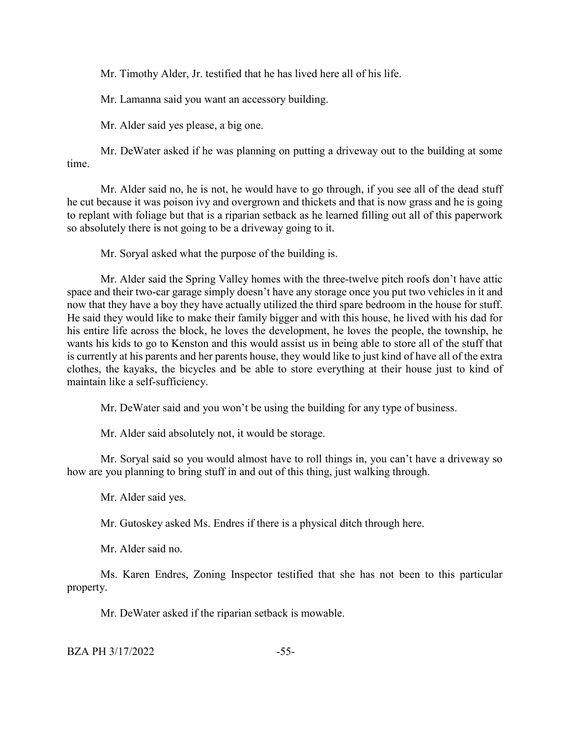Mr. Timothy Alder, Jr. testified that he has lived here all of his life.

Mr. Lamanna said you want an accessory building.

Mr. Alder said yes please, a big one.

Mr. DeWater asked if he was planning on putting a driveway out to the building at some time.

Mr. Alder said no, he is not, he would have to go through, if you see all of the dead stuff he cut because it was poison ivy and overgrown and thickets and that is now grass and he is going to replant with foliage but that is a riparian setback as he learned filling out all of this paperwork so absolutely there is not going to be a driveway going to it.

Mr. Soryal asked what the purpose of the building is.

Mr. Alder said the Spring Valley homes with the three-twelve pitch roofs don't have attic space and their two-car garage simply doesn't have any storage once you put two vehicles in it and now that they have a boy they have actually utilized the third spare bedroom in the house for stuff. He said they would like to make their family bigger and with this house, he lived with his dad for his entire life across the block, he loves the development, he loves the people, the township, he wants his kids to go to Kenston and this would assist us in being able to store all of the stuff that is currently at his parents and her parents house, they would like to just kind of have all of the extra clothes, the kayaks, the bicycles and be able to store everything at their house just to kind of maintain like a self-sufficiency.

Mr. DeWater said and you won't be using the building for any type of business.

Mr. Alder said absolutely not, it would be storage.

Mr. Soryal said so you would almost have to roll things in, you can't have a driveway so how are you planning to bring stuff in and out of this thing, just walking through.

Mr. Alder said yes.

Mr. Gutoskey asked Ms. Endres if there is a physical ditch through here.

Mr. Alder said no.

Ms. Karen Endres, Zoning Inspector testified that she has not been to this particular property.

Mr. DeWater asked if the riparian setback is mowable.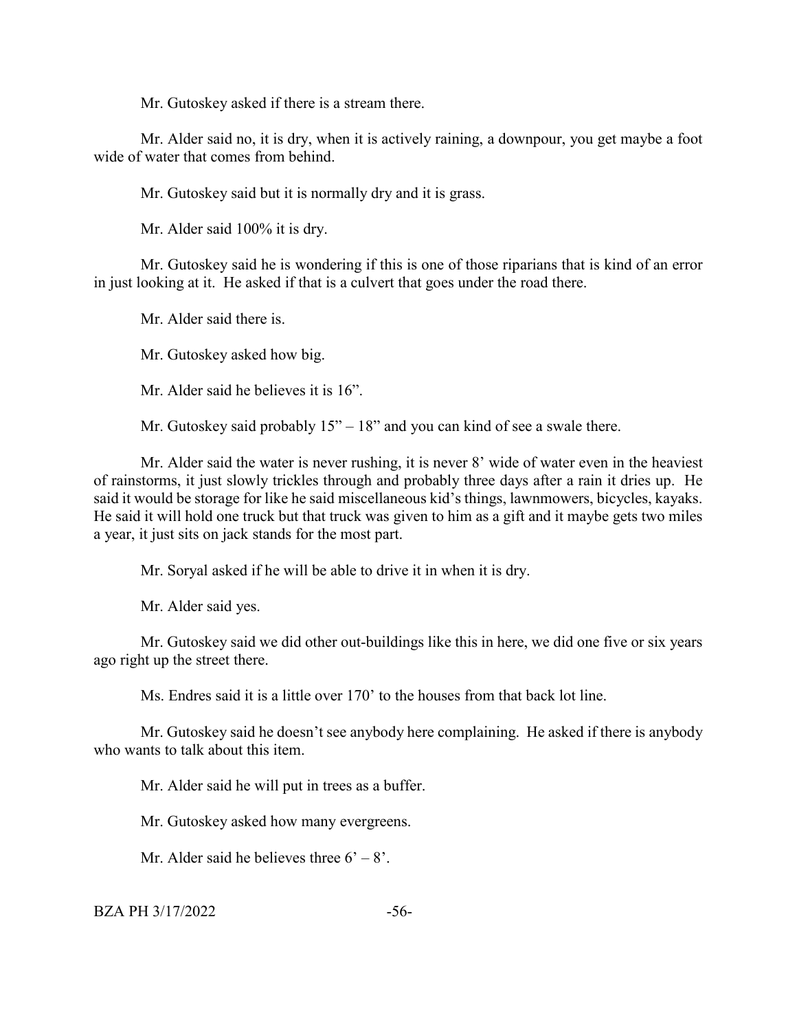Mr. Gutoskey asked if there is a stream there.

Mr. Alder said no, it is dry, when it is actively raining, a downpour, you get maybe a foot wide of water that comes from behind.

Mr. Gutoskey said but it is normally dry and it is grass.

Mr. Alder said 100% it is dry.

Mr. Gutoskey said he is wondering if this is one of those riparians that is kind of an error in just looking at it. He asked if that is a culvert that goes under the road there.

Mr. Alder said there is.

Mr. Gutoskey asked how big.

Mr. Alder said he believes it is 16".

Mr. Gutoskey said probably 15" – 18" and you can kind of see a swale there.

Mr. Alder said the water is never rushing, it is never 8' wide of water even in the heaviest of rainstorms, it just slowly trickles through and probably three days after a rain it dries up. He said it would be storage for like he said miscellaneous kid's things, lawnmowers, bicycles, kayaks. He said it will hold one truck but that truck was given to him as a gift and it maybe gets two miles a year, it just sits on jack stands for the most part.

Mr. Soryal asked if he will be able to drive it in when it is dry.

Mr. Alder said yes.

Mr. Gutoskey said we did other out-buildings like this in here, we did one five or six years ago right up the street there.

Ms. Endres said it is a little over 170' to the houses from that back lot line.

Mr. Gutoskey said he doesn't see anybody here complaining. He asked if there is anybody who wants to talk about this item.

Mr. Alder said he will put in trees as a buffer.

Mr. Gutoskey asked how many evergreens.

Mr. Alder said he believes three 6' – 8'.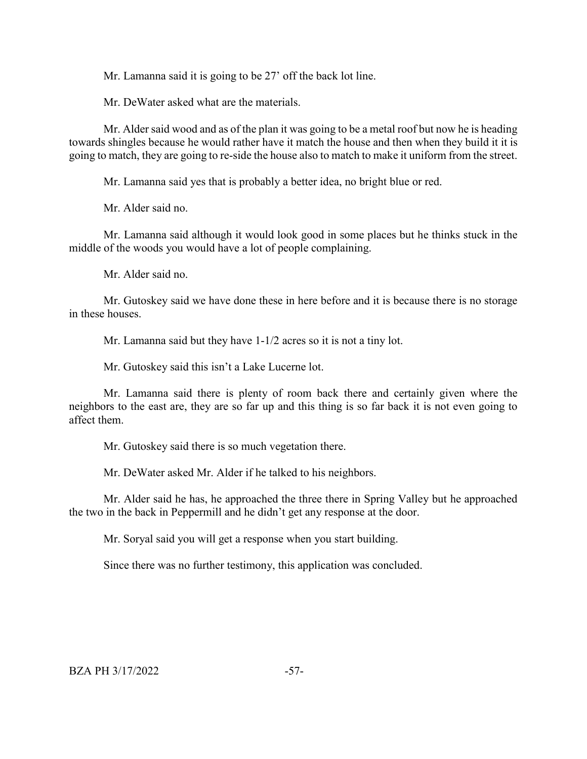Mr. Lamanna said it is going to be 27' off the back lot line.

Mr. DeWater asked what are the materials.

Mr. Alder said wood and as of the plan it was going to be a metal roof but now he is heading towards shingles because he would rather have it match the house and then when they build it it is going to match, they are going to re-side the house also to match to make it uniform from the street.

Mr. Lamanna said yes that is probably a better idea, no bright blue or red.

Mr. Alder said no.

Mr. Lamanna said although it would look good in some places but he thinks stuck in the middle of the woods you would have a lot of people complaining.

Mr. Alder said no.

Mr. Gutoskey said we have done these in here before and it is because there is no storage in these houses.

Mr. Lamanna said but they have 1-1/2 acres so it is not a tiny lot.

Mr. Gutoskey said this isn't a Lake Lucerne lot.

Mr. Lamanna said there is plenty of room back there and certainly given where the neighbors to the east are, they are so far up and this thing is so far back it is not even going to affect them.

Mr. Gutoskey said there is so much vegetation there.

Mr. DeWater asked Mr. Alder if he talked to his neighbors.

Mr. Alder said he has, he approached the three there in Spring Valley but he approached the two in the back in Peppermill and he didn't get any response at the door.

Mr. Soryal said you will get a response when you start building.

Since there was no further testimony, this application was concluded.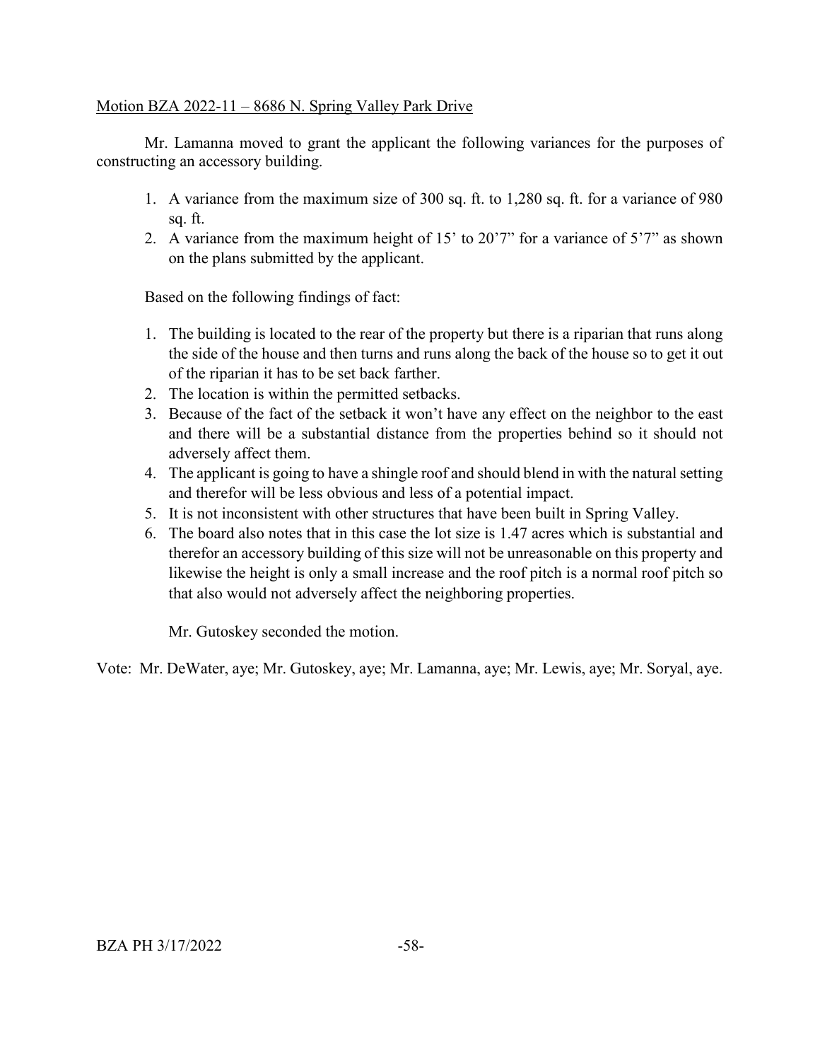Motion BZA 2022-11 – 8686 N. Spring Valley Park Drive

Mr. Lamanna moved to grant the applicant the following variances for the purposes of constructing an accessory building.

1. A variance from the maximum size of 300 sq. ft. to 1,280 sq. ft. for a variance of 980 sq. ft.
2. A variance from the maximum height of 15' to 20'7" for a variance of 5'7" as shown on the plans submitted by the applicant.

Based on the following findings of fact:

1. The building is located to the rear of the property but there is a riparian that runs along the side of the house and then turns and runs along the back of the house so to get it out of the riparian it has to be set back farther.
2. The location is within the permitted setbacks.
3. Because of the fact of the setback it won't have any effect on the neighbor to the east and there will be a substantial distance from the properties behind so it should not adversely affect them.
4. The applicant is going to have a shingle roof and should blend in with the natural setting and therefor will be less obvious and less of a potential impact.
5. It is not inconsistent with other structures that have been built in Spring Valley.
6. The board also notes that in this case the lot size is 1.47 acres which is substantial and therefor an accessory building of this size will not be unreasonable on this property and likewise the height is only a small increase and the roof pitch is a normal roof pitch so that also would not adversely affect the neighboring properties.

Mr. Gutoskey seconded the motion.

Vote: Mr. DeWater, aye; Mr. Gutoskey, aye; Mr. Lamanna, aye; Mr. Lewis, aye; Mr. Soryal, aye.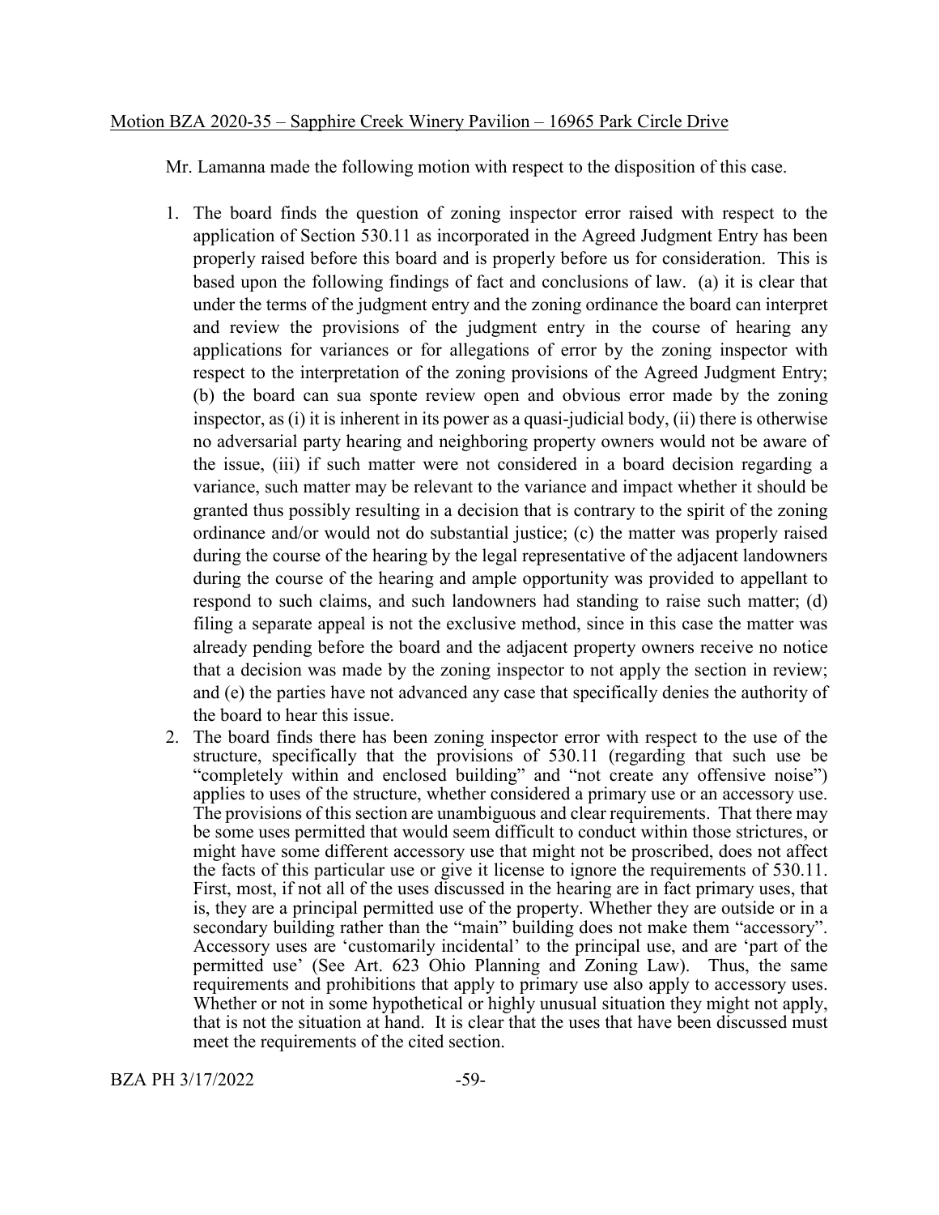Motion BZA 2020-35 – Sapphire Creek Winery Pavilion – 16965 Park Circle Drive

Mr. Lamanna made the following motion with respect to the disposition of this case.

1. The board finds the question of zoning inspector error raised with respect to the application of Section 530.11 as incorporated in the Agreed Judgment Entry has been properly raised before this board and is properly before us for consideration. This is based upon the following findings of fact and conclusions of law. (a) it is clear that under the terms of the judgment entry and the zoning ordinance the board can interpret and review the provisions of the judgment entry in the course of hearing any applications for variances or for allegations of error by the zoning inspector with respect to the interpretation of the zoning provisions of the Agreed Judgment Entry; (b) the board can sua sponte review open and obvious error made by the zoning inspector, as (i) it is inherent in its power as a quasi-judicial body, (ii) there is otherwise no adversarial party hearing and neighboring property owners would not be aware of the issue, (iii) if such matter were not considered in a board decision regarding a variance, such matter may be relevant to the variance and impact whether it should be granted thus possibly resulting in a decision that is contrary to the spirit of the zoning ordinance and/or would not do substantial justice; (c) the matter was properly raised during the course of the hearing by the legal representative of the adjacent landowners during the course of the hearing and ample opportunity was provided to appellant to respond to such claims, and such landowners had standing to raise such matter; (d) filing a separate appeal is not the exclusive method, since in this case the matter was already pending before the board and the adjacent property owners receive no notice that a decision was made by the zoning inspector to not apply the section in review; and (e) the parties have not advanced any case that specifically denies the authority of the board to hear this issue.
2. The board finds there has been zoning inspector error with respect to the use of the structure, specifically that the provisions of 530.11 (regarding that such use be "completely within and enclosed building" and "not create any offensive noise") applies to uses of the structure, whether considered a primary use or an accessory use. The provisions of this section are unambiguous and clear requirements. That there may be some uses permitted that would seem difficult to conduct within those strictures, or might have some different accessory use that might not be proscribed, does not affect the facts of this particular use or give it license to ignore the requirements of 530.11. First, most, if not all of the uses discussed in the hearing are in fact primary uses, that is, they are a principal permitted use of the property. Whether they are outside or in a secondary building rather than the "main" building does not make them "accessory". Accessory uses are 'customarily incidental' to the principal use, and are 'part of the permitted use' (See Art. 623 Ohio Planning and Zoning Law). Thus, the same requirements and prohibitions that apply to primary use also apply to accessory uses. Whether or not in some hypothetical or highly unusual situation they might not apply, that is not the situation at hand. It is clear that the uses that have been discussed must meet the requirements of the cited section.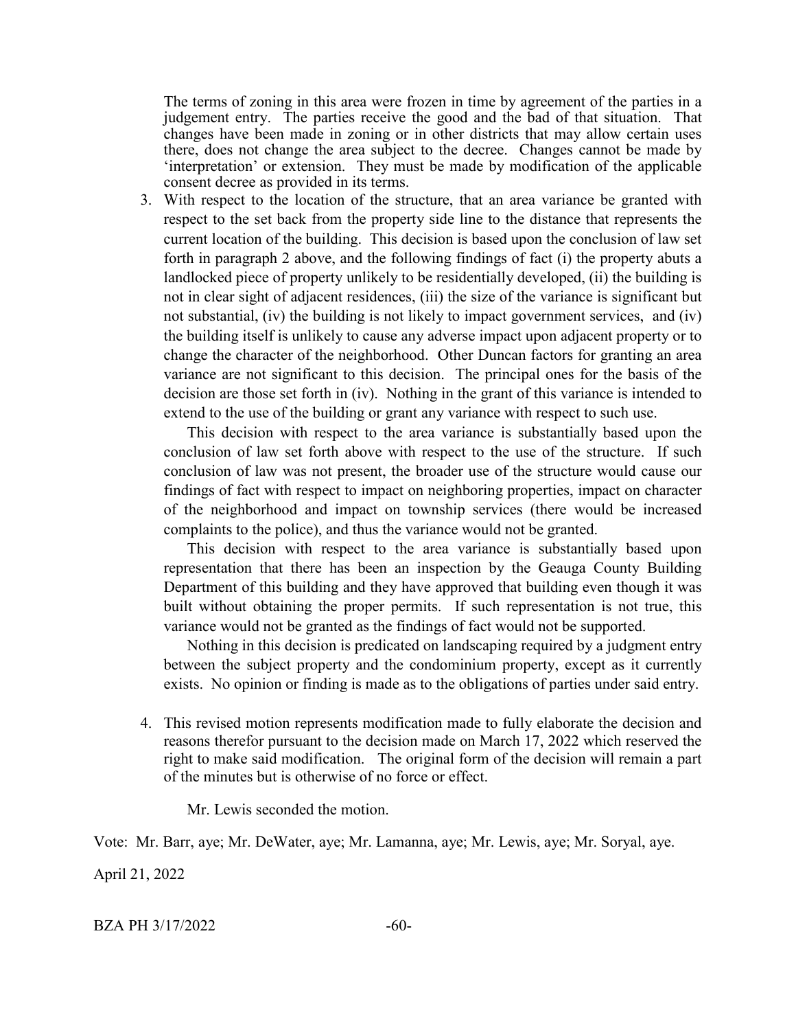The terms of zoning in this area were frozen in time by agreement of the parties in a judgement entry. The parties receive the good and the bad of that situation. That changes have been made in zoning or in other districts that may allow certain uses there, does not change the area subject to the decree. Changes cannot be made by 'interpretation' or extension. They must be made by modification of the applicable consent decree as provided in its terms.

3. With respect to the location of the structure, that an area variance be granted with respect to the set back from the property side line to the distance that represents the current location of the building. This decision is based upon the conclusion of law set forth in paragraph 2 above, and the following findings of fact (i) the property abuts a landlocked piece of property unlikely to be residentially developed, (ii) the building is not in clear sight of adjacent residences, (iii) the size of the variance is significant but not substantial, (iv) the building is not likely to impact government services, and (iv) the building itself is unlikely to cause any adverse impact upon adjacent property or to change the character of the neighborhood. Other Duncan factors for granting an area variance are not significant to this decision. The principal ones for the basis of the decision are those set forth in (iv). Nothing in the grant of this variance is intended to extend to the use of the building or grant any variance with respect to such use.

   This decision with respect to the area variance is substantially based upon the conclusion of law set forth above with respect to the use of the structure. If such conclusion of law was not present, the broader use of the structure would cause our findings of fact with respect to impact on neighboring properties, impact on character of the neighborhood and impact on township services (there would be increased complaints to the police), and thus the variance would not be granted.

   This decision with respect to the area variance is substantially based upon representation that there has been an inspection by the Geauga County Building Department of this building and they have approved that building even though it was built without obtaining the proper permits. If such representation is not true, this variance would not be granted as the findings of fact would not be supported.

   Nothing in this decision is predicated on landscaping required by a judgment entry between the subject property and the condominium property, except as it currently exists. No opinion or finding is made as to the obligations of parties under said entry.

4. This revised motion represents modification made to fully elaborate the decision and reasons therefor pursuant to the decision made on March 17, 2022 which reserved the right to make said modification. The original form of the decision will remain a part of the minutes but is otherwise of no force or effect.

   Mr. Lewis seconded the motion.

Vote: Mr. Barr, aye; Mr. DeWater, aye; Mr. Lamanna, aye; Mr. Lewis, aye; Mr. Soryal, aye.

April 21, 2022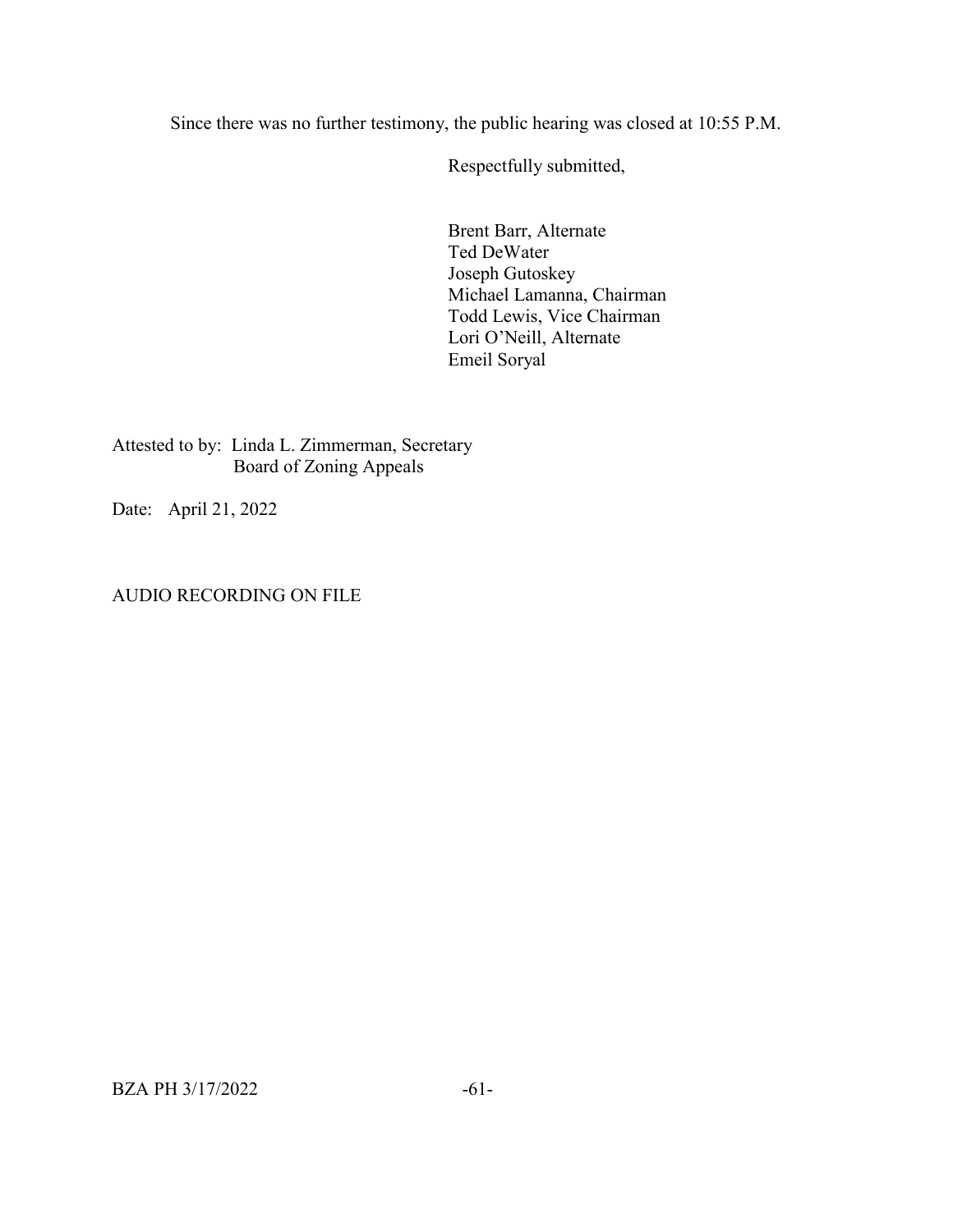Since there was no further testimony, the public hearing was closed at 10:55 P.M.

Respectfully submitted,

Brent Barr, Alternate
Ted DeWater
Joseph Gutoskey
Michael Lamanna, Chairman
Todd Lewis, Vice Chairman
Lori O'Neill, Alternate
Emeil Soryal

Attested to by: Linda L. Zimmerman, Secretary
Board of Zoning Appeals

Date: April 21, 2022

AUDIO RECORDING ON FILE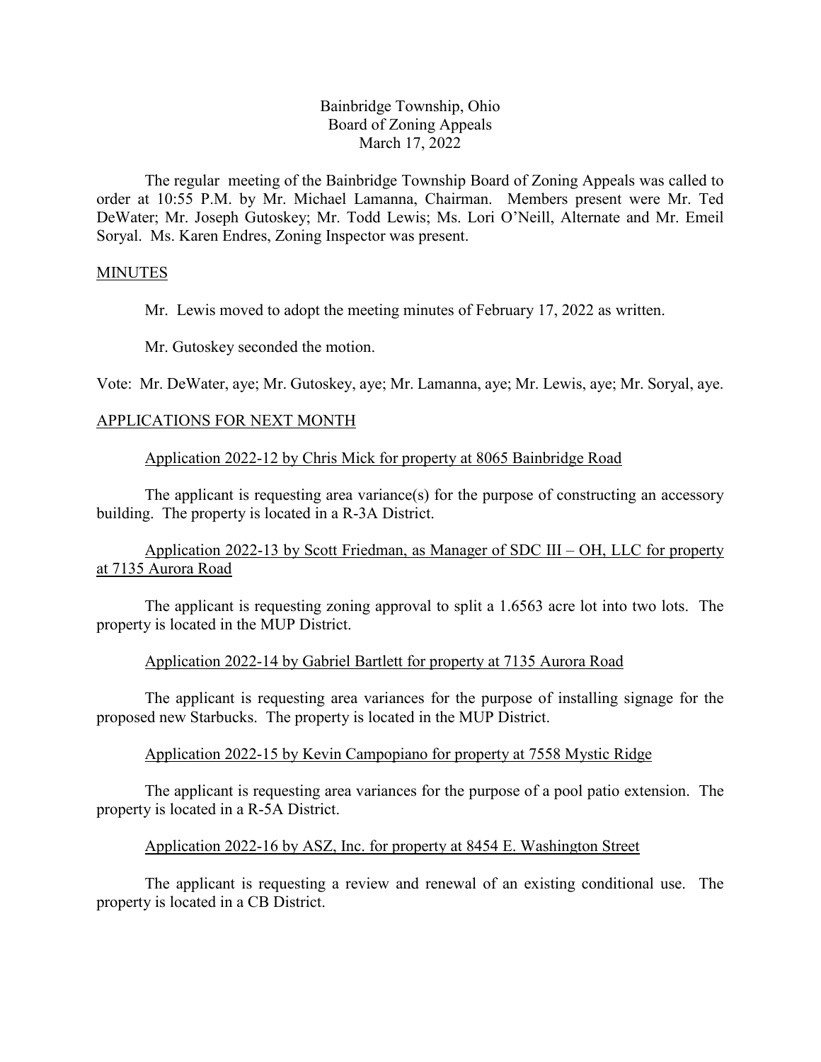Bainbridge Township, Ohio
Board of Zoning Appeals
March 17, 2022

The regular meeting of the Bainbridge Township Board of Zoning Appeals was called to order at 10:55 P.M. by Mr. Michael Lamanna, Chairman. Members present were Mr. Ted DeWater; Mr. Joseph Gutoskey; Mr. Todd Lewis; Ms. Lori O'Neill, Alternate and Mr. Emeil Soryal. Ms. Karen Endres, Zoning Inspector was present.

<u>MINUTES</u>

Mr. Lewis moved to adopt the meeting minutes of February 17, 2022 as written.

Mr. Gutoskey seconded the motion.

Vote: Mr. DeWater, aye; Mr. Gutoskey, aye; Mr. Lamanna, aye; Mr. Lewis, aye; Mr. Soryal, aye.

<u>APPLICATIONS FOR NEXT MONTH</u>

<u>Application 2022-12 by Chris Mick for property at 8065 Bainbridge Road</u>

The applicant is requesting area variance(s) for the purpose of constructing an accessory building. The property is located in a R-3A District.

<u>Application 2022-13 by Scott Friedman, as Manager of SDC III – OH, LLC for property at 7135 Aurora Road</u>

The applicant is requesting zoning approval to split a 1.6563 acre lot into two lots. The property is located in the MUP District.

<u>Application 2022-14 by Gabriel Bartlett for property at 7135 Aurora Road</u>

The applicant is requesting area variances for the purpose of installing signage for the proposed new Starbucks. The property is located in the MUP District.

<u>Application 2022-15 by Kevin Campopiano for property at 7558 Mystic Ridge</u>

The applicant is requesting area variances for the purpose of a pool patio extension. The property is located in a R-5A District.

<u>Application 2022-16 by ASZ, Inc. for property at 8454 E. Washington Street</u>

The applicant is requesting a review and renewal of an existing conditional use. The property is located in a CB District.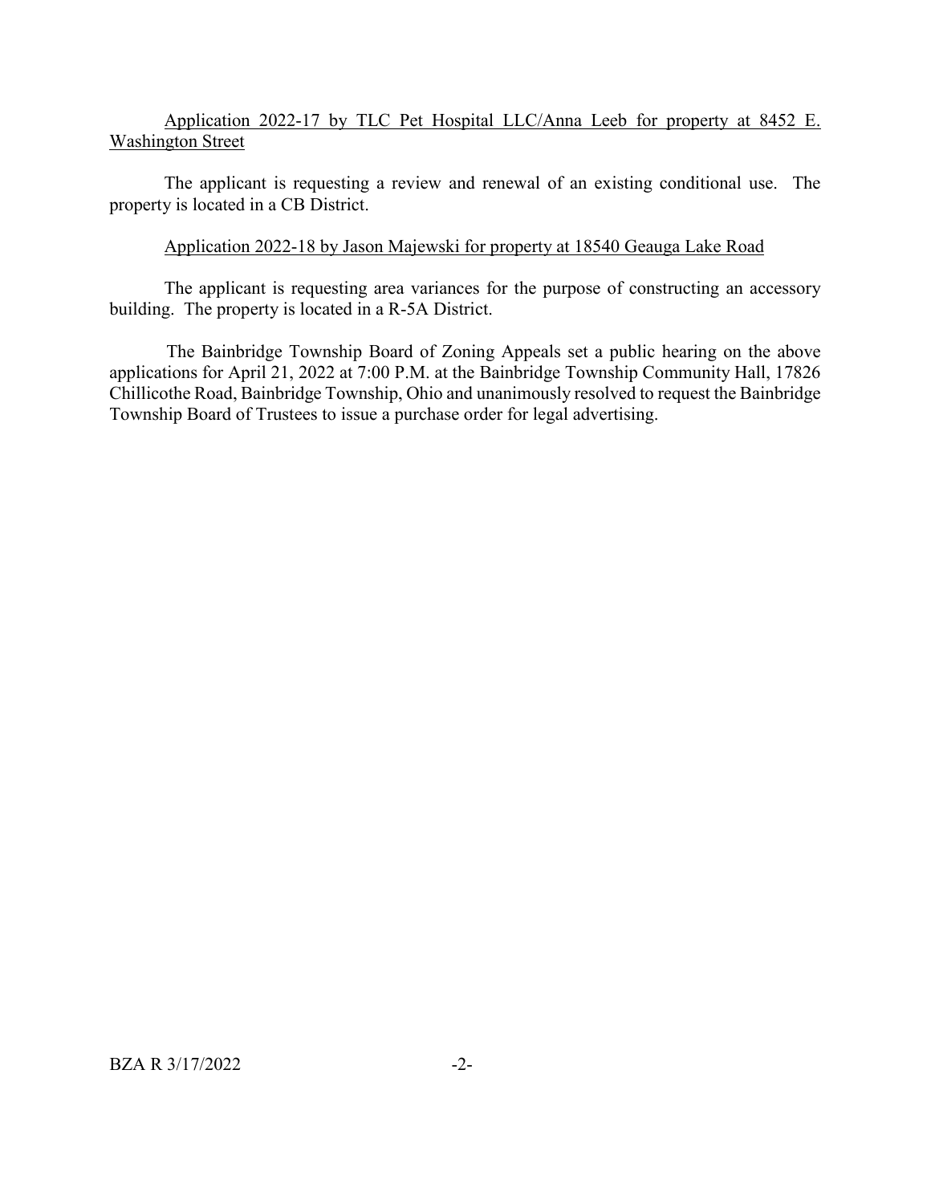<u>Application 2022-17 by TLC Pet Hospital LLC/Anna Leeb for property at 8452 E. Washington Street</u>

The applicant is requesting a review and renewal of an existing conditional use. The property is located in a CB District.

<u>Application 2022-18 by Jason Majewski for property at 18540 Geauga Lake Road</u>

The applicant is requesting area variances for the purpose of constructing an accessory building. The property is located in a R-5A District.

The Bainbridge Township Board of Zoning Appeals set a public hearing on the above applications for April 21, 2022 at 7:00 P.M. at the Bainbridge Township Community Hall, 17826 Chillicothe Road, Bainbridge Township, Ohio and unanimously resolved to request the Bainbridge Township Board of Trustees to issue a purchase order for legal advertising.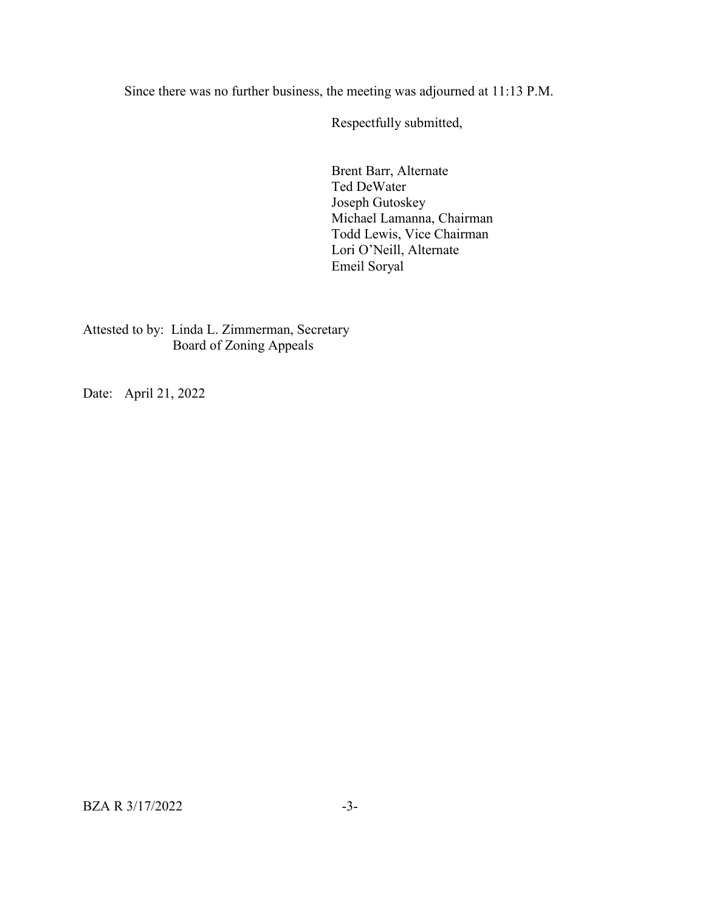Since there was no further business, the meeting was adjourned at 11:13 P.M.

Respectfully submitted,

Brent Barr, Alternate
Ted DeWater
Joseph Gutoskey
Michael Lamanna, Chairman
Todd Lewis, Vice Chairman
Lori O'Neill, Alternate
Emeil Soryal

Attested to by: Linda L. Zimmerman, Secretary
Board of Zoning Appeals

Date: April 21, 2022